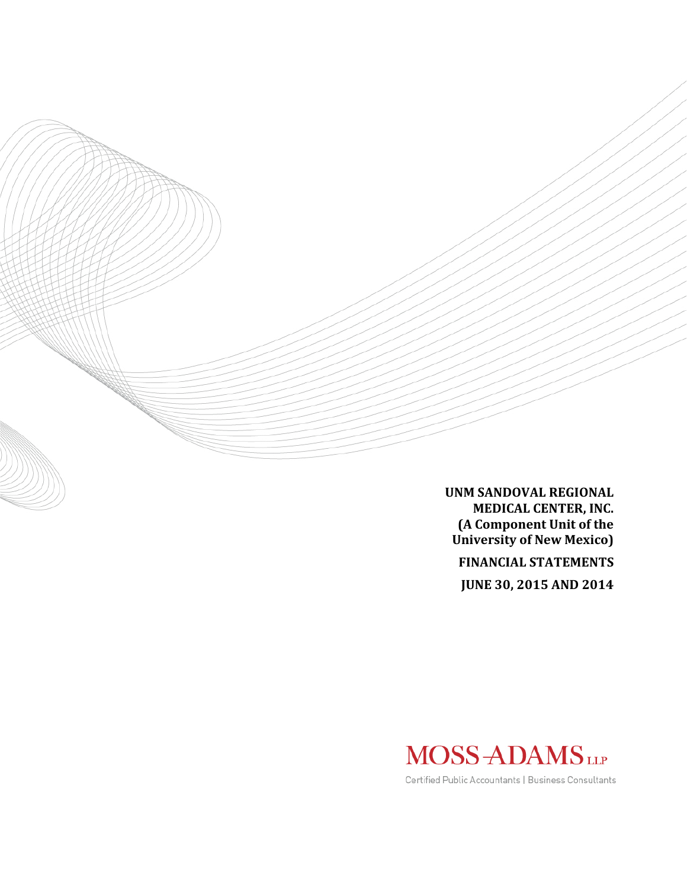**UNM SANDOVAL REGIONAL MEDICAL CENTER, INC.**
**(A Component Unit of the University of New Mexico)**

**FINANCIAL STATEMENTS**

**JUNE 30, 2015 AND 2014**

MOSS-ADAMS LLP

Certified Public Accountants | Business Consultants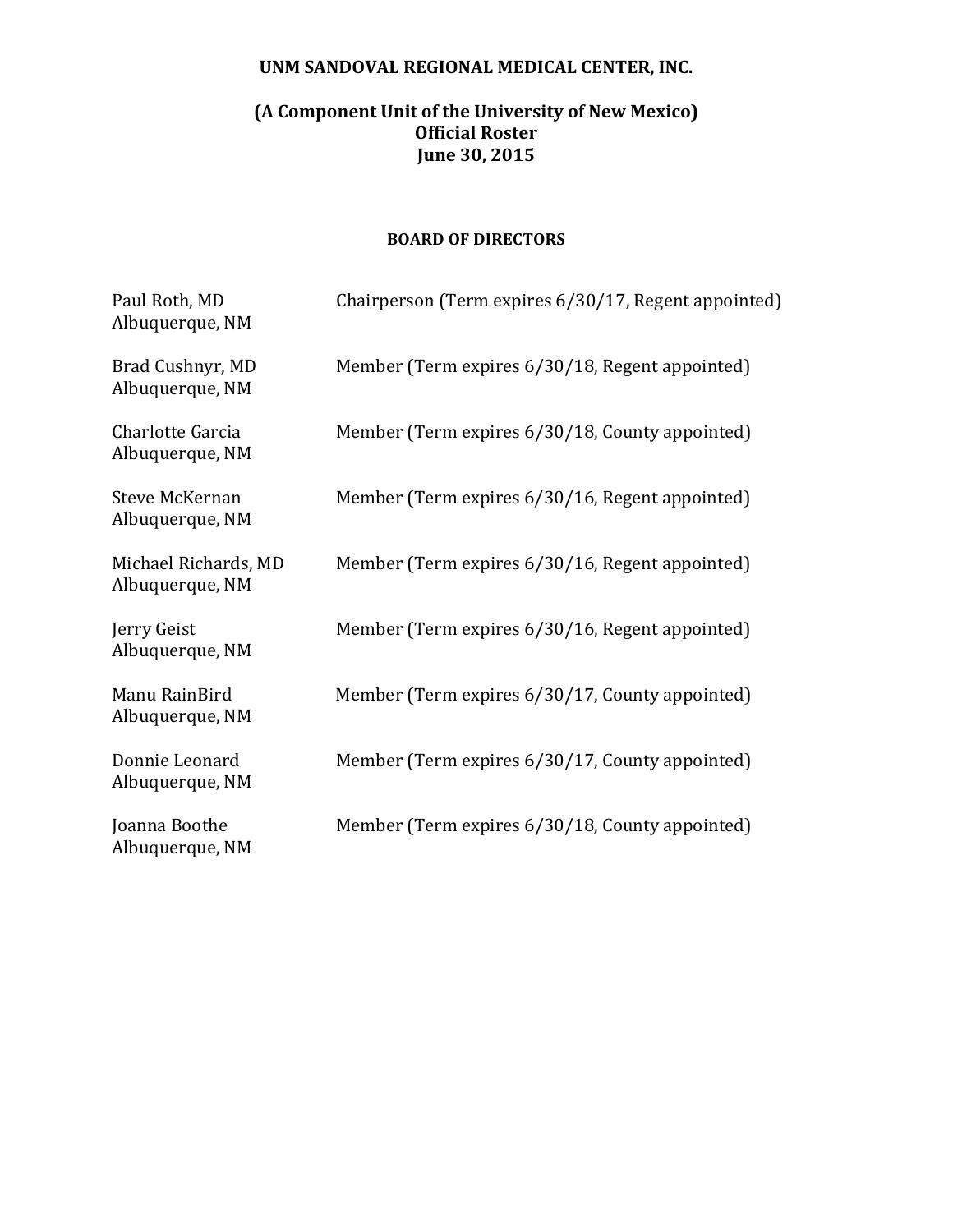**UNM SANDOVAL REGIONAL MEDICAL CENTER, INC.**

**(A Component Unit of the University of New Mexico)**
**Official Roster**
**June 30, 2015**

**BOARD OF DIRECTORS**

| | |
|---|---|
| Paul Roth, MD<br>Albuquerque, NM | Chairperson (Term expires 6/30/17, Regent appointed) |
| Brad Cushnyr, MD<br>Albuquerque, NM | Member (Term expires 6/30/18, Regent appointed) |
| Charlotte Garcia<br>Albuquerque, NM | Member (Term expires 6/30/18, County appointed) |
| Steve McKernan<br>Albuquerque, NM | Member (Term expires 6/30/16, Regent appointed) |
| Michael Richards, MD<br>Albuquerque, NM | Member (Term expires 6/30/16, Regent appointed) |
| Jerry Geist<br>Albuquerque, NM | Member (Term expires 6/30/16, Regent appointed) |
| Manu RainBird<br>Albuquerque, NM | Member (Term expires 6/30/17, County appointed) |
| Donnie Leonard<br>Albuquerque, NM | Member (Term expires 6/30/17, County appointed) |
| Joanna Boothe<br>Albuquerque, NM | Member (Term expires 6/30/18, County appointed) |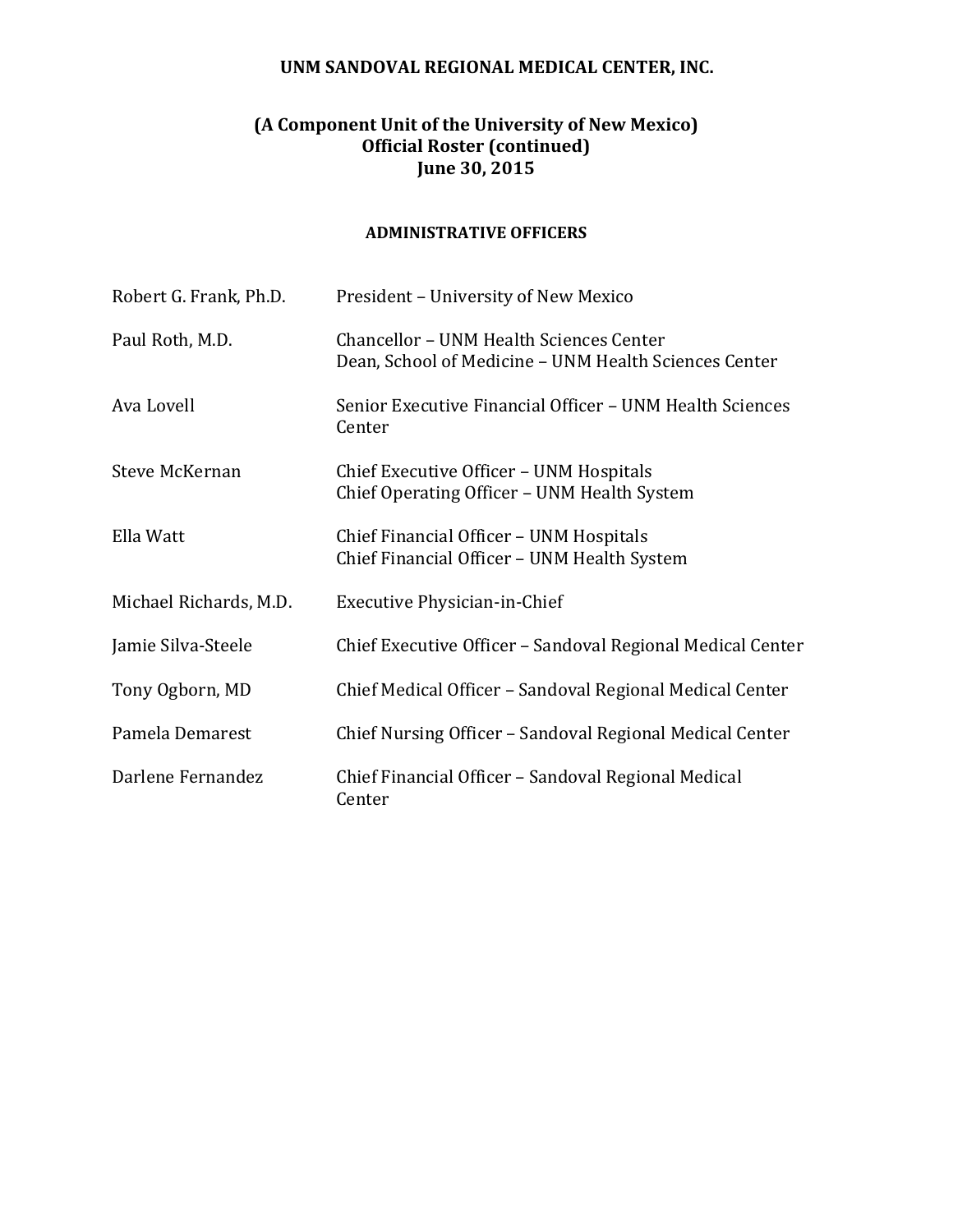**UNM SANDOVAL REGIONAL MEDICAL CENTER, INC.**

**(A Component Unit of the University of New Mexico)**
**Official Roster (continued)**
**June 30, 2015**

**ADMINISTRATIVE OFFICERS**

| | |
|---|---|
| Robert G. Frank, Ph.D. | President – University of New Mexico |
| Paul Roth, M.D. | Chancellor – UNM Health Sciences Center<br>Dean, School of Medicine – UNM Health Sciences Center |
| Ava Lovell | Senior Executive Financial Officer – UNM Health Sciences Center |
| Steve McKernan | Chief Executive Officer – UNM Hospitals<br>Chief Operating Officer – UNM Health System |
| Ella Watt | Chief Financial Officer – UNM Hospitals<br>Chief Financial Officer – UNM Health System |
| Michael Richards, M.D. | Executive Physician-in-Chief |
| Jamie Silva-Steele | Chief Executive Officer – Sandoval Regional Medical Center |
| Tony Ogborn, MD | Chief Medical Officer – Sandoval Regional Medical Center |
| Pamela Demarest | Chief Nursing Officer – Sandoval Regional Medical Center |
| Darlene Fernandez | Chief Financial Officer – Sandoval Regional Medical Center |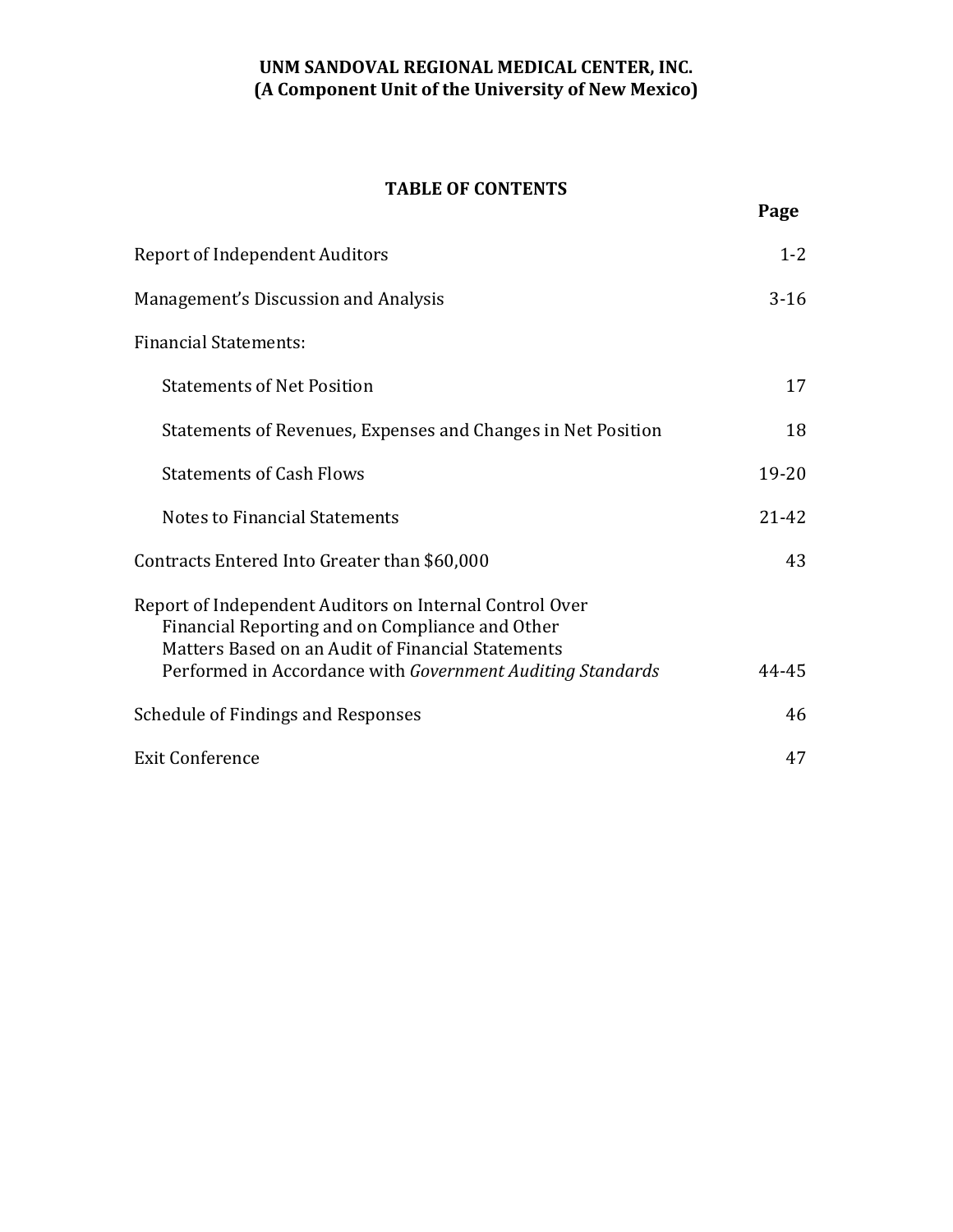**UNM SANDOVAL REGIONAL MEDICAL CENTER, INC.**
**(A Component Unit of the University of New Mexico)**

## TABLE OF CONTENTS

| | Page |
|---|---|
| Report of Independent Auditors | 1-2 |
| Management's Discussion and Analysis | 3-16 |
| Financial Statements: | |
| Statements of Net Position | 17 |
| Statements of Revenues, Expenses and Changes in Net Position | 18 |
| Statements of Cash Flows | 19-20 |
| Notes to Financial Statements | 21-42 |
| Contracts Entered Into Greater than $60,000 | 43 |
| Report of Independent Auditors on Internal Control Over Financial Reporting and on Compliance and Other Matters Based on an Audit of Financial Statements Performed in Accordance with *Government Auditing Standards* | 44-45 |
| Schedule of Findings and Responses | 46 |
| Exit Conference | 47 |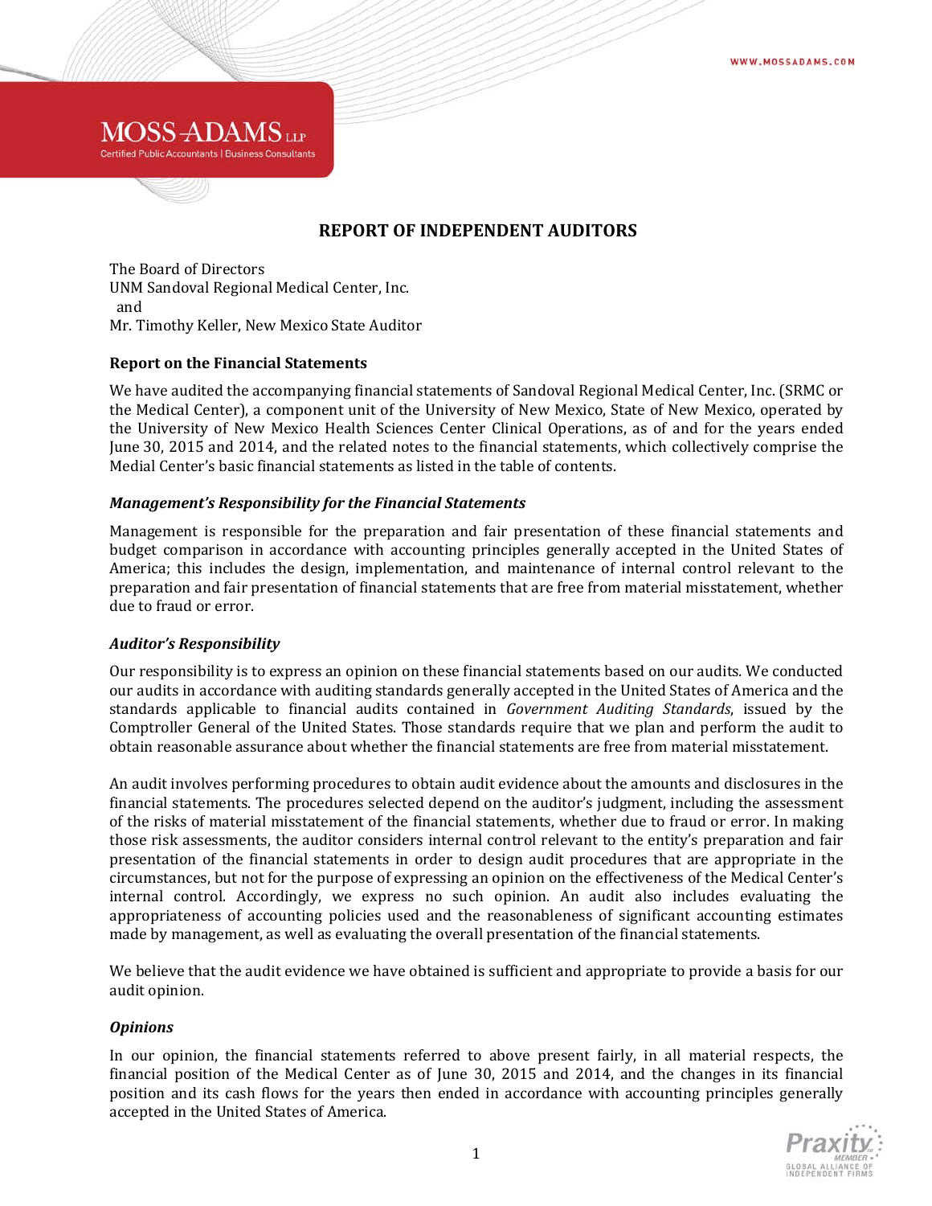# REPORT OF INDEPENDENT AUDITORS

The Board of Directors
UNM Sandoval Regional Medical Center, Inc.
and
Mr. Timothy Keller, New Mexico State Auditor

### Report on the Financial Statements

We have audited the accompanying financial statements of Sandoval Regional Medical Center, Inc. (SRMC or the Medical Center), a component unit of the University of New Mexico, State of New Mexico, operated by the University of New Mexico Health Sciences Center Clinical Operations, as of and for the years ended June 30, 2015 and 2014, and the related notes to the financial statements, which collectively comprise the Medial Center's basic financial statements as listed in the table of contents.

#### *Management's Responsibility for the Financial Statements*

Management is responsible for the preparation and fair presentation of these financial statements and budget comparison in accordance with accounting principles generally accepted in the United States of America; this includes the design, implementation, and maintenance of internal control relevant to the preparation and fair presentation of financial statements that are free from material misstatement, whether due to fraud or error.

#### *Auditor's Responsibility*

Our responsibility is to express an opinion on these financial statements based on our audits. We conducted our audits in accordance with auditing standards generally accepted in the United States of America and the standards applicable to financial audits contained in *Government Auditing Standards*, issued by the Comptroller General of the United States. Those standards require that we plan and perform the audit to obtain reasonable assurance about whether the financial statements are free from material misstatement.

An audit involves performing procedures to obtain audit evidence about the amounts and disclosures in the financial statements. The procedures selected depend on the auditor's judgment, including the assessment of the risks of material misstatement of the financial statements, whether due to fraud or error. In making those risk assessments, the auditor considers internal control relevant to the entity's preparation and fair presentation of the financial statements in order to design audit procedures that are appropriate in the circumstances, but not for the purpose of expressing an opinion on the effectiveness of the Medical Center's internal control. Accordingly, we express no such opinion. An audit also includes evaluating the appropriateness of accounting policies used and the reasonableness of significant accounting estimates made by management, as well as evaluating the overall presentation of the financial statements.

We believe that the audit evidence we have obtained is sufficient and appropriate to provide a basis for our audit opinion.

#### *Opinions*

In our opinion, the financial statements referred to above present fairly, in all material respects, the financial position of the Medical Center as of June 30, 2015 and 2014, and the changes in its financial position and its cash flows for the years then ended in accordance with accounting principles generally accepted in the United States of America.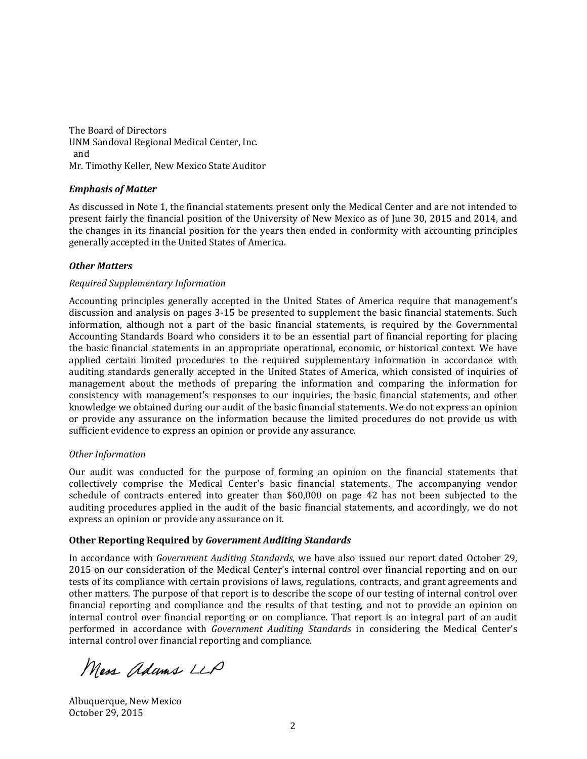The Board of Directors
UNM Sandoval Regional Medical Center, Inc.
and
Mr. Timothy Keller, New Mexico State Auditor

***Emphasis of Matter***

As discussed in Note 1, the financial statements present only the Medical Center and are not intended to present fairly the financial position of the University of New Mexico as of June 30, 2015 and 2014, and the changes in its financial position for the years then ended in conformity with accounting principles generally accepted in the United States of America.

***Other Matters***

*Required Supplementary Information*

Accounting principles generally accepted in the United States of America require that management's discussion and analysis on pages 3-15 be presented to supplement the basic financial statements. Such information, although not a part of the basic financial statements, is required by the Governmental Accounting Standards Board who considers it to be an essential part of financial reporting for placing the basic financial statements in an appropriate operational, economic, or historical context. We have applied certain limited procedures to the required supplementary information in accordance with auditing standards generally accepted in the United States of America, which consisted of inquiries of management about the methods of preparing the information and comparing the information for consistency with management's responses to our inquiries, the basic financial statements, and other knowledge we obtained during our audit of the basic financial statements. We do not express an opinion or provide any assurance on the information because the limited procedures do not provide us with sufficient evidence to express an opinion or provide any assurance.

*Other Information*

Our audit was conducted for the purpose of forming an opinion on the financial statements that collectively comprise the Medical Center's basic financial statements. The accompanying vendor schedule of contracts entered into greater than $60,000 on page 42 has not been subjected to the auditing procedures applied in the audit of the basic financial statements, and accordingly, we do not express an opinion or provide any assurance on it.

**Other Reporting Required by *Government Auditing Standards***

In accordance with *Government Auditing Standards*, we have also issued our report dated October 29, 2015 on our consideration of the Medical Center's internal control over financial reporting and on our tests of its compliance with certain provisions of laws, regulations, contracts, and grant agreements and other matters. The purpose of that report is to describe the scope of our testing of internal control over financial reporting and compliance and the results of that testing, and not to provide an opinion on internal control over financial reporting or on compliance. That report is an integral part of an audit performed in accordance with *Government Auditing Standards* in considering the Medical Center's internal control over financial reporting and compliance.

Moss Adams LLP

Albuquerque, New Mexico
October 29, 2015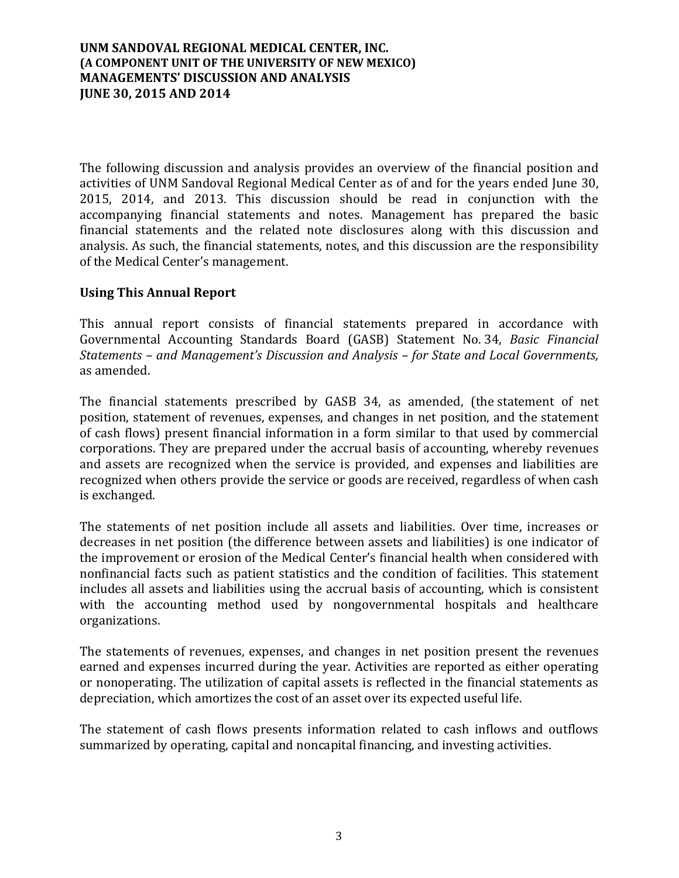# UNM SANDOVAL REGIONAL MEDICAL CENTER, INC.
# (A COMPONENT UNIT OF THE UNIVERSITY OF NEW MEXICO)
# MANAGEMENTS' DISCUSSION AND ANALYSIS
# JUNE 30, 2015 AND 2014

The following discussion and analysis provides an overview of the financial position and activities of UNM Sandoval Regional Medical Center as of and for the years ended June 30, 2015, 2014, and 2013. This discussion should be read in conjunction with the accompanying financial statements and notes. Management has prepared the basic financial statements and the related note disclosures along with this discussion and analysis. As such, the financial statements, notes, and this discussion are the responsibility of the Medical Center's management.

## Using This Annual Report

This annual report consists of financial statements prepared in accordance with Governmental Accounting Standards Board (GASB) Statement No. 34, *Basic Financial Statements – and Management's Discussion and Analysis – for State and Local Governments*, as amended.

The financial statements prescribed by GASB 34, as amended, (the statement of net position, statement of revenues, expenses, and changes in net position, and the statement of cash flows) present financial information in a form similar to that used by commercial corporations. They are prepared under the accrual basis of accounting, whereby revenues and assets are recognized when the service is provided, and expenses and liabilities are recognized when others provide the service or goods are received, regardless of when cash is exchanged.

The statements of net position include all assets and liabilities. Over time, increases or decreases in net position (the difference between assets and liabilities) is one indicator of the improvement or erosion of the Medical Center's financial health when considered with nonfinancial facts such as patient statistics and the condition of facilities. This statement includes all assets and liabilities using the accrual basis of accounting, which is consistent with the accounting method used by nongovernmental hospitals and healthcare organizations.

The statements of revenues, expenses, and changes in net position present the revenues earned and expenses incurred during the year. Activities are reported as either operating or nonoperating. The utilization of capital assets is reflected in the financial statements as depreciation, which amortizes the cost of an asset over its expected useful life.

The statement of cash flows presents information related to cash inflows and outflows summarized by operating, capital and noncapital financing, and investing activities.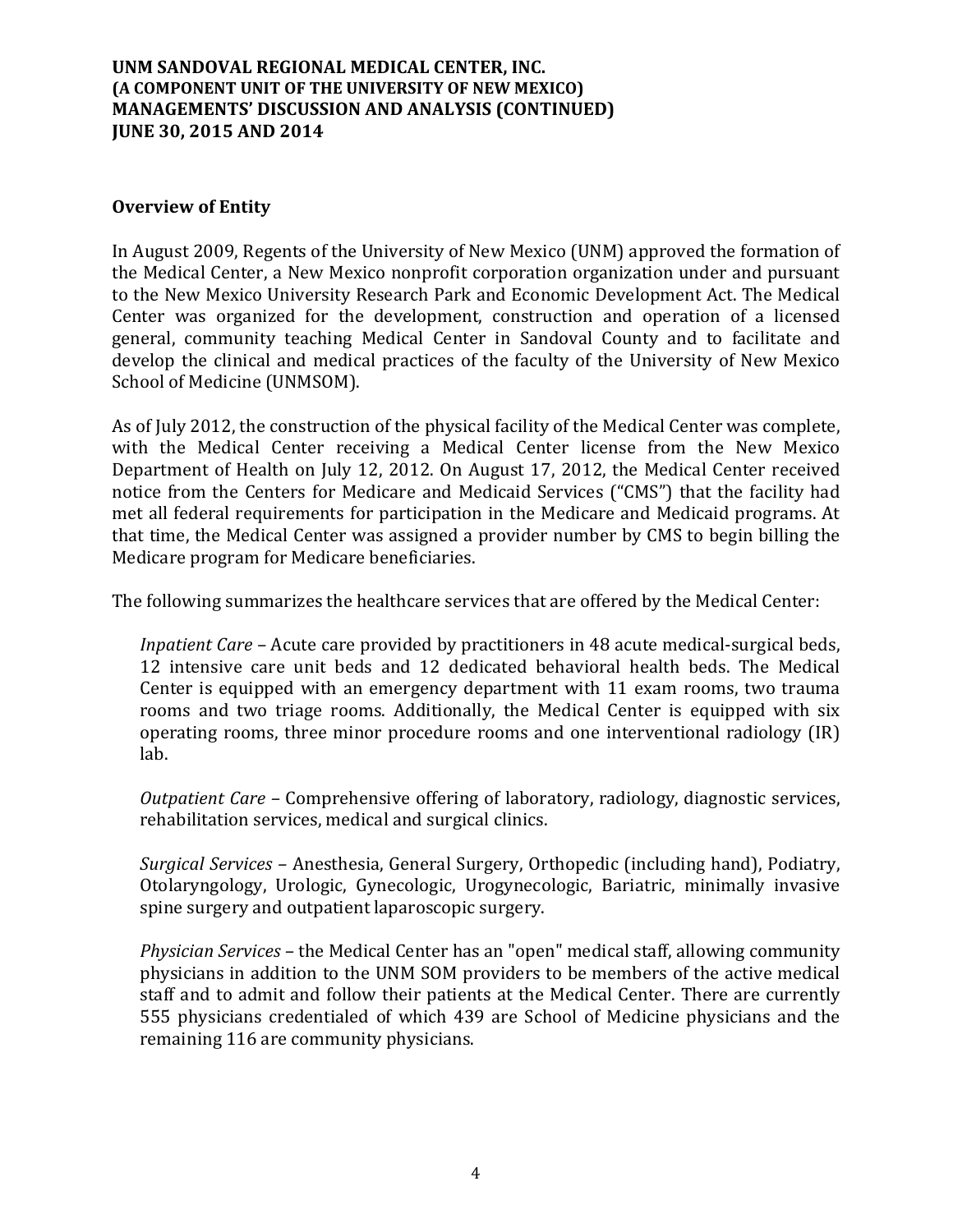## Overview of Entity

In August 2009, Regents of the University of New Mexico (UNM) approved the formation of the Medical Center, a New Mexico nonprofit corporation organization under and pursuant to the New Mexico University Research Park and Economic Development Act. The Medical Center was organized for the development, construction and operation of a licensed general, community teaching Medical Center in Sandoval County and to facilitate and develop the clinical and medical practices of the faculty of the University of New Mexico School of Medicine (UNMSOM).

As of July 2012, the construction of the physical facility of the Medical Center was complete, with the Medical Center receiving a Medical Center license from the New Mexico Department of Health on July 12, 2012. On August 17, 2012, the Medical Center received notice from the Centers for Medicare and Medicaid Services ("CMS") that the facility had met all federal requirements for participation in the Medicare and Medicaid programs. At that time, the Medical Center was assigned a provider number by CMS to begin billing the Medicare program for Medicare beneficiaries.

The following summarizes the healthcare services that are offered by the Medical Center:

*Inpatient Care* – Acute care provided by practitioners in 48 acute medical-surgical beds, 12 intensive care unit beds and 12 dedicated behavioral health beds. The Medical Center is equipped with an emergency department with 11 exam rooms, two trauma rooms and two triage rooms. Additionally, the Medical Center is equipped with six operating rooms, three minor procedure rooms and one interventional radiology (IR) lab.

*Outpatient Care* – Comprehensive offering of laboratory, radiology, diagnostic services, rehabilitation services, medical and surgical clinics.

*Surgical Services* – Anesthesia, General Surgery, Orthopedic (including hand), Podiatry, Otolaryngology, Urologic, Gynecologic, Urogynecologic, Bariatric, minimally invasive spine surgery and outpatient laparoscopic surgery.

*Physician Services* – the Medical Center has an "open" medical staff, allowing community physicians in addition to the UNM SOM providers to be members of the active medical staff and to admit and follow their patients at the Medical Center. There are currently 555 physicians credentialed of which 439 are School of Medicine physicians and the remaining 116 are community physicians.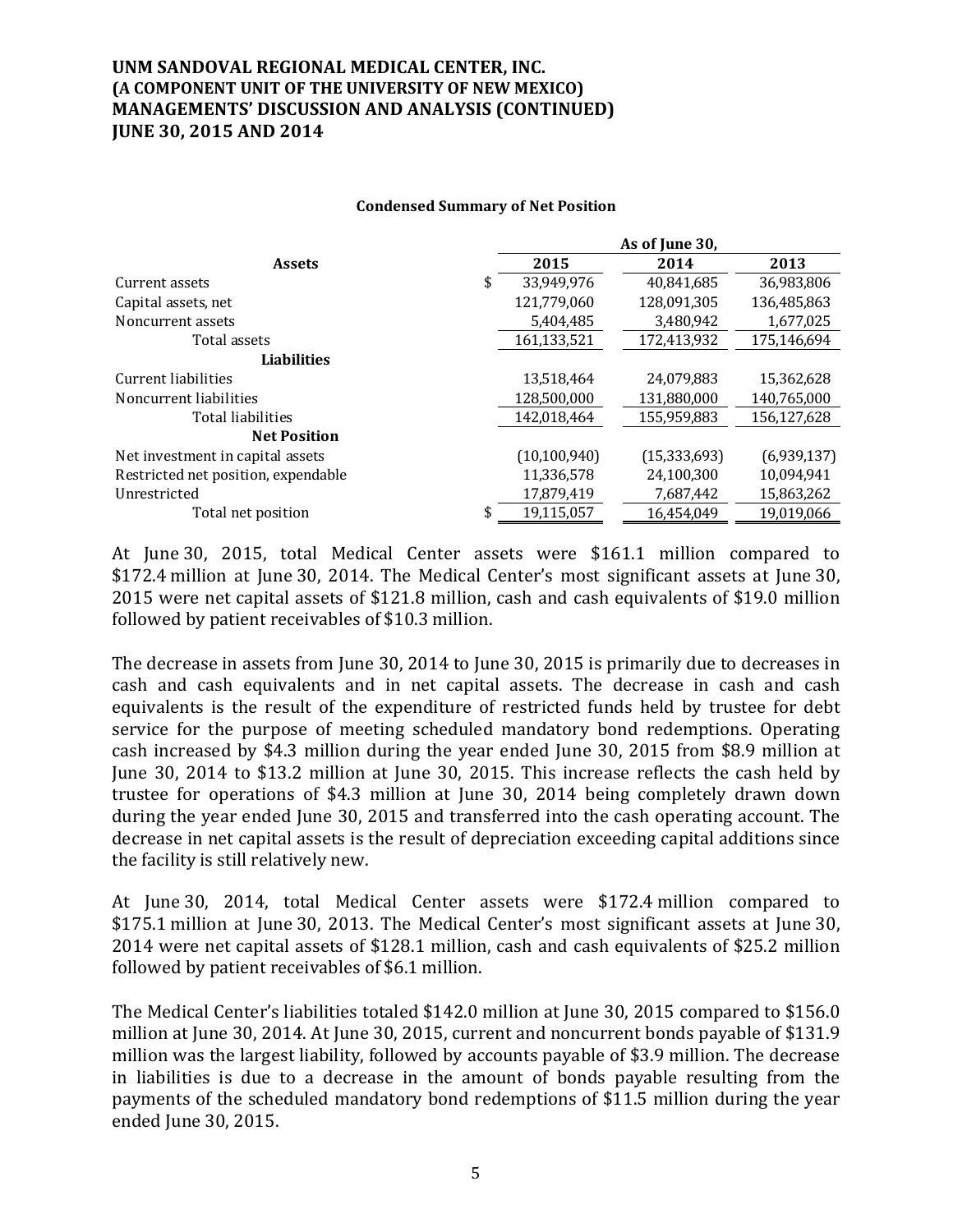# UNM SANDOVAL REGIONAL MEDICAL CENTER, INC.
# (A COMPONENT UNIT OF THE UNIVERSITY OF NEW MEXICO)
# MANAGEMENTS' DISCUSSION AND ANALYSIS (CONTINUED)
# JUNE 30, 2015 AND 2014

**Condensed Summary of Net Position**

| | As of June 30, | | |
|---|---|---|---|
| **Assets** | **2015** | **2014** | **2013** |
| Current assets | $ 33,949,976 | 40,841,685 | 36,983,806 |
| Capital assets, net | 121,779,060 | 128,091,305 | 136,485,863 |
| Noncurrent assets | 5,404,485 | 3,480,942 | 1,677,025 |
| Total assets | 161,133,521 | 172,413,932 | 175,146,694 |
| **Liabilities** | | | |
| Current liabilities | 13,518,464 | 24,079,883 | 15,362,628 |
| Noncurrent liabilities | 128,500,000 | 131,880,000 | 140,765,000 |
| Total liabilities | 142,018,464 | 155,959,883 | 156,127,628 |
| **Net Position** | | | |
| Net investment in capital assets | (10,100,940) | (15,333,693) | (6,939,137) |
| Restricted net position, expendable | 11,336,578 | 24,100,300 | 10,094,941 |
| Unrestricted | 17,879,419 | 7,687,442 | 15,863,262 |
| Total net position | $ 19,115,057 | 16,454,049 | 19,019,066 |

At June 30, 2015, total Medical Center assets were $161.1 million compared to $172.4 million at June 30, 2014. The Medical Center's most significant assets at June 30, 2015 were net capital assets of $121.8 million, cash and cash equivalents of $19.0 million followed by patient receivables of $10.3 million.

The decrease in assets from June 30, 2014 to June 30, 2015 is primarily due to decreases in cash and cash equivalents and in net capital assets. The decrease in cash and cash equivalents is the result of the expenditure of restricted funds held by trustee for debt service for the purpose of meeting scheduled mandatory bond redemptions. Operating cash increased by $4.3 million during the year ended June 30, 2015 from $8.9 million at June 30, 2014 to $13.2 million at June 30, 2015. This increase reflects the cash held by trustee for operations of $4.3 million at June 30, 2014 being completely drawn down during the year ended June 30, 2015 and transferred into the cash operating account. The decrease in net capital assets is the result of depreciation exceeding capital additions since the facility is still relatively new.

At June 30, 2014, total Medical Center assets were $172.4 million compared to $175.1 million at June 30, 2013. The Medical Center's most significant assets at June 30, 2014 were net capital assets of $128.1 million, cash and cash equivalents of $25.2 million followed by patient receivables of $6.1 million.

The Medical Center's liabilities totaled $142.0 million at June 30, 2015 compared to $156.0 million at June 30, 2014. At June 30, 2015, current and noncurrent bonds payable of $131.9 million was the largest liability, followed by accounts payable of $3.9 million. The decrease in liabilities is due to a decrease in the amount of bonds payable resulting from the payments of the scheduled mandatory bond redemptions of $11.5 million during the year ended June 30, 2015.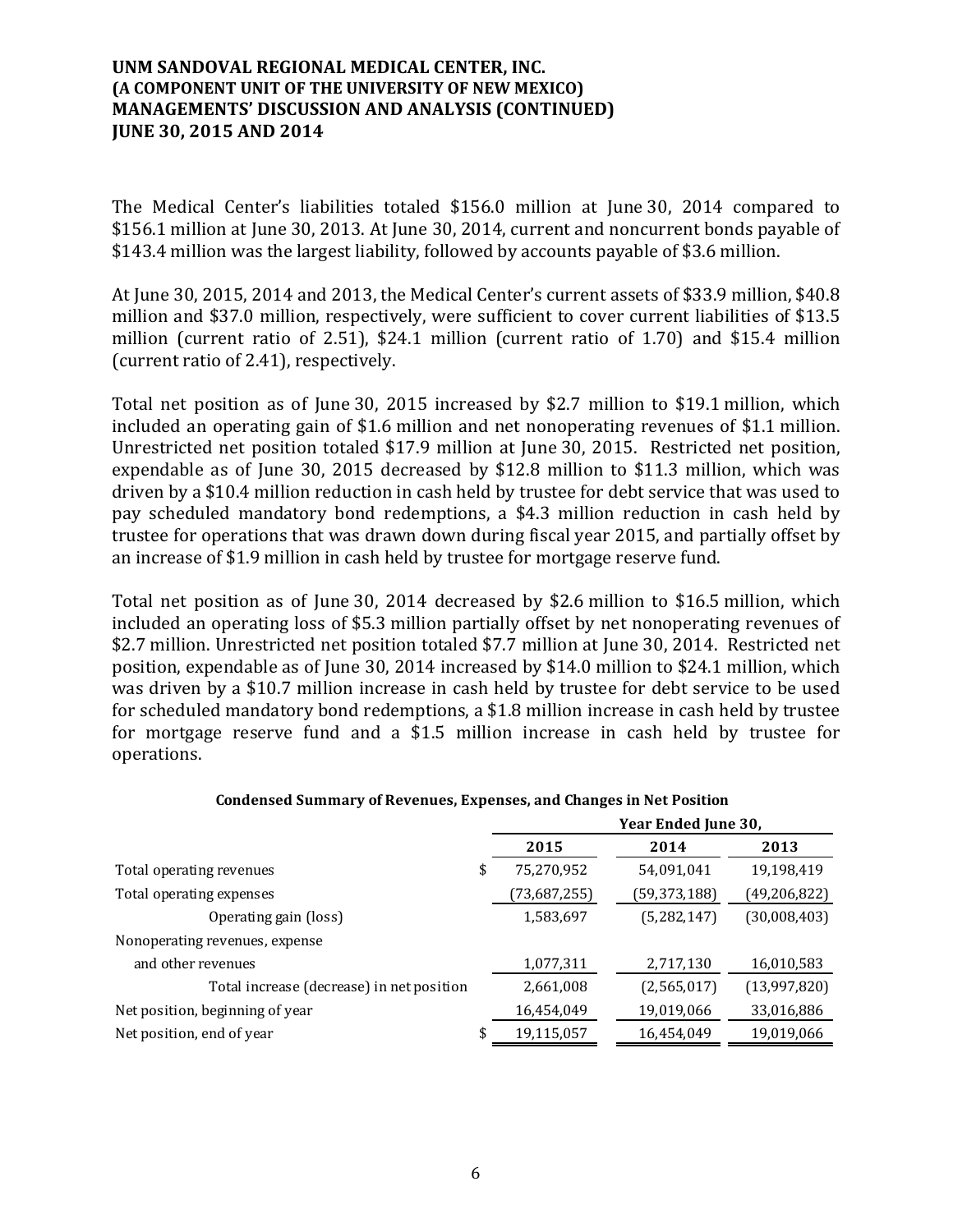# UNM SANDOVAL REGIONAL MEDICAL CENTER, INC.
# (A COMPONENT UNIT OF THE UNIVERSITY OF NEW MEXICO)
# MANAGEMENTS' DISCUSSION AND ANALYSIS (CONTINUED)
# JUNE 30, 2015 AND 2014

The Medical Center's liabilities totaled $156.0 million at June 30, 2014 compared to $156.1 million at June 30, 2013. At June 30, 2014, current and noncurrent bonds payable of $143.4 million was the largest liability, followed by accounts payable of $3.6 million.

At June 30, 2015, 2014 and 2013, the Medical Center's current assets of $33.9 million, $40.8 million and $37.0 million, respectively, were sufficient to cover current liabilities of $13.5 million (current ratio of 2.51), $24.1 million (current ratio of 1.70) and $15.4 million (current ratio of 2.41), respectively.

Total net position as of June 30, 2015 increased by $2.7 million to $19.1 million, which included an operating gain of $1.6 million and net nonoperating revenues of $1.1 million. Unrestricted net position totaled $17.9 million at June 30, 2015. Restricted net position, expendable as of June 30, 2015 decreased by $12.8 million to $11.3 million, which was driven by a $10.4 million reduction in cash held by trustee for debt service that was used to pay scheduled mandatory bond redemptions, a $4.3 million reduction in cash held by trustee for operations that was drawn down during fiscal year 2015, and partially offset by an increase of $1.9 million in cash held by trustee for mortgage reserve fund.

Total net position as of June 30, 2014 decreased by $2.6 million to $16.5 million, which included an operating loss of $5.3 million partially offset by net nonoperating revenues of $2.7 million. Unrestricted net position totaled $7.7 million at June 30, 2014. Restricted net position, expendable as of June 30, 2014 increased by $14.0 million to $24.1 million, which was driven by a $10.7 million increase in cash held by trustee for debt service to be used for scheduled mandatory bond redemptions, a $1.8 million increase in cash held by trustee for mortgage reserve fund and a $1.5 million increase in cash held by trustee for operations.

**Condensed Summary of Revenues, Expenses, and Changes in Net Position**

| | Year Ended June 30, | | |
|---|---|---|---|
| | 2015 | 2014 | 2013 |
| Total operating revenues | $ 75,270,952 | 54,091,041 | 19,198,419 |
| Total operating expenses | (73,687,255) | (59,373,188) | (49,206,822) |
| Operating gain (loss) | 1,583,697 | (5,282,147) | (30,008,403) |
| Nonoperating revenues, expense and other revenues | 1,077,311 | 2,717,130 | 16,010,583 |
| Total increase (decrease) in net position | 2,661,008 | (2,565,017) | (13,997,820) |
| Net position, beginning of year | 16,454,049 | 19,019,066 | 33,016,886 |
| Net position, end of year | $ 19,115,057 | 16,454,049 | 19,019,066 |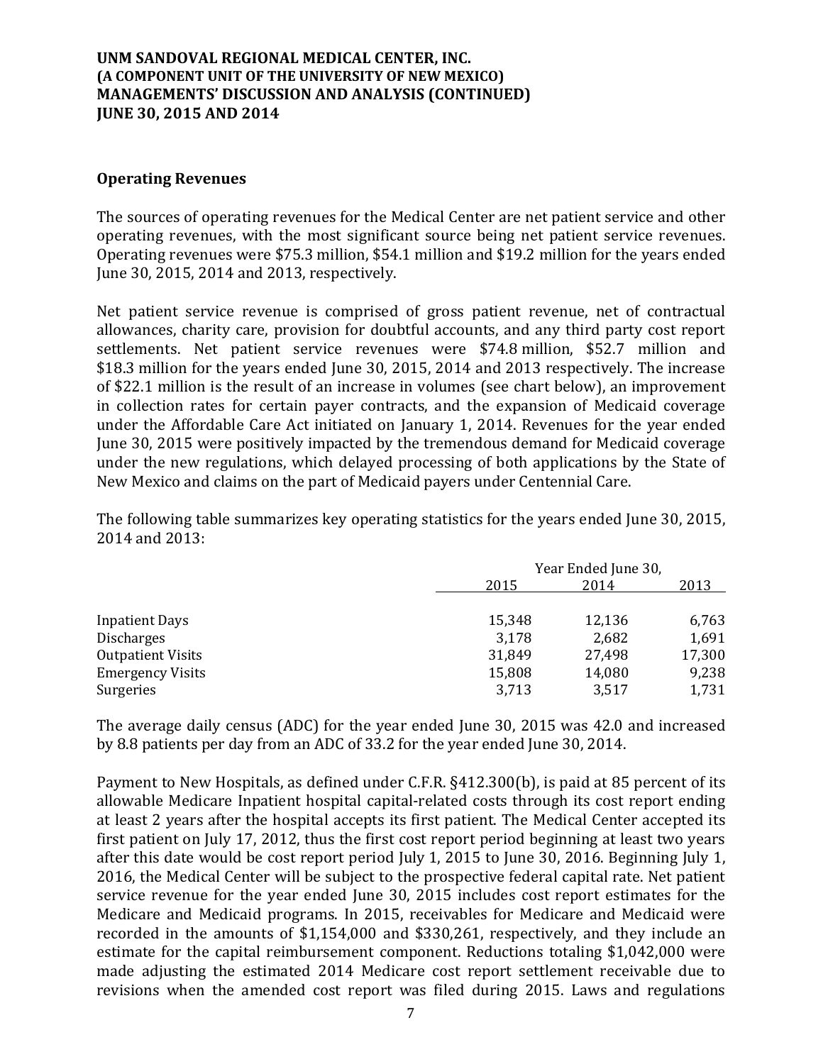## Operating Revenues

The sources of operating revenues for the Medical Center are net patient service and other operating revenues, with the most significant source being net patient service revenues. Operating revenues were $75.3 million, $54.1 million and $19.2 million for the years ended June 30, 2015, 2014 and 2013, respectively.

Net patient service revenue is comprised of gross patient revenue, net of contractual allowances, charity care, provision for doubtful accounts, and any third party cost report settlements. Net patient service revenues were $74.8 million, $52.7 million and $18.3 million for the years ended June 30, 2015, 2014 and 2013 respectively. The increase of $22.1 million is the result of an increase in volumes (see chart below), an improvement in collection rates for certain payer contracts, and the expansion of Medicaid coverage under the Affordable Care Act initiated on January 1, 2014. Revenues for the year ended June 30, 2015 were positively impacted by the tremendous demand for Medicaid coverage under the new regulations, which delayed processing of both applications by the State of New Mexico and claims on the part of Medicaid payers under Centennial Care.

The following table summarizes key operating statistics for the years ended June 30, 2015, 2014 and 2013:

| | Year Ended June 30, | | |
|---|---|---|---|
| | 2015 | 2014 | 2013 |
| Inpatient Days | 15,348 | 12,136 | 6,763 |
| Discharges | 3,178 | 2,682 | 1,691 |
| Outpatient Visits | 31,849 | 27,498 | 17,300 |
| Emergency Visits | 15,808 | 14,080 | 9,238 |
| Surgeries | 3,713 | 3,517 | 1,731 |

The average daily census (ADC) for the year ended June 30, 2015 was 42.0 and increased by 8.8 patients per day from an ADC of 33.2 for the year ended June 30, 2014.

Payment to New Hospitals, as defined under C.F.R. §412.300(b), is paid at 85 percent of its allowable Medicare Inpatient hospital capital-related costs through its cost report ending at least 2 years after the hospital accepts its first patient. The Medical Center accepted its first patient on July 17, 2012, thus the first cost report period beginning at least two years after this date would be cost report period July 1, 2015 to June 30, 2016. Beginning July 1, 2016, the Medical Center will be subject to the prospective federal capital rate. Net patient service revenue for the year ended June 30, 2015 includes cost report estimates for the Medicare and Medicaid programs. In 2015, receivables for Medicare and Medicaid were recorded in the amounts of $1,154,000 and $330,261, respectively, and they include an estimate for the capital reimbursement component. Reductions totaling $1,042,000 were made adjusting the estimated 2014 Medicare cost report settlement receivable due to revisions when the amended cost report was filed during 2015. Laws and regulations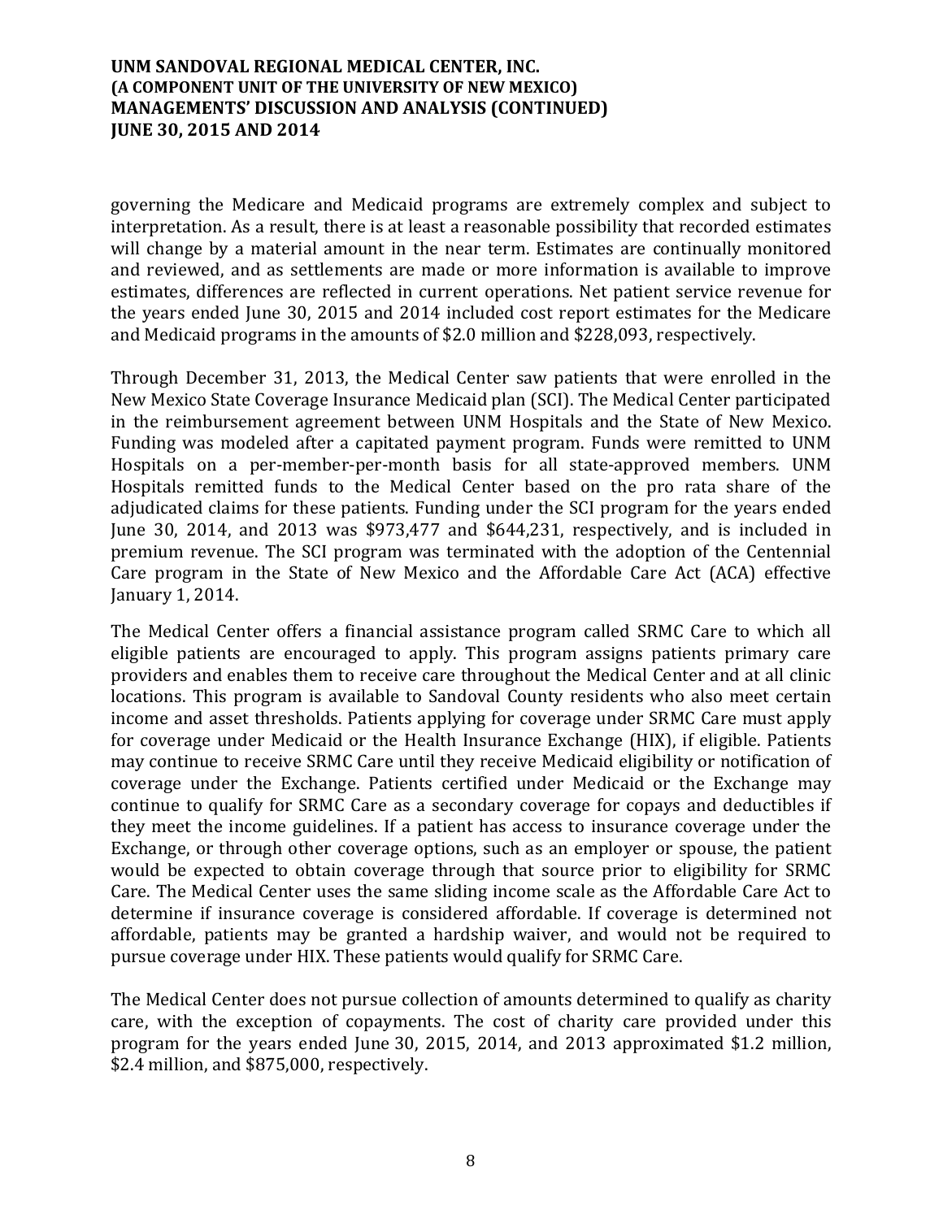governing the Medicare and Medicaid programs are extremely complex and subject to interpretation. As a result, there is at least a reasonable possibility that recorded estimates will change by a material amount in the near term. Estimates are continually monitored and reviewed, and as settlements are made or more information is available to improve estimates, differences are reflected in current operations. Net patient service revenue for the years ended June 30, 2015 and 2014 included cost report estimates for the Medicare and Medicaid programs in the amounts of $2.0 million and $228,093, respectively.

Through December 31, 2013, the Medical Center saw patients that were enrolled in the New Mexico State Coverage Insurance Medicaid plan (SCI). The Medical Center participated in the reimbursement agreement between UNM Hospitals and the State of New Mexico. Funding was modeled after a capitated payment program. Funds were remitted to UNM Hospitals on a per-member-per-month basis for all state-approved members. UNM Hospitals remitted funds to the Medical Center based on the pro rata share of the adjudicated claims for these patients. Funding under the SCI program for the years ended June 30, 2014, and 2013 was $973,477 and $644,231, respectively, and is included in premium revenue. The SCI program was terminated with the adoption of the Centennial Care program in the State of New Mexico and the Affordable Care Act (ACA) effective January 1, 2014.

The Medical Center offers a financial assistance program called SRMC Care to which all eligible patients are encouraged to apply. This program assigns patients primary care providers and enables them to receive care throughout the Medical Center and at all clinic locations. This program is available to Sandoval County residents who also meet certain income and asset thresholds. Patients applying for coverage under SRMC Care must apply for coverage under Medicaid or the Health Insurance Exchange (HIX), if eligible. Patients may continue to receive SRMC Care until they receive Medicaid eligibility or notification of coverage under the Exchange. Patients certified under Medicaid or the Exchange may continue to qualify for SRMC Care as a secondary coverage for copays and deductibles if they meet the income guidelines. If a patient has access to insurance coverage under the Exchange, or through other coverage options, such as an employer or spouse, the patient would be expected to obtain coverage through that source prior to eligibility for SRMC Care. The Medical Center uses the same sliding income scale as the Affordable Care Act to determine if insurance coverage is considered affordable. If coverage is determined not affordable, patients may be granted a hardship waiver, and would not be required to pursue coverage under HIX. These patients would qualify for SRMC Care.

The Medical Center does not pursue collection of amounts determined to qualify as charity care, with the exception of copayments. The cost of charity care provided under this program for the years ended June 30, 2015, 2014, and 2013 approximated $1.2 million, $2.4 million, and $875,000, respectively.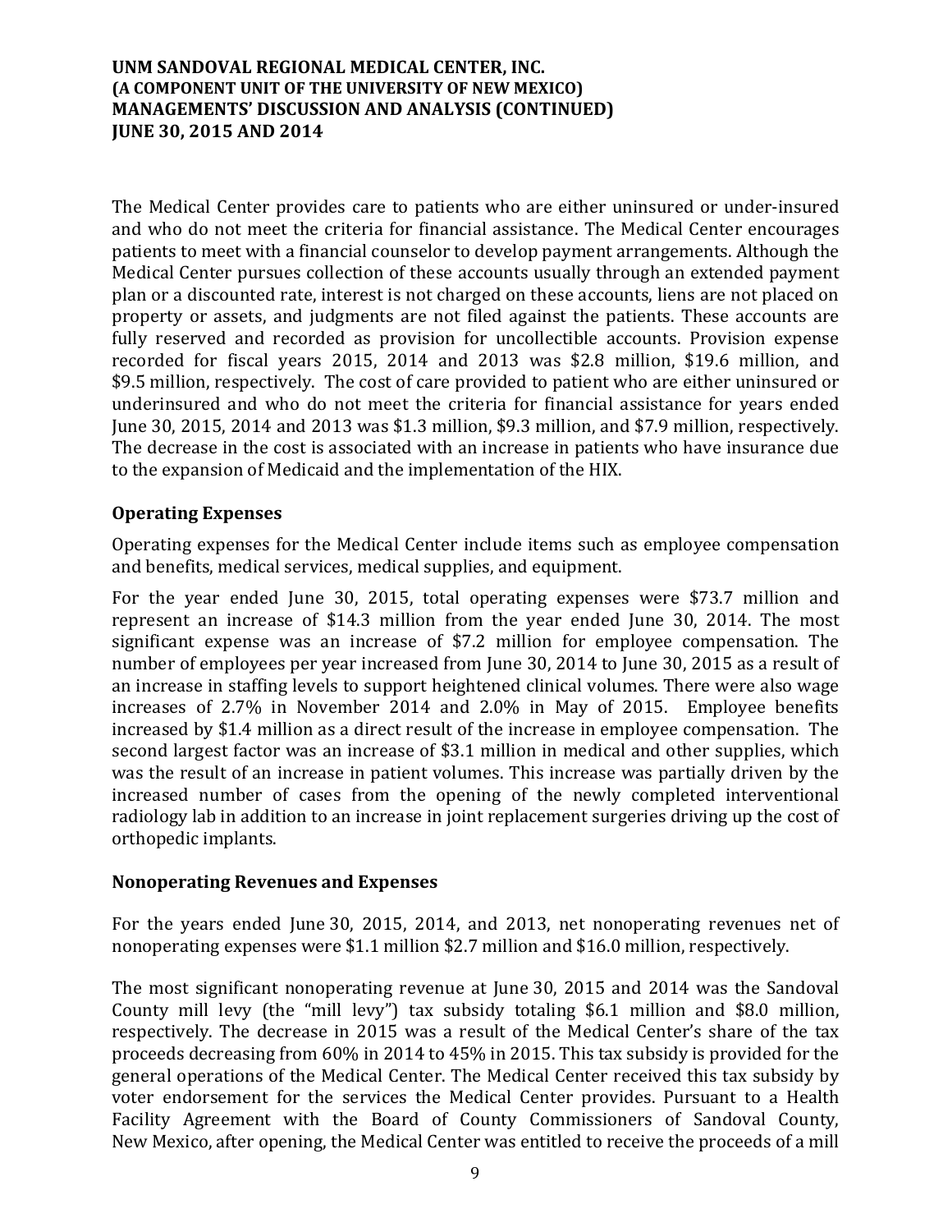The Medical Center provides care to patients who are either uninsured or under-insured and who do not meet the criteria for financial assistance. The Medical Center encourages patients to meet with a financial counselor to develop payment arrangements. Although the Medical Center pursues collection of these accounts usually through an extended payment plan or a discounted rate, interest is not charged on these accounts, liens are not placed on property or assets, and judgments are not filed against the patients. These accounts are fully reserved and recorded as provision for uncollectible accounts. Provision expense recorded for fiscal years 2015, 2014 and 2013 was $2.8 million, $19.6 million, and $9.5 million, respectively. The cost of care provided to patient who are either uninsured or underinsured and who do not meet the criteria for financial assistance for years ended June 30, 2015, 2014 and 2013 was $1.3 million, $9.3 million, and $7.9 million, respectively. The decrease in the cost is associated with an increase in patients who have insurance due to the expansion of Medicaid and the implementation of the HIX.

### Operating Expenses

Operating expenses for the Medical Center include items such as employee compensation and benefits, medical services, medical supplies, and equipment.

For the year ended June 30, 2015, total operating expenses were $73.7 million and represent an increase of $14.3 million from the year ended June 30, 2014. The most significant expense was an increase of $7.2 million for employee compensation. The number of employees per year increased from June 30, 2014 to June 30, 2015 as a result of an increase in staffing levels to support heightened clinical volumes. There were also wage increases of 2.7% in November 2014 and 2.0% in May of 2015. Employee benefits increased by $1.4 million as a direct result of the increase in employee compensation. The second largest factor was an increase of $3.1 million in medical and other supplies, which was the result of an increase in patient volumes. This increase was partially driven by the increased number of cases from the opening of the newly completed interventional radiology lab in addition to an increase in joint replacement surgeries driving up the cost of orthopedic implants.

### Nonoperating Revenues and Expenses

For the years ended June 30, 2015, 2014, and 2013, net nonoperating revenues net of nonoperating expenses were $1.1 million $2.7 million and $16.0 million, respectively.

The most significant nonoperating revenue at June 30, 2015 and 2014 was the Sandoval County mill levy (the "mill levy") tax subsidy totaling $6.1 million and $8.0 million, respectively. The decrease in 2015 was a result of the Medical Center's share of the tax proceeds decreasing from 60% in 2014 to 45% in 2015. This tax subsidy is provided for the general operations of the Medical Center. The Medical Center received this tax subsidy by voter endorsement for the services the Medical Center provides. Pursuant to a Health Facility Agreement with the Board of County Commissioners of Sandoval County, New Mexico, after opening, the Medical Center was entitled to receive the proceeds of a mill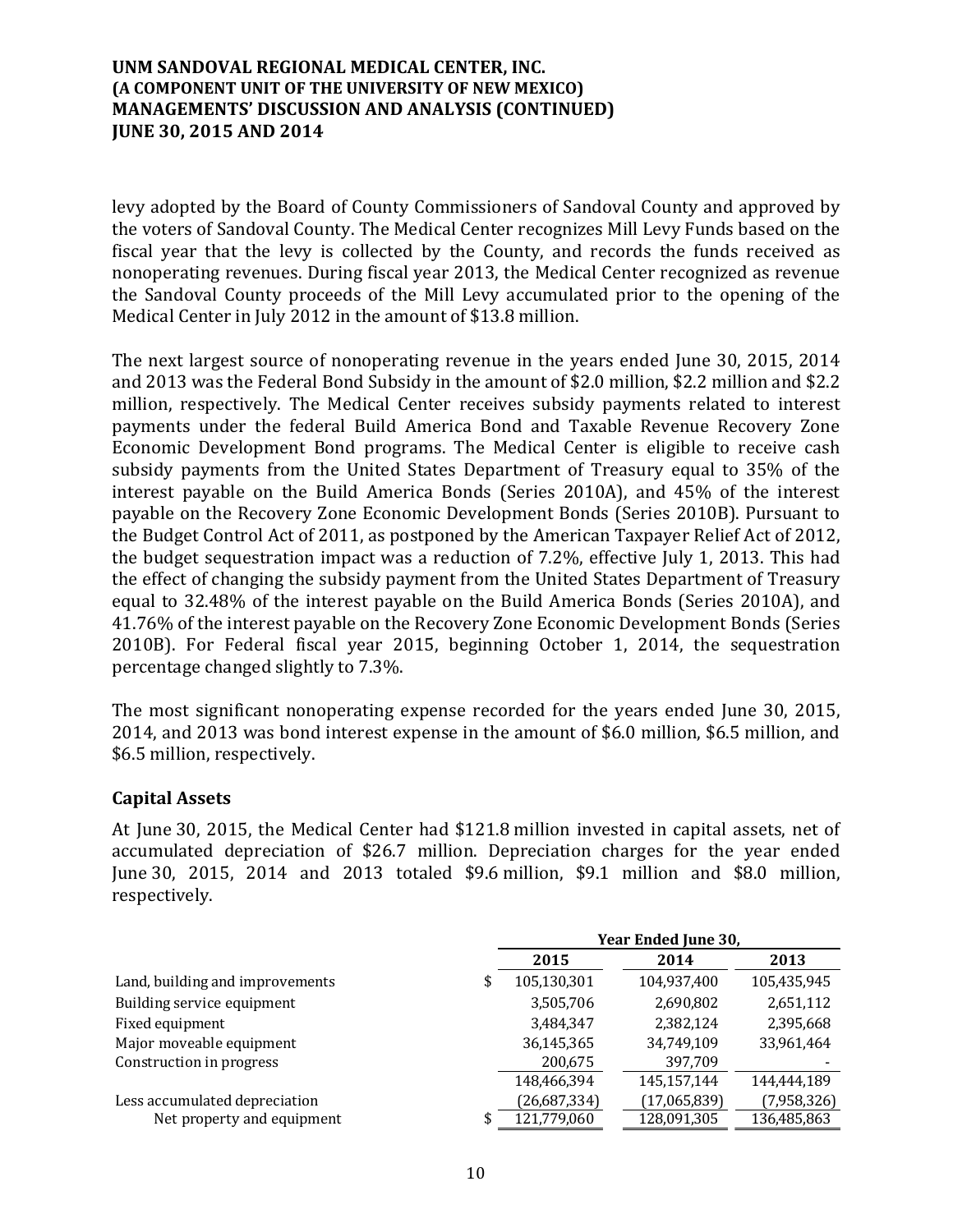levy adopted by the Board of County Commissioners of Sandoval County and approved by the voters of Sandoval County. The Medical Center recognizes Mill Levy Funds based on the fiscal year that the levy is collected by the County, and records the funds received as nonoperating revenues. During fiscal year 2013, the Medical Center recognized as revenue the Sandoval County proceeds of the Mill Levy accumulated prior to the opening of the Medical Center in July 2012 in the amount of $13.8 million.

The next largest source of nonoperating revenue in the years ended June 30, 2015, 2014 and 2013 was the Federal Bond Subsidy in the amount of $2.0 million, $2.2 million and $2.2 million, respectively. The Medical Center receives subsidy payments related to interest payments under the federal Build America Bond and Taxable Revenue Recovery Zone Economic Development Bond programs. The Medical Center is eligible to receive cash subsidy payments from the United States Department of Treasury equal to 35% of the interest payable on the Build America Bonds (Series 2010A), and 45% of the interest payable on the Recovery Zone Economic Development Bonds (Series 2010B). Pursuant to the Budget Control Act of 2011, as postponed by the American Taxpayer Relief Act of 2012, the budget sequestration impact was a reduction of 7.2%, effective July 1, 2013. This had the effect of changing the subsidy payment from the United States Department of Treasury equal to 32.48% of the interest payable on the Build America Bonds (Series 2010A), and 41.76% of the interest payable on the Recovery Zone Economic Development Bonds (Series 2010B). For Federal fiscal year 2015, beginning October 1, 2014, the sequestration percentage changed slightly to 7.3%.

The most significant nonoperating expense recorded for the years ended June 30, 2015, 2014, and 2013 was bond interest expense in the amount of $6.0 million, $6.5 million, and $6.5 million, respectively.

## Capital Assets

At June 30, 2015, the Medical Center had $121.8 million invested in capital assets, net of accumulated depreciation of $26.7 million. Depreciation charges for the year ended June 30, 2015, 2014 and 2013 totaled $9.6 million, $9.1 million and $8.0 million, respectively.

| | Year Ended June 30, | | |
|---|---|---|---|
| | 2015 | 2014 | 2013 |
| Land, building and improvements | $ 105,130,301 | 104,937,400 | 105,435,945 |
| Building service equipment | 3,505,706 | 2,690,802 | 2,651,112 |
| Fixed equipment | 3,484,347 | 2,382,124 | 2,395,668 |
| Major moveable equipment | 36,145,365 | 34,749,109 | 33,961,464 |
| Construction in progress | 200,675 | 397,709 | - |
| | 148,466,394 | 145,157,144 | 144,444,189 |
| Less accumulated depreciation | (26,687,334) | (17,065,839) | (7,958,326) |
| Net property and equipment | $ 121,779,060 | 128,091,305 | 136,485,863 |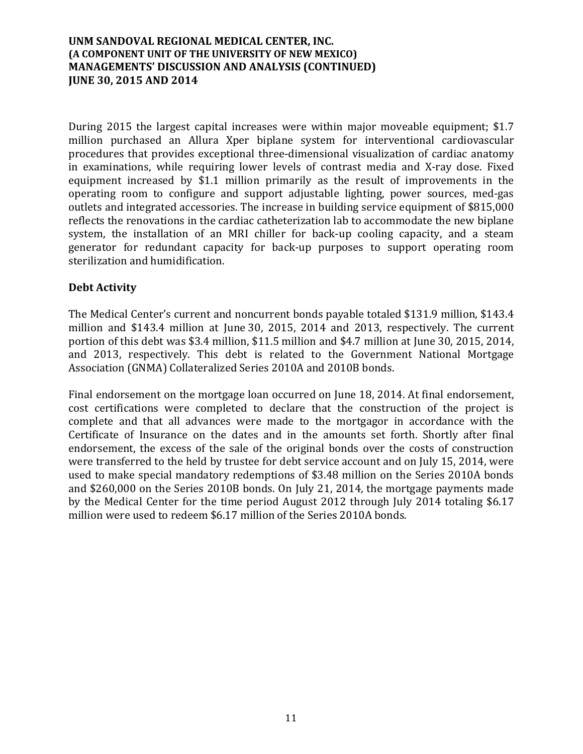During 2015 the largest capital increases were within major moveable equipment; $1.7 million purchased an Allura Xper biplane system for interventional cardiovascular procedures that provides exceptional three-dimensional visualization of cardiac anatomy in examinations, while requiring lower levels of contrast media and X-ray dose. Fixed equipment increased by $1.1 million primarily as the result of improvements in the operating room to configure and support adjustable lighting, power sources, med-gas outlets and integrated accessories. The increase in building service equipment of $815,000 reflects the renovations in the cardiac catheterization lab to accommodate the new biplane system, the installation of an MRI chiller for back-up cooling capacity, and a steam generator for redundant capacity for back-up purposes to support operating room sterilization and humidification.

## Debt Activity

The Medical Center's current and noncurrent bonds payable totaled $131.9 million, $143.4 million and $143.4 million at June 30, 2015, 2014 and 2013, respectively. The current portion of this debt was $3.4 million, $11.5 million and $4.7 million at June 30, 2015, 2014, and 2013, respectively. This debt is related to the Government National Mortgage Association (GNMA) Collateralized Series 2010A and 2010B bonds.

Final endorsement on the mortgage loan occurred on June 18, 2014. At final endorsement, cost certifications were completed to declare that the construction of the project is complete and that all advances were made to the mortgagor in accordance with the Certificate of Insurance on the dates and in the amounts set forth. Shortly after final endorsement, the excess of the sale of the original bonds over the costs of construction were transferred to the held by trustee for debt service account and on July 15, 2014, were used to make special mandatory redemptions of $3.48 million on the Series 2010A bonds and $260,000 on the Series 2010B bonds. On July 21, 2014, the mortgage payments made by the Medical Center for the time period August 2012 through July 2014 totaling $6.17 million were used to redeem $6.17 million of the Series 2010A bonds.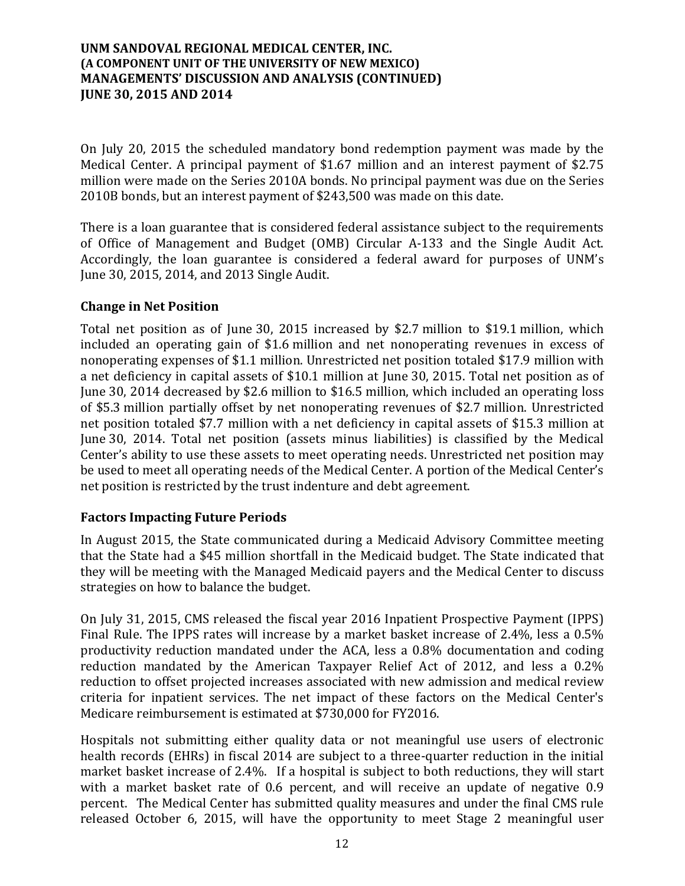On July 20, 2015 the scheduled mandatory bond redemption payment was made by the Medical Center. A principal payment of $1.67 million and an interest payment of $2.75 million were made on the Series 2010A bonds. No principal payment was due on the Series 2010B bonds, but an interest payment of $243,500 was made on this date.

There is a loan guarantee that is considered federal assistance subject to the requirements of Office of Management and Budget (OMB) Circular A-133 and the Single Audit Act. Accordingly, the loan guarantee is considered a federal award for purposes of UNM's June 30, 2015, 2014, and 2013 Single Audit.

## Change in Net Position

Total net position as of June 30, 2015 increased by $2.7 million to $19.1 million, which included an operating gain of $1.6 million and net nonoperating revenues in excess of nonoperating expenses of $1.1 million. Unrestricted net position totaled $17.9 million with a net deficiency in capital assets of $10.1 million at June 30, 2015. Total net position as of June 30, 2014 decreased by $2.6 million to $16.5 million, which included an operating loss of $5.3 million partially offset by net nonoperating revenues of $2.7 million. Unrestricted net position totaled $7.7 million with a net deficiency in capital assets of $15.3 million at June 30, 2014. Total net position (assets minus liabilities) is classified by the Medical Center's ability to use these assets to meet operating needs. Unrestricted net position may be used to meet all operating needs of the Medical Center. A portion of the Medical Center's net position is restricted by the trust indenture and debt agreement.

## Factors Impacting Future Periods

In August 2015, the State communicated during a Medicaid Advisory Committee meeting that the State had a $45 million shortfall in the Medicaid budget. The State indicated that they will be meeting with the Managed Medicaid payers and the Medical Center to discuss strategies on how to balance the budget.

On July 31, 2015, CMS released the fiscal year 2016 Inpatient Prospective Payment (IPPS) Final Rule. The IPPS rates will increase by a market basket increase of 2.4%, less a 0.5% productivity reduction mandated under the ACA, less a 0.8% documentation and coding reduction mandated by the American Taxpayer Relief Act of 2012, and less a 0.2% reduction to offset projected increases associated with new admission and medical review criteria for inpatient services. The net impact of these factors on the Medical Center's Medicare reimbursement is estimated at $730,000 for FY2016.

Hospitals not submitting either quality data or not meaningful use users of electronic health records (EHRs) in fiscal 2014 are subject to a three-quarter reduction in the initial market basket increase of 2.4%. If a hospital is subject to both reductions, they will start with a market basket rate of 0.6 percent, and will receive an update of negative 0.9 percent. The Medical Center has submitted quality measures and under the final CMS rule released October 6, 2015, will have the opportunity to meet Stage 2 meaningful user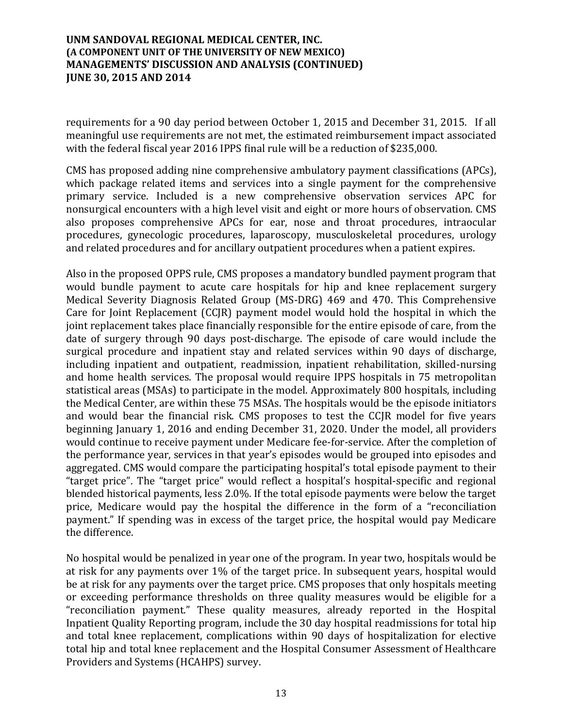requirements for a 90 day period between October 1, 2015 and December 31, 2015. If all meaningful use requirements are not met, the estimated reimbursement impact associated with the federal fiscal year 2016 IPPS final rule will be a reduction of $235,000.

CMS has proposed adding nine comprehensive ambulatory payment classifications (APCs), which package related items and services into a single payment for the comprehensive primary service. Included is a new comprehensive observation services APC for nonsurgical encounters with a high level visit and eight or more hours of observation. CMS also proposes comprehensive APCs for ear, nose and throat procedures, intraocular procedures, gynecologic procedures, laparoscopy, musculoskeletal procedures, urology and related procedures and for ancillary outpatient procedures when a patient expires.

Also in the proposed OPPS rule, CMS proposes a mandatory bundled payment program that would bundle payment to acute care hospitals for hip and knee replacement surgery Medical Severity Diagnosis Related Group (MS-DRG) 469 and 470. This Comprehensive Care for Joint Replacement (CCJR) payment model would hold the hospital in which the joint replacement takes place financially responsible for the entire episode of care, from the date of surgery through 90 days post-discharge. The episode of care would include the surgical procedure and inpatient stay and related services within 90 days of discharge, including inpatient and outpatient, readmission, inpatient rehabilitation, skilled-nursing and home health services. The proposal would require IPPS hospitals in 75 metropolitan statistical areas (MSAs) to participate in the model. Approximately 800 hospitals, including the Medical Center, are within these 75 MSAs. The hospitals would be the episode initiators and would bear the financial risk. CMS proposes to test the CCJR model for five years beginning January 1, 2016 and ending December 31, 2020. Under the model, all providers would continue to receive payment under Medicare fee-for-service. After the completion of the performance year, services in that year's episodes would be grouped into episodes and aggregated. CMS would compare the participating hospital's total episode payment to their "target price". The "target price" would reflect a hospital's hospital-specific and regional blended historical payments, less 2.0%. If the total episode payments were below the target price, Medicare would pay the hospital the difference in the form of a "reconciliation payment." If spending was in excess of the target price, the hospital would pay Medicare the difference.

No hospital would be penalized in year one of the program. In year two, hospitals would be at risk for any payments over 1% of the target price. In subsequent years, hospital would be at risk for any payments over the target price. CMS proposes that only hospitals meeting or exceeding performance thresholds on three quality measures would be eligible for a "reconciliation payment." These quality measures, already reported in the Hospital Inpatient Quality Reporting program, include the 30 day hospital readmissions for total hip and total knee replacement, complications within 90 days of hospitalization for elective total hip and total knee replacement and the Hospital Consumer Assessment of Healthcare Providers and Systems (HCAHPS) survey.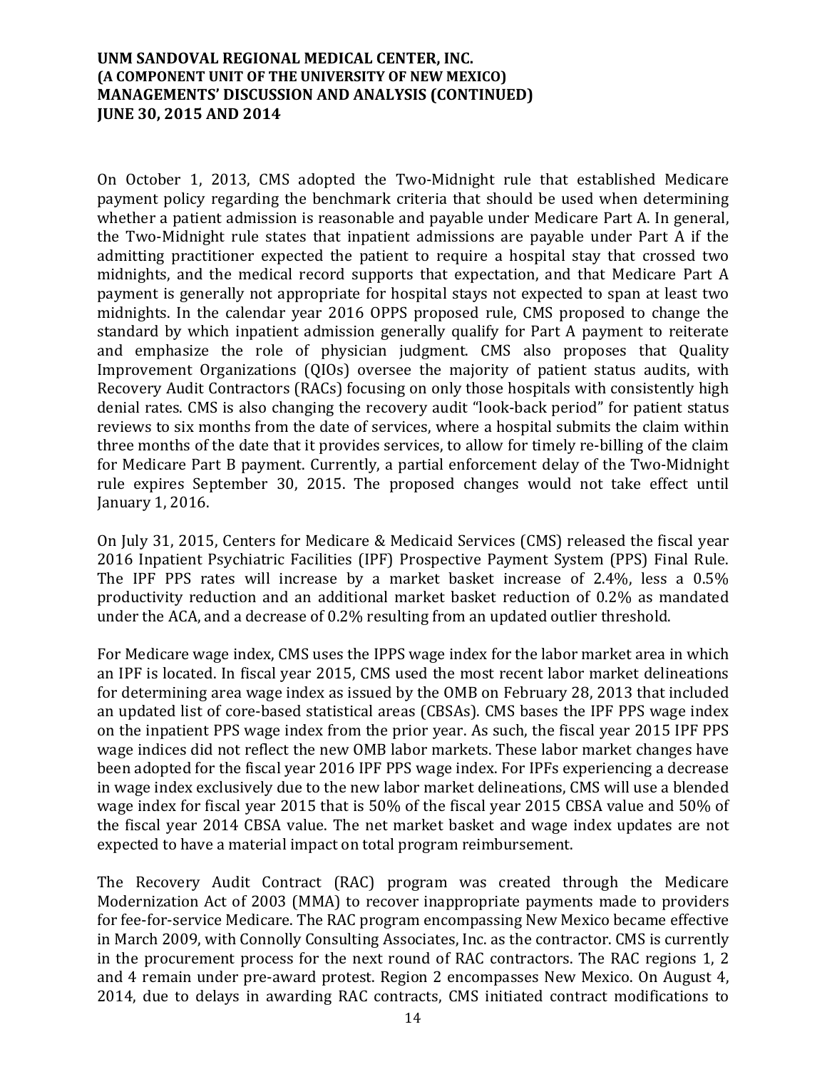On October 1, 2013, CMS adopted the Two-Midnight rule that established Medicare payment policy regarding the benchmark criteria that should be used when determining whether a patient admission is reasonable and payable under Medicare Part A. In general, the Two-Midnight rule states that inpatient admissions are payable under Part A if the admitting practitioner expected the patient to require a hospital stay that crossed two midnights, and the medical record supports that expectation, and that Medicare Part A payment is generally not appropriate for hospital stays not expected to span at least two midnights. In the calendar year 2016 OPPS proposed rule, CMS proposed to change the standard by which inpatient admission generally qualify for Part A payment to reiterate and emphasize the role of physician judgment. CMS also proposes that Quality Improvement Organizations (QIOs) oversee the majority of patient status audits, with Recovery Audit Contractors (RACs) focusing on only those hospitals with consistently high denial rates. CMS is also changing the recovery audit "look-back period" for patient status reviews to six months from the date of services, where a hospital submits the claim within three months of the date that it provides services, to allow for timely re-billing of the claim for Medicare Part B payment. Currently, a partial enforcement delay of the Two-Midnight rule expires September 30, 2015. The proposed changes would not take effect until January 1, 2016.

On July 31, 2015, Centers for Medicare & Medicaid Services (CMS) released the fiscal year 2016 Inpatient Psychiatric Facilities (IPF) Prospective Payment System (PPS) Final Rule. The IPF PPS rates will increase by a market basket increase of 2.4%, less a 0.5% productivity reduction and an additional market basket reduction of 0.2% as mandated under the ACA, and a decrease of 0.2% resulting from an updated outlier threshold.

For Medicare wage index, CMS uses the IPPS wage index for the labor market area in which an IPF is located. In fiscal year 2015, CMS used the most recent labor market delineations for determining area wage index as issued by the OMB on February 28, 2013 that included an updated list of core-based statistical areas (CBSAs). CMS bases the IPF PPS wage index on the inpatient PPS wage index from the prior year. As such, the fiscal year 2015 IPF PPS wage indices did not reflect the new OMB labor markets. These labor market changes have been adopted for the fiscal year 2016 IPF PPS wage index. For IPFs experiencing a decrease in wage index exclusively due to the new labor market delineations, CMS will use a blended wage index for fiscal year 2015 that is 50% of the fiscal year 2015 CBSA value and 50% of the fiscal year 2014 CBSA value. The net market basket and wage index updates are not expected to have a material impact on total program reimbursement.

The Recovery Audit Contract (RAC) program was created through the Medicare Modernization Act of 2003 (MMA) to recover inappropriate payments made to providers for fee-for-service Medicare. The RAC program encompassing New Mexico became effective in March 2009, with Connolly Consulting Associates, Inc. as the contractor. CMS is currently in the procurement process for the next round of RAC contractors. The RAC regions 1, 2 and 4 remain under pre-award protest. Region 2 encompasses New Mexico. On August 4, 2014, due to delays in awarding RAC contracts, CMS initiated contract modifications to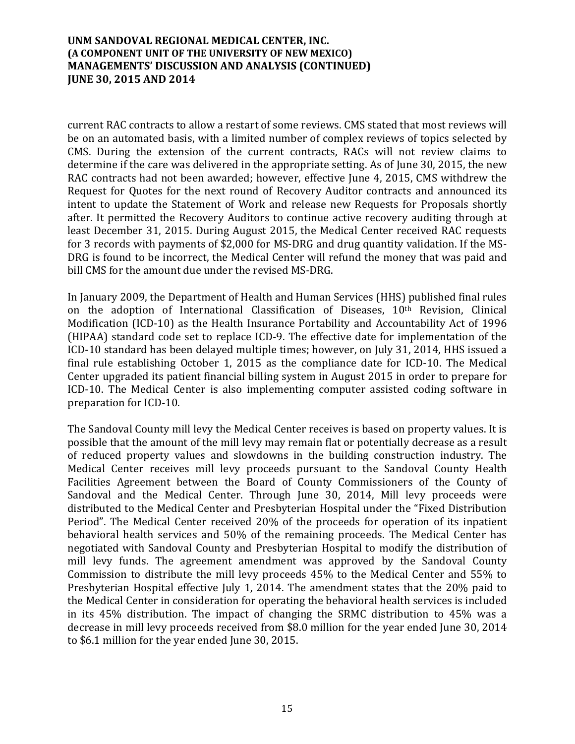current RAC contracts to allow a restart of some reviews. CMS stated that most reviews will be on an automated basis, with a limited number of complex reviews of topics selected by CMS. During the extension of the current contracts, RACs will not review claims to determine if the care was delivered in the appropriate setting. As of June 30, 2015, the new RAC contracts had not been awarded; however, effective June 4, 2015, CMS withdrew the Request for Quotes for the next round of Recovery Auditor contracts and announced its intent to update the Statement of Work and release new Requests for Proposals shortly after. It permitted the Recovery Auditors to continue active recovery auditing through at least December 31, 2015. During August 2015, the Medical Center received RAC requests for 3 records with payments of $2,000 for MS-DRG and drug quantity validation. If the MS-DRG is found to be incorrect, the Medical Center will refund the money that was paid and bill CMS for the amount due under the revised MS-DRG.

In January 2009, the Department of Health and Human Services (HHS) published final rules on the adoption of International Classification of Diseases, 10th Revision, Clinical Modification (ICD-10) as the Health Insurance Portability and Accountability Act of 1996 (HIPAA) standard code set to replace ICD-9. The effective date for implementation of the ICD-10 standard has been delayed multiple times; however, on July 31, 2014, HHS issued a final rule establishing October 1, 2015 as the compliance date for ICD-10. The Medical Center upgraded its patient financial billing system in August 2015 in order to prepare for ICD-10. The Medical Center is also implementing computer assisted coding software in preparation for ICD-10.

The Sandoval County mill levy the Medical Center receives is based on property values. It is possible that the amount of the mill levy may remain flat or potentially decrease as a result of reduced property values and slowdowns in the building construction industry. The Medical Center receives mill levy proceeds pursuant to the Sandoval County Health Facilities Agreement between the Board of County Commissioners of the County of Sandoval and the Medical Center. Through June 30, 2014, Mill levy proceeds were distributed to the Medical Center and Presbyterian Hospital under the "Fixed Distribution Period". The Medical Center received 20% of the proceeds for operation of its inpatient behavioral health services and 50% of the remaining proceeds. The Medical Center has negotiated with Sandoval County and Presbyterian Hospital to modify the distribution of mill levy funds. The agreement amendment was approved by the Sandoval County Commission to distribute the mill levy proceeds 45% to the Medical Center and 55% to Presbyterian Hospital effective July 1, 2014. The amendment states that the 20% paid to the Medical Center in consideration for operating the behavioral health services is included in its 45% distribution. The impact of changing the SRMC distribution to 45% was a decrease in mill levy proceeds received from $8.0 million for the year ended June 30, 2014 to $6.1 million for the year ended June 30, 2015.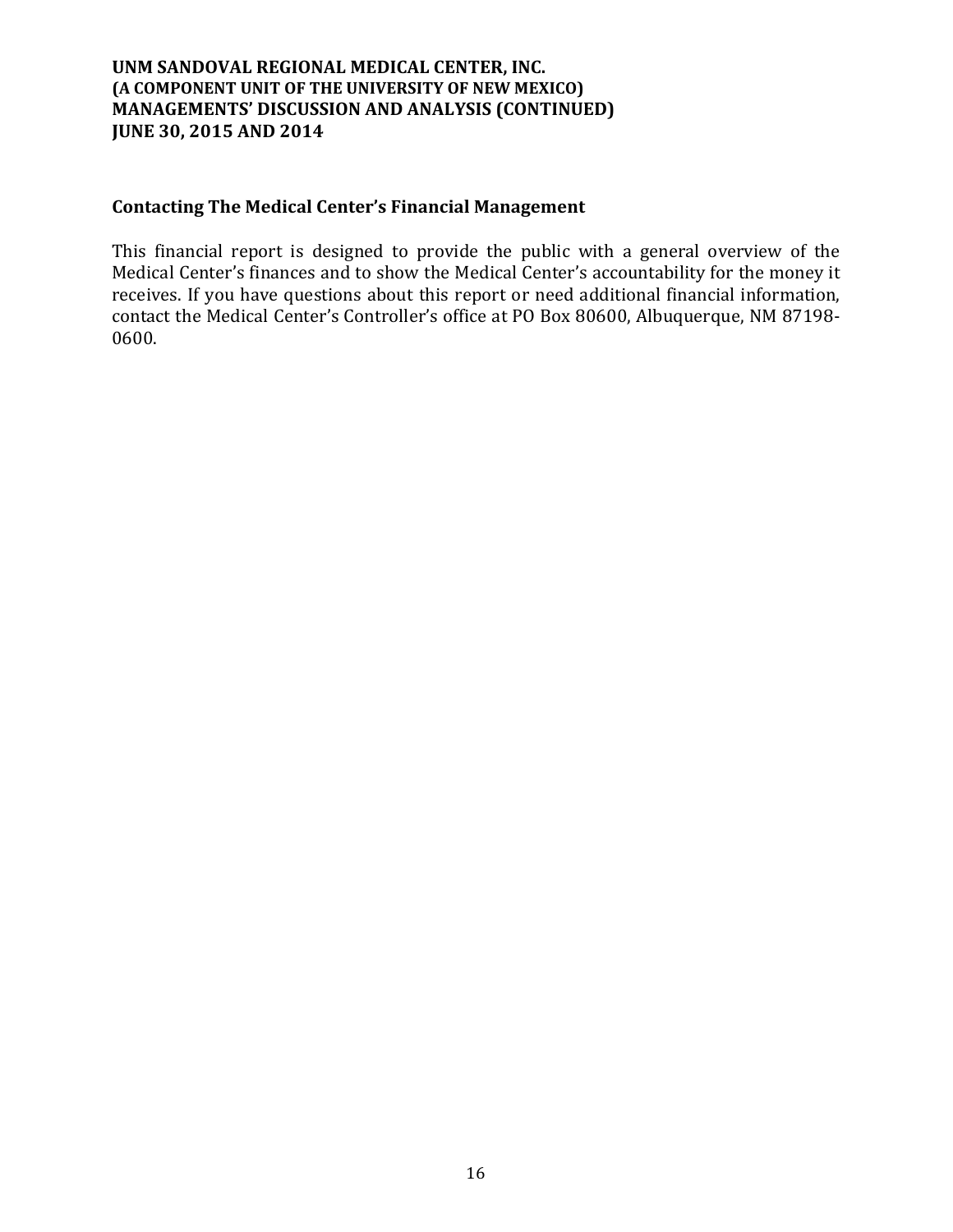## Contacting The Medical Center's Financial Management

This financial report is designed to provide the public with a general overview of the Medical Center's finances and to show the Medical Center's accountability for the money it receives. If you have questions about this report or need additional financial information, contact the Medical Center's Controller's office at PO Box 80600, Albuquerque, NM 87198-0600.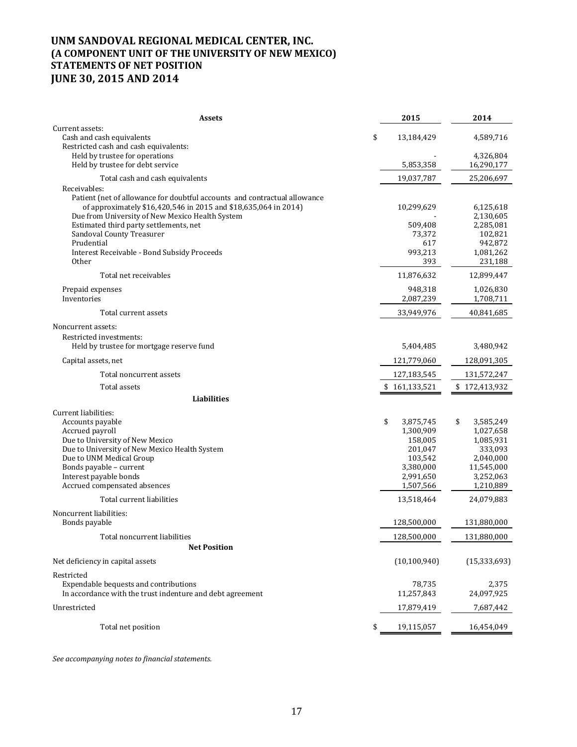# UNM SANDOVAL REGIONAL MEDICAL CENTER, INC.
# (A COMPONENT UNIT OF THE UNIVERSITY OF NEW MEXICO)
# STATEMENTS OF NET POSITION
# JUNE 30, 2015 AND 2014

| **Assets** | **2015** | **2014** |
|---|---|---|
| Current assets: | | |
| Cash and cash equivalents | $ 13,184,429 | 4,589,716 |
| Restricted cash and cash equivalents: | | |
| Held by trustee for operations | - | 4,326,804 |
| Held by trustee for debt service | 5,853,358 | 16,290,177 |
| Total cash and cash equivalents | 19,037,787 | 25,206,697 |
| Receivables: | | |
| Patient (net of allowance for doubtful accounts and contractual allowance of approximately $16,420,546 in 2015 and $18,635,064 in 2014) | 10,299,629 | 6,125,618 |
| Due from University of New Mexico Health System | - | 2,130,605 |
| Estimated third party settlements, net | 509,408 | 2,285,081 |
| Sandoval County Treasurer | 73,372 | 102,821 |
| Prudential | 617 | 942,872 |
| Interest Receivable - Bond Subsidy Proceeds | 993,213 | 1,081,262 |
| Other | 393 | 231,188 |
| Total net receivables | 11,876,632 | 12,899,447 |
| Prepaid expenses | 948,318 | 1,026,830 |
| Inventories | 2,087,239 | 1,708,711 |
| Total current assets | 33,949,976 | 40,841,685 |
| Noncurrent assets: | | |
| Restricted investments: | | |
| Held by trustee for mortgage reserve fund | 5,404,485 | 3,480,942 |
| Capital assets, net | 121,779,060 | 128,091,305 |
| Total noncurrent assets | 127,183,545 | 131,572,247 |
| Total assets | $ 161,133,521 | $ 172,413,932 |
| **Liabilities** | | |
| Current liabilities: | | |
| Accounts payable | $ 3,875,745 | $ 3,585,249 |
| Accrued payroll | 1,300,909 | 1,027,658 |
| Due to University of New Mexico | 158,005 | 1,085,931 |
| Due to University of New Mexico Health System | 201,047 | 333,093 |
| Due to UNM Medical Group | 103,542 | 2,040,000 |
| Bonds payable – current | 3,380,000 | 11,545,000 |
| Interest payable bonds | 2,991,650 | 3,252,063 |
| Accrued compensated absences | 1,507,566 | 1,210,889 |
| Total current liabilities | 13,518,464 | 24,079,883 |
| Noncurrent liabilities: | | |
| Bonds payable | 128,500,000 | 131,880,000 |
| Total noncurrent liabilities | 128,500,000 | 131,880,000 |
| **Net Position** | | |
| Net deficiency in capital assets | (10,100,940) | (15,333,693) |
| Restricted | | |
| Expendable bequests and contributions | 78,735 | 2,375 |
| In accordance with the trust indenture and debt agreement | 11,257,843 | 24,097,925 |
| Unrestricted | 17,879,419 | 7,687,442 |
| Total net position | $ 19,115,057 | 16,454,049 |

*See accompanying notes to financial statements.*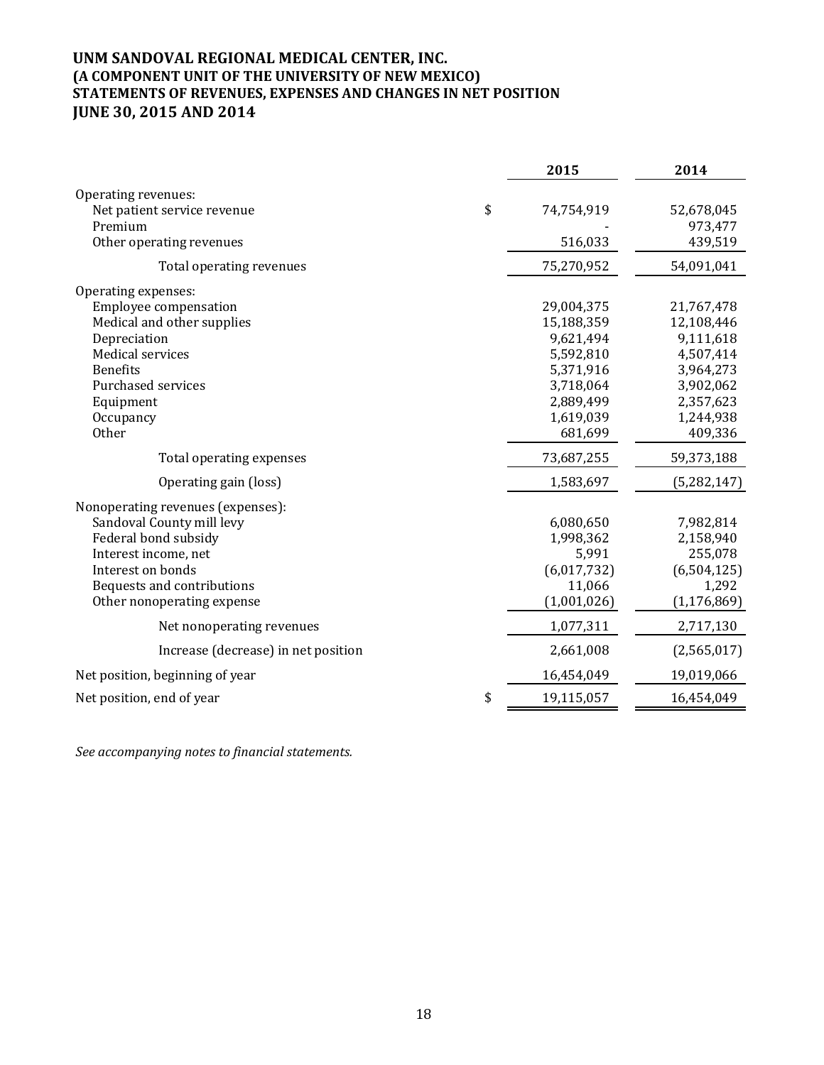# UNM SANDOVAL REGIONAL MEDICAL CENTER, INC.
# (A COMPONENT UNIT OF THE UNIVERSITY OF NEW MEXICO)
# STATEMENTS OF REVENUES, EXPENSES AND CHANGES IN NET POSITION
# JUNE 30, 2015 AND 2014

| | | 2015 | 2014 |
|---|---|---|---|
| Operating revenues: | | | |
| Net patient service revenue | $ | 74,754,919 | 52,678,045 |
| Premium | | - | 973,477 |
| Other operating revenues | | 516,033 | 439,519 |
| Total operating revenues | | 75,270,952 | 54,091,041 |
| Operating expenses: | | | |
| Employee compensation | | 29,004,375 | 21,767,478 |
| Medical and other supplies | | 15,188,359 | 12,108,446 |
| Depreciation | | 9,621,494 | 9,111,618 |
| Medical services | | 5,592,810 | 4,507,414 |
| Benefits | | 5,371,916 | 3,964,273 |
| Purchased services | | 3,718,064 | 3,902,062 |
| Equipment | | 2,889,499 | 2,357,623 |
| Occupancy | | 1,619,039 | 1,244,938 |
| Other | | 681,699 | 409,336 |
| Total operating expenses | | 73,687,255 | 59,373,188 |
| Operating gain (loss) | | 1,583,697 | (5,282,147) |
| Nonoperating revenues (expenses): | | | |
| Sandoval County mill levy | | 6,080,650 | 7,982,814 |
| Federal bond subsidy | | 1,998,362 | 2,158,940 |
| Interest income, net | | 5,991 | 255,078 |
| Interest on bonds | | (6,017,732) | (6,504,125) |
| Bequests and contributions | | 11,066 | 1,292 |
| Other nonoperating expense | | (1,001,026) | (1,176,869) |
| Net nonoperating revenues | | 1,077,311 | 2,717,130 |
| Increase (decrease) in net position | | 2,661,008 | (2,565,017) |
| Net position, beginning of year | | 16,454,049 | 19,019,066 |
| Net position, end of year | $ | 19,115,057 | 16,454,049 |

*See accompanying notes to financial statements.*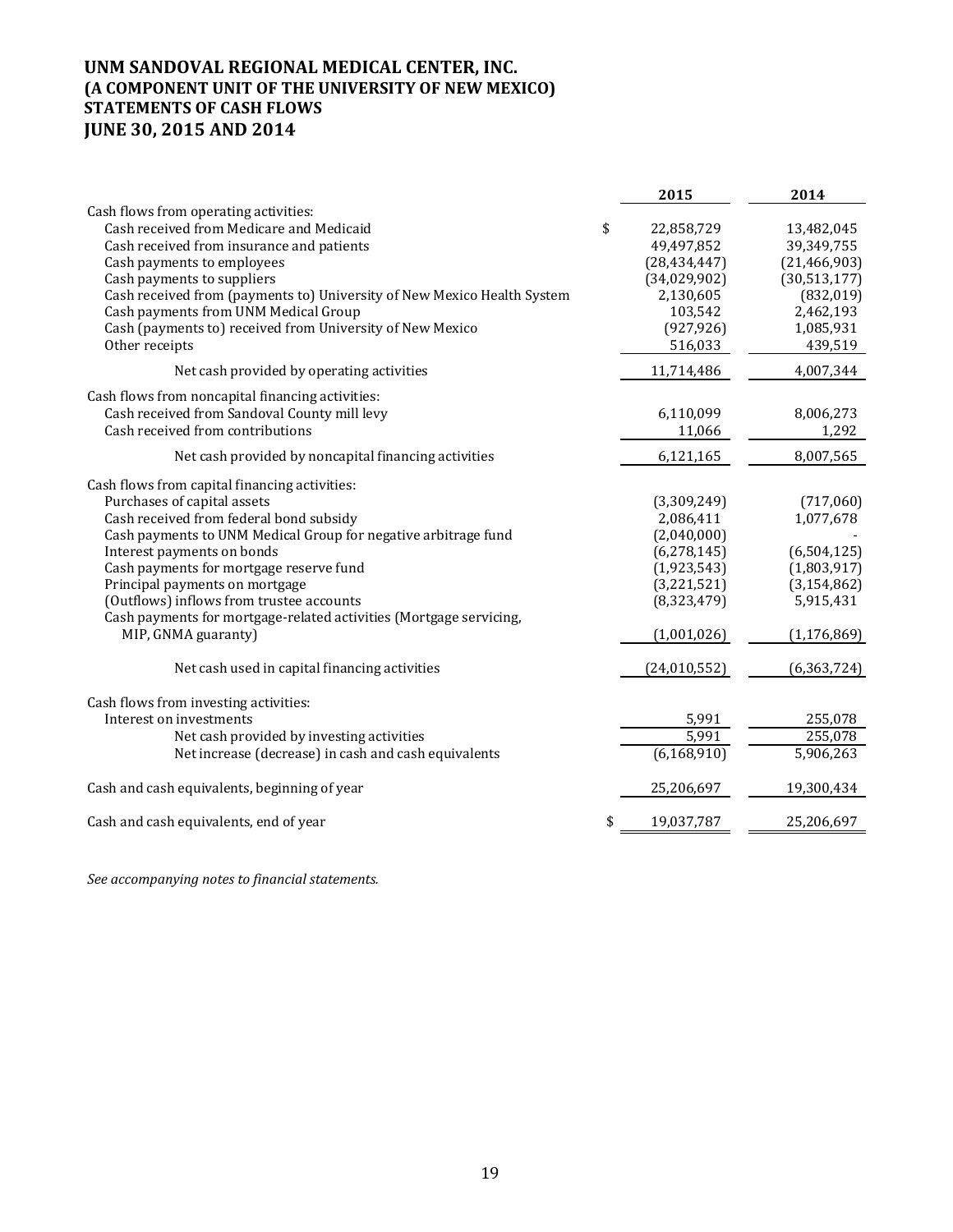# UNM SANDOVAL REGIONAL MEDICAL CENTER, INC.
# (A COMPONENT UNIT OF THE UNIVERSITY OF NEW MEXICO)
# STATEMENTS OF CASH FLOWS
# JUNE 30, 2015 AND 2014

| | 2015 | 2014 |
|---|---|---|
| Cash flows from operating activities: | | |
| Cash received from Medicare and Medicaid | $ 22,858,729 | 13,482,045 |
| Cash received from insurance and patients | 49,497,852 | 39,349,755 |
| Cash payments to employees | (28,434,447) | (21,466,903) |
| Cash payments to suppliers | (34,029,902) | (30,513,177) |
| Cash received from (payments to) University of New Mexico Health System | 2,130,605 | (832,019) |
| Cash payments from UNM Medical Group | 103,542 | 2,462,193 |
| Cash (payments to) received from University of New Mexico | (927,926) | 1,085,931 |
| Other receipts | 516,033 | 439,519 |
| Net cash provided by operating activities | 11,714,486 | 4,007,344 |
| Cash flows from noncapital financing activities: | | |
| Cash received from Sandoval County mill levy | 6,110,099 | 8,006,273 |
| Cash received from contributions | 11,066 | 1,292 |
| Net cash provided by noncapital financing activities | 6,121,165 | 8,007,565 |
| Cash flows from capital financing activities: | | |
| Purchases of capital assets | (3,309,249) | (717,060) |
| Cash received from federal bond subsidy | 2,086,411 | 1,077,678 |
| Cash payments to UNM Medical Group for negative arbitrage fund | (2,040,000) | - |
| Interest payments on bonds | (6,278,145) | (6,504,125) |
| Cash payments for mortgage reserve fund | (1,923,543) | (1,803,917) |
| Principal payments on mortgage | (3,221,521) | (3,154,862) |
| (Outflows) inflows from trustee accounts | (8,323,479) | 5,915,431 |
| Cash payments for mortgage-related activities (Mortgage servicing, MIP, GNMA guaranty) | (1,001,026) | (1,176,869) |
| Net cash used in capital financing activities | (24,010,552) | (6,363,724) |
| Cash flows from investing activities: | | |
| Interest on investments | 5,991 | 255,078 |
| Net cash provided by investing activities | 5,991 | 255,078 |
| Net increase (decrease) in cash and cash equivalents | (6,168,910) | 5,906,263 |
| Cash and cash equivalents, beginning of year | 25,206,697 | 19,300,434 |
| Cash and cash equivalents, end of year | $ 19,037,787 | 25,206,697 |

*See accompanying notes to financial statements.*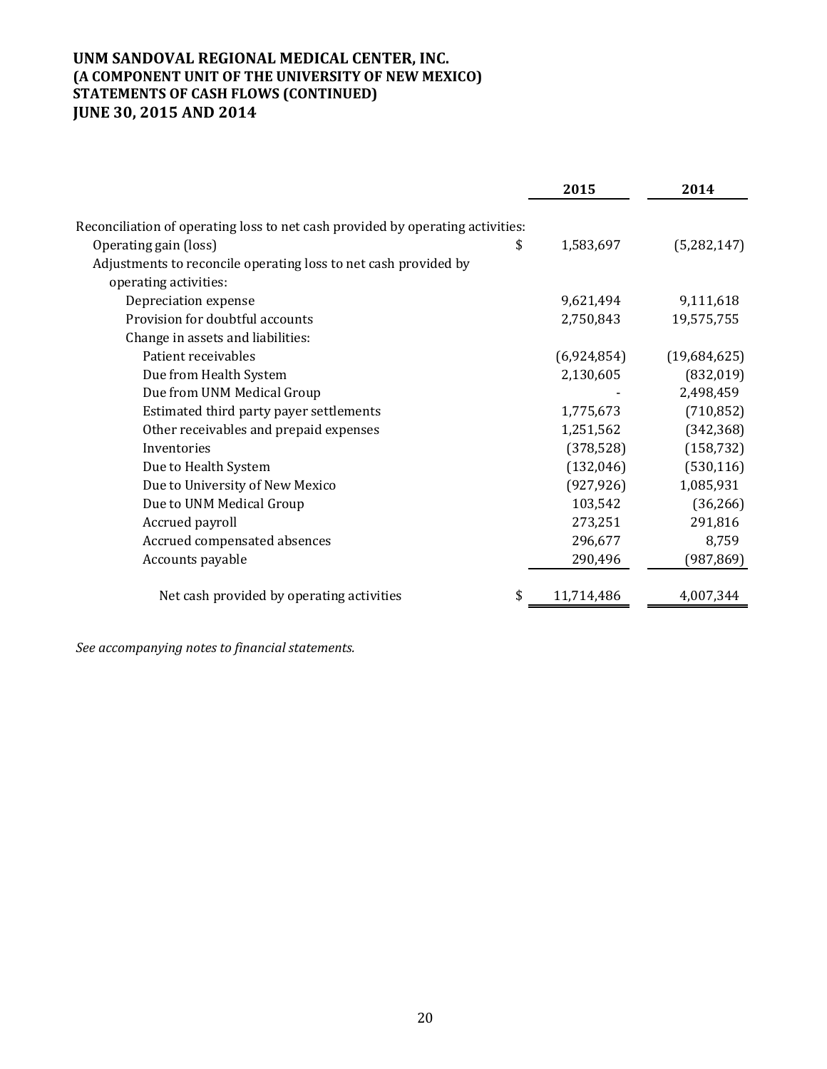# UNM SANDOVAL REGIONAL MEDICAL CENTER, INC.
## (A COMPONENT UNIT OF THE UNIVERSITY OF NEW MEXICO)
## STATEMENTS OF CASH FLOWS (CONTINUED)
## JUNE 30, 2015 AND 2014

| | 2015 | 2014 |
|---|---|---|
| Reconciliation of operating loss to net cash provided by operating activities: | | |
| Operating gain (loss) | $ 1,583,697 | (5,282,147) |
| Adjustments to reconcile operating loss to net cash provided by operating activities: | | |
| Depreciation expense | 9,621,494 | 9,111,618 |
| Provision for doubtful accounts | 2,750,843 | 19,575,755 |
| Change in assets and liabilities: | | |
| Patient receivables | (6,924,854) | (19,684,625) |
| Due from Health System | 2,130,605 | (832,019) |
| Due from UNM Medical Group | - | 2,498,459 |
| Estimated third party payer settlements | 1,775,673 | (710,852) |
| Other receivables and prepaid expenses | 1,251,562 | (342,368) |
| Inventories | (378,528) | (158,732) |
| Due to Health System | (132,046) | (530,116) |
| Due to University of New Mexico | (927,926) | 1,085,931 |
| Due to UNM Medical Group | 103,542 | (36,266) |
| Accrued payroll | 273,251 | 291,816 |
| Accrued compensated absences | 296,677 | 8,759 |
| Accounts payable | 290,496 | (987,869) |
| Net cash provided by operating activities | $ 11,714,486 | 4,007,344 |

*See accompanying notes to financial statements.*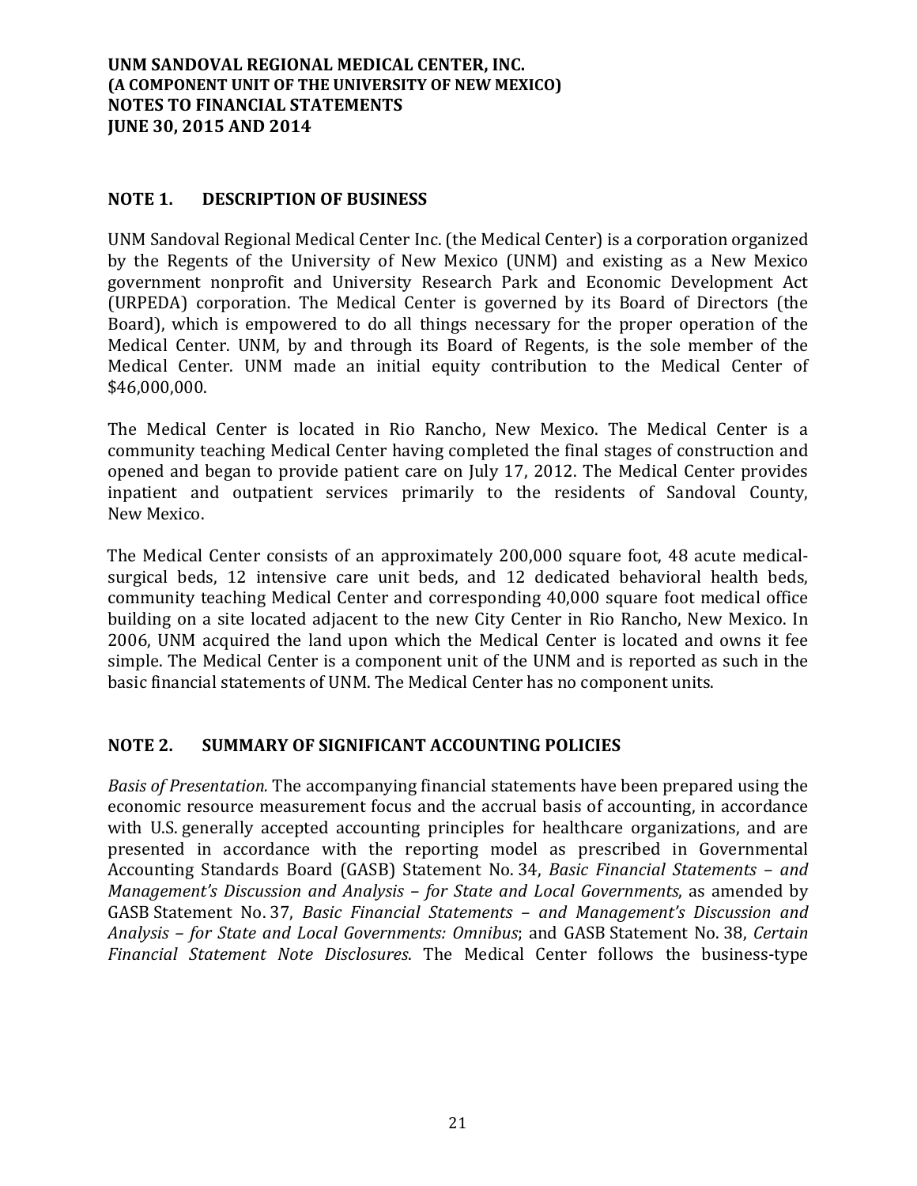# UNM SANDOVAL REGIONAL MEDICAL CENTER, INC.
# (A COMPONENT UNIT OF THE UNIVERSITY OF NEW MEXICO)
# NOTES TO FINANCIAL STATEMENTS
# JUNE 30, 2015 AND 2014

## NOTE 1. DESCRIPTION OF BUSINESS

UNM Sandoval Regional Medical Center Inc. (the Medical Center) is a corporation organized by the Regents of the University of New Mexico (UNM) and existing as a New Mexico government nonprofit and University Research Park and Economic Development Act (URPEDA) corporation. The Medical Center is governed by its Board of Directors (the Board), which is empowered to do all things necessary for the proper operation of the Medical Center. UNM, by and through its Board of Regents, is the sole member of the Medical Center. UNM made an initial equity contribution to the Medical Center of $46,000,000.

The Medical Center is located in Rio Rancho, New Mexico. The Medical Center is a community teaching Medical Center having completed the final stages of construction and opened and began to provide patient care on July 17, 2012. The Medical Center provides inpatient and outpatient services primarily to the residents of Sandoval County, New Mexico.

The Medical Center consists of an approximately 200,000 square foot, 48 acute medical-surgical beds, 12 intensive care unit beds, and 12 dedicated behavioral health beds, community teaching Medical Center and corresponding 40,000 square foot medical office building on a site located adjacent to the new City Center in Rio Rancho, New Mexico. In 2006, UNM acquired the land upon which the Medical Center is located and owns it fee simple. The Medical Center is a component unit of the UNM and is reported as such in the basic financial statements of UNM. The Medical Center has no component units.

## NOTE 2. SUMMARY OF SIGNIFICANT ACCOUNTING POLICIES

*Basis of Presentation.* The accompanying financial statements have been prepared using the economic resource measurement focus and the accrual basis of accounting, in accordance with U.S. generally accepted accounting principles for healthcare organizations, and are presented in accordance with the reporting model as prescribed in Governmental Accounting Standards Board (GASB) Statement No. 34, *Basic Financial Statements – and Management's Discussion and Analysis – for State and Local Governments*, as amended by GASB Statement No. 37, *Basic Financial Statements – and Management's Discussion and Analysis – for State and Local Governments: Omnibus*; and GASB Statement No. 38, *Certain Financial Statement Note Disclosures*. The Medical Center follows the business-type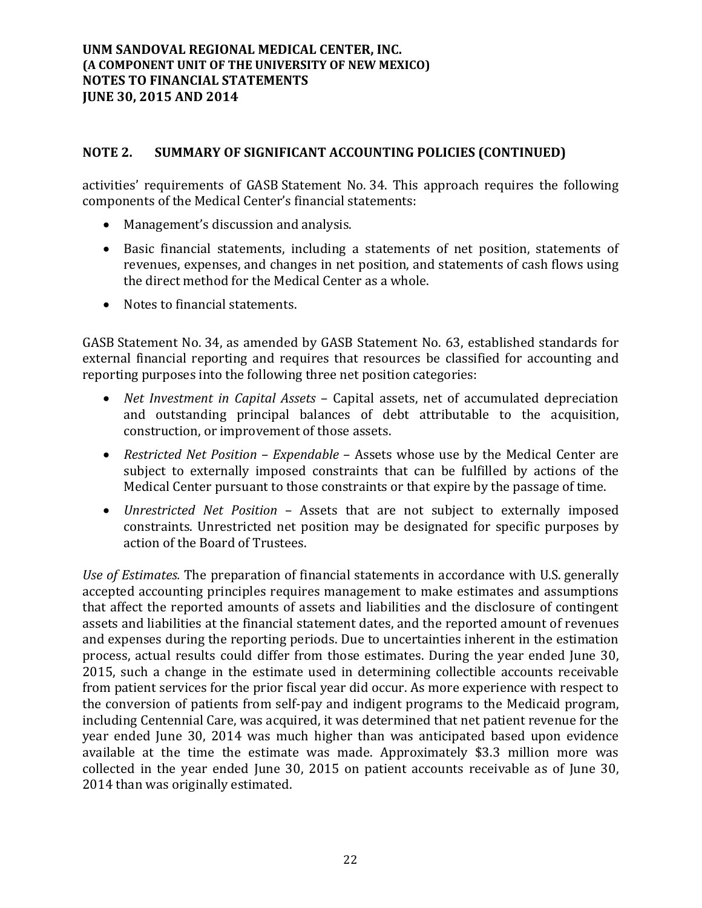## NOTE 2. SUMMARY OF SIGNIFICANT ACCOUNTING POLICIES (CONTINUED)

activities' requirements of GASB Statement No. 34. This approach requires the following components of the Medical Center's financial statements:

- Management's discussion and analysis.
- Basic financial statements, including a statements of net position, statements of revenues, expenses, and changes in net position, and statements of cash flows using the direct method for the Medical Center as a whole.
- Notes to financial statements.

GASB Statement No. 34, as amended by GASB Statement No. 63, established standards for external financial reporting and requires that resources be classified for accounting and reporting purposes into the following three net position categories:

- *Net Investment in Capital Assets* – Capital assets, net of accumulated depreciation and outstanding principal balances of debt attributable to the acquisition, construction, or improvement of those assets.
- *Restricted Net Position – Expendable* – Assets whose use by the Medical Center are subject to externally imposed constraints that can be fulfilled by actions of the Medical Center pursuant to those constraints or that expire by the passage of time.
- *Unrestricted Net Position* – Assets that are not subject to externally imposed constraints. Unrestricted net position may be designated for specific purposes by action of the Board of Trustees.

*Use of Estimates.* The preparation of financial statements in accordance with U.S. generally accepted accounting principles requires management to make estimates and assumptions that affect the reported amounts of assets and liabilities and the disclosure of contingent assets and liabilities at the financial statement dates, and the reported amount of revenues and expenses during the reporting periods. Due to uncertainties inherent in the estimation process, actual results could differ from those estimates. During the year ended June 30, 2015, such a change in the estimate used in determining collectible accounts receivable from patient services for the prior fiscal year did occur. As more experience with respect to the conversion of patients from self-pay and indigent programs to the Medicaid program, including Centennial Care, was acquired, it was determined that net patient revenue for the year ended June 30, 2014 was much higher than was anticipated based upon evidence available at the time the estimate was made. Approximately $3.3 million more was collected in the year ended June 30, 2015 on patient accounts receivable as of June 30, 2014 than was originally estimated.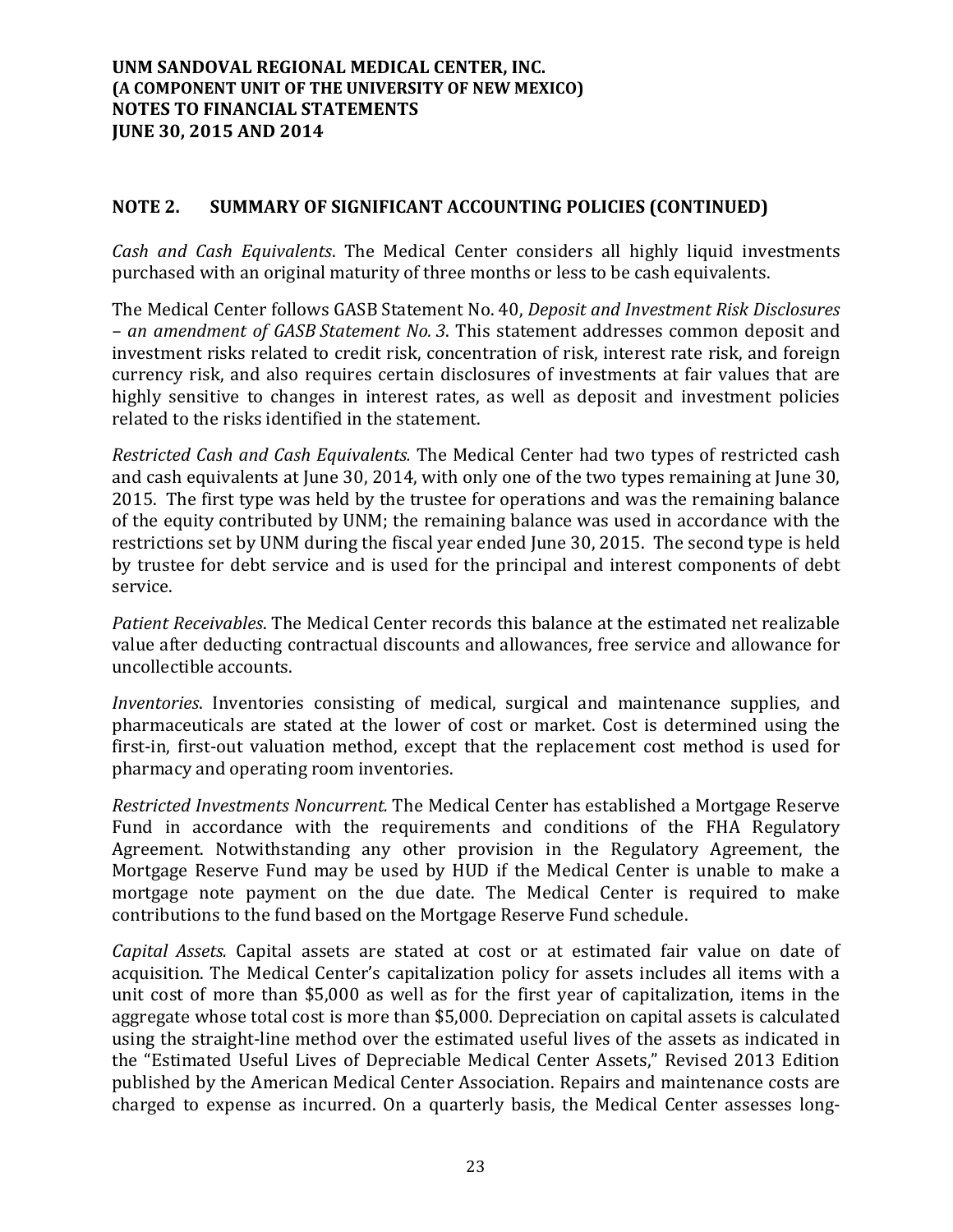## NOTE 2. SUMMARY OF SIGNIFICANT ACCOUNTING POLICIES (CONTINUED)

*Cash and Cash Equivalents*. The Medical Center considers all highly liquid investments purchased with an original maturity of three months or less to be cash equivalents.

The Medical Center follows GASB Statement No. 40, *Deposit and Investment Risk Disclosures – an amendment of GASB Statement No. 3*. This statement addresses common deposit and investment risks related to credit risk, concentration of risk, interest rate risk, and foreign currency risk, and also requires certain disclosures of investments at fair values that are highly sensitive to changes in interest rates, as well as deposit and investment policies related to the risks identified in the statement.

*Restricted Cash and Cash Equivalents.* The Medical Center had two types of restricted cash and cash equivalents at June 30, 2014, with only one of the two types remaining at June 30, 2015. The first type was held by the trustee for operations and was the remaining balance of the equity contributed by UNM; the remaining balance was used in accordance with the restrictions set by UNM during the fiscal year ended June 30, 2015. The second type is held by trustee for debt service and is used for the principal and interest components of debt service.

*Patient Receivables*. The Medical Center records this balance at the estimated net realizable value after deducting contractual discounts and allowances, free service and allowance for uncollectible accounts.

*Inventories*. Inventories consisting of medical, surgical and maintenance supplies, and pharmaceuticals are stated at the lower of cost or market. Cost is determined using the first-in, first-out valuation method, except that the replacement cost method is used for pharmacy and operating room inventories.

*Restricted Investments Noncurrent.* The Medical Center has established a Mortgage Reserve Fund in accordance with the requirements and conditions of the FHA Regulatory Agreement. Notwithstanding any other provision in the Regulatory Agreement, the Mortgage Reserve Fund may be used by HUD if the Medical Center is unable to make a mortgage note payment on the due date. The Medical Center is required to make contributions to the fund based on the Mortgage Reserve Fund schedule.

*Capital Assets.* Capital assets are stated at cost or at estimated fair value on date of acquisition. The Medical Center's capitalization policy for assets includes all items with a unit cost of more than $5,000 as well as for the first year of capitalization, items in the aggregate whose total cost is more than $5,000. Depreciation on capital assets is calculated using the straight-line method over the estimated useful lives of the assets as indicated in the "Estimated Useful Lives of Depreciable Medical Center Assets," Revised 2013 Edition published by the American Medical Center Association. Repairs and maintenance costs are charged to expense as incurred. On a quarterly basis, the Medical Center assesses long-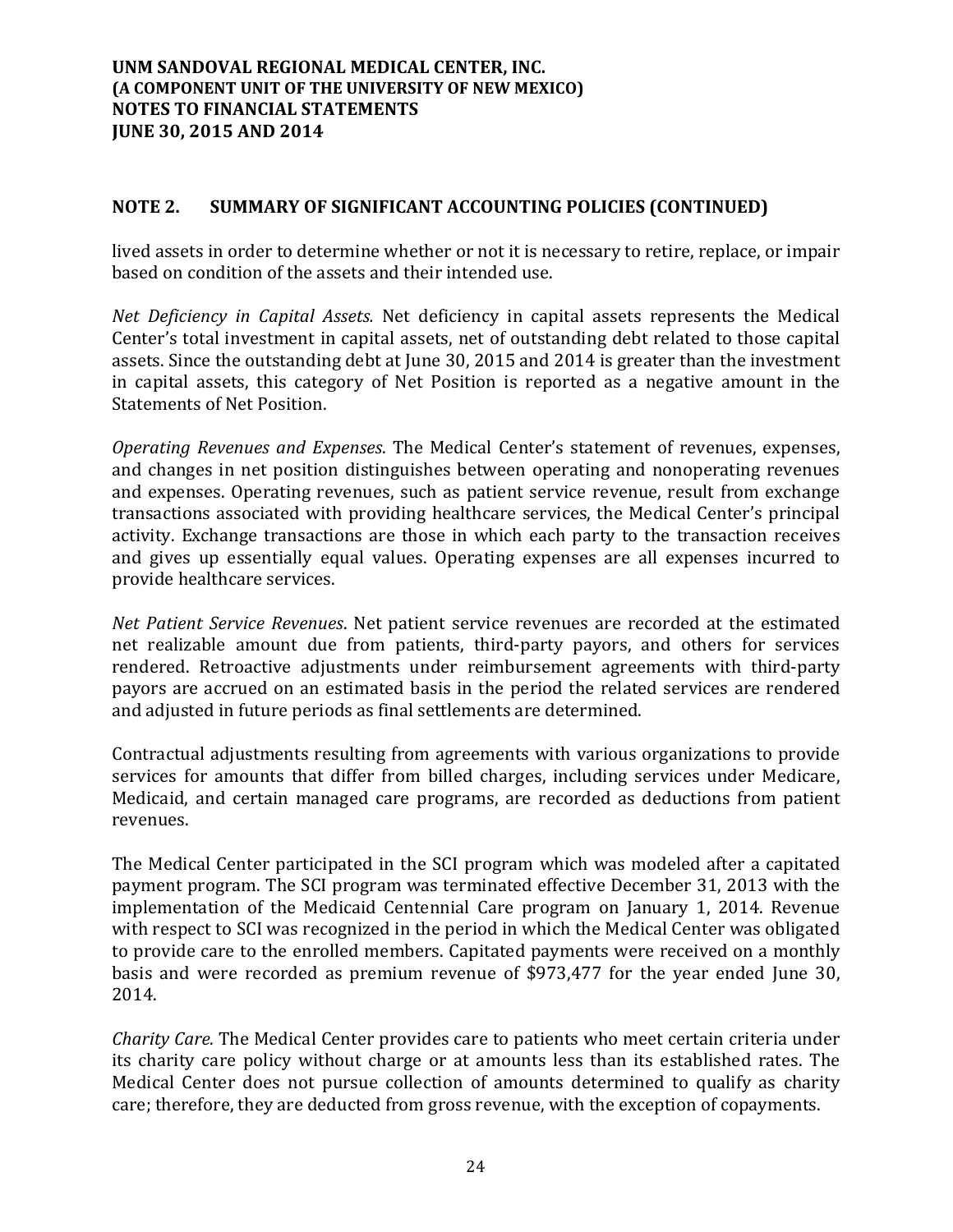## NOTE 2. SUMMARY OF SIGNIFICANT ACCOUNTING POLICIES (CONTINUED)

lived assets in order to determine whether or not it is necessary to retire, replace, or impair based on condition of the assets and their intended use.

*Net Deficiency in Capital Assets.* Net deficiency in capital assets represents the Medical Center's total investment in capital assets, net of outstanding debt related to those capital assets. Since the outstanding debt at June 30, 2015 and 2014 is greater than the investment in capital assets, this category of Net Position is reported as a negative amount in the Statements of Net Position.

*Operating Revenues and Expenses*. The Medical Center's statement of revenues, expenses, and changes in net position distinguishes between operating and nonoperating revenues and expenses. Operating revenues, such as patient service revenue, result from exchange transactions associated with providing healthcare services, the Medical Center's principal activity. Exchange transactions are those in which each party to the transaction receives and gives up essentially equal values. Operating expenses are all expenses incurred to provide healthcare services.

*Net Patient Service Revenues*. Net patient service revenues are recorded at the estimated net realizable amount due from patients, third-party payors, and others for services rendered. Retroactive adjustments under reimbursement agreements with third-party payors are accrued on an estimated basis in the period the related services are rendered and adjusted in future periods as final settlements are determined.

Contractual adjustments resulting from agreements with various organizations to provide services for amounts that differ from billed charges, including services under Medicare, Medicaid, and certain managed care programs, are recorded as deductions from patient revenues.

The Medical Center participated in the SCI program which was modeled after a capitated payment program. The SCI program was terminated effective December 31, 2013 with the implementation of the Medicaid Centennial Care program on January 1, 2014. Revenue with respect to SCI was recognized in the period in which the Medical Center was obligated to provide care to the enrolled members. Capitated payments were received on a monthly basis and were recorded as premium revenue of $973,477 for the year ended June 30, 2014.

*Charity Care.* The Medical Center provides care to patients who meet certain criteria under its charity care policy without charge or at amounts less than its established rates. The Medical Center does not pursue collection of amounts determined to qualify as charity care; therefore, they are deducted from gross revenue, with the exception of copayments.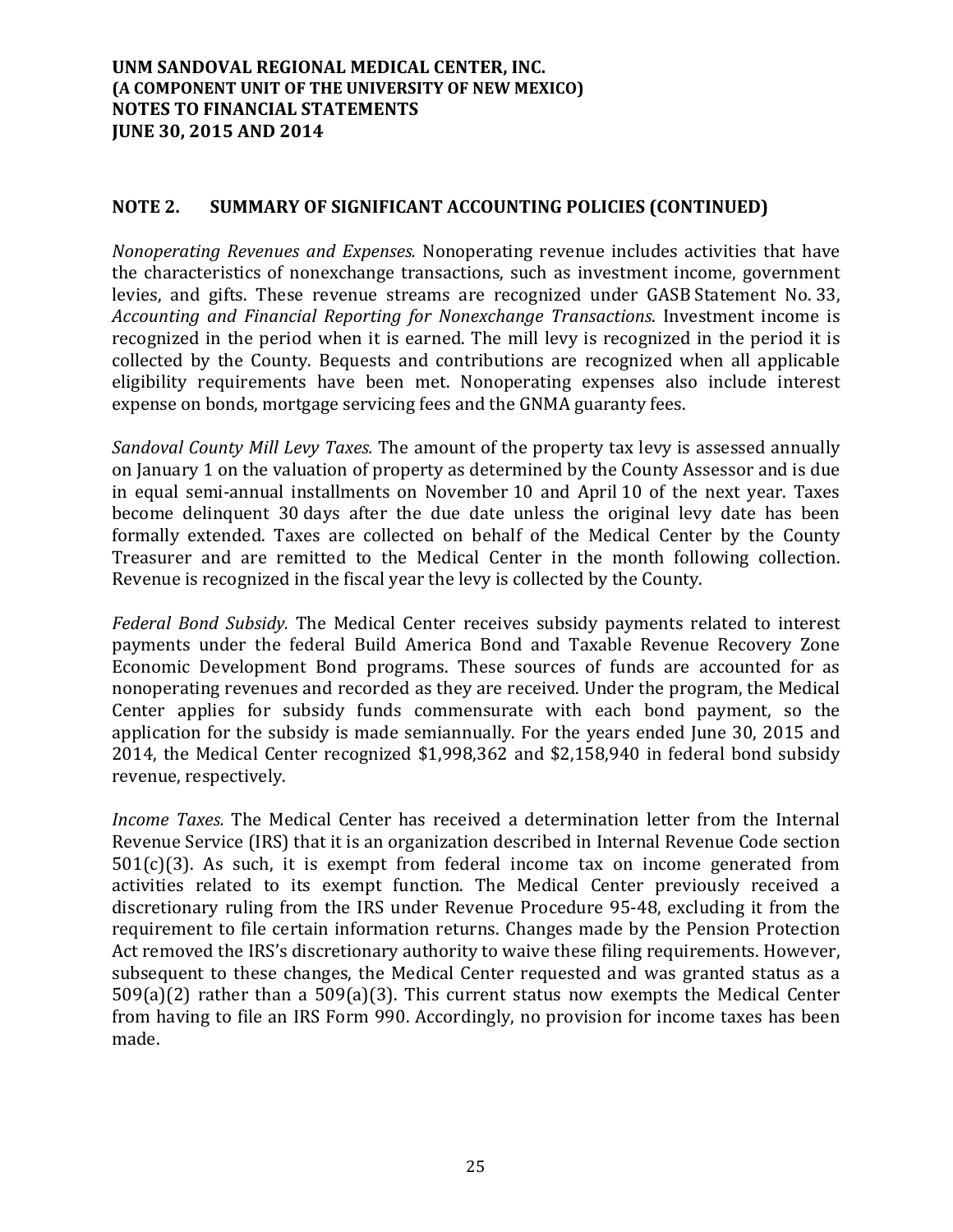## NOTE 2. SUMMARY OF SIGNIFICANT ACCOUNTING POLICIES (CONTINUED)

*Nonoperating Revenues and Expenses.* Nonoperating revenue includes activities that have the characteristics of nonexchange transactions, such as investment income, government levies, and gifts. These revenue streams are recognized under GASB Statement No. 33, *Accounting and Financial Reporting for Nonexchange Transactions*. Investment income is recognized in the period when it is earned. The mill levy is recognized in the period it is collected by the County. Bequests and contributions are recognized when all applicable eligibility requirements have been met. Nonoperating expenses also include interest expense on bonds, mortgage servicing fees and the GNMA guaranty fees.

*Sandoval County Mill Levy Taxes.* The amount of the property tax levy is assessed annually on January 1 on the valuation of property as determined by the County Assessor and is due in equal semi-annual installments on November 10 and April 10 of the next year. Taxes become delinquent 30 days after the due date unless the original levy date has been formally extended. Taxes are collected on behalf of the Medical Center by the County Treasurer and are remitted to the Medical Center in the month following collection. Revenue is recognized in the fiscal year the levy is collected by the County.

*Federal Bond Subsidy.* The Medical Center receives subsidy payments related to interest payments under the federal Build America Bond and Taxable Revenue Recovery Zone Economic Development Bond programs. These sources of funds are accounted for as nonoperating revenues and recorded as they are received. Under the program, the Medical Center applies for subsidy funds commensurate with each bond payment, so the application for the subsidy is made semiannually. For the years ended June 30, 2015 and 2014, the Medical Center recognized $1,998,362 and $2,158,940 in federal bond subsidy revenue, respectively.

*Income Taxes.* The Medical Center has received a determination letter from the Internal Revenue Service (IRS) that it is an organization described in Internal Revenue Code section 501(c)(3). As such, it is exempt from federal income tax on income generated from activities related to its exempt function. The Medical Center previously received a discretionary ruling from the IRS under Revenue Procedure 95-48, excluding it from the requirement to file certain information returns. Changes made by the Pension Protection Act removed the IRS's discretionary authority to waive these filing requirements. However, subsequent to these changes, the Medical Center requested and was granted status as a 509(a)(2) rather than a 509(a)(3). This current status now exempts the Medical Center from having to file an IRS Form 990. Accordingly, no provision for income taxes has been made.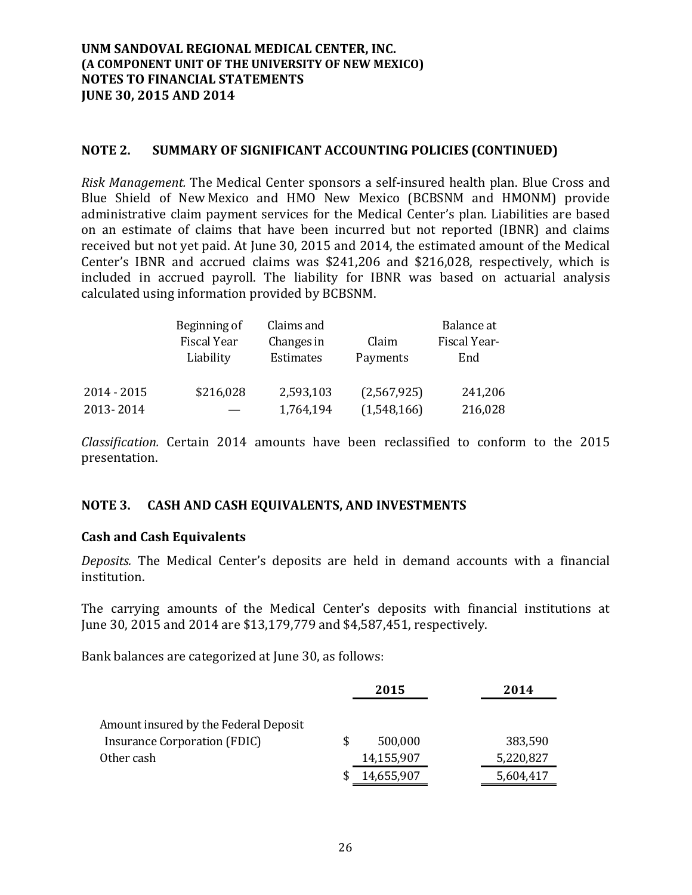## NOTE 2. SUMMARY OF SIGNIFICANT ACCOUNTING POLICIES (CONTINUED)

*Risk Management.* The Medical Center sponsors a self-insured health plan. Blue Cross and Blue Shield of New Mexico and HMO New Mexico (BCBSNM and HMONM) provide administrative claim payment services for the Medical Center's plan. Liabilities are based on an estimate of claims that have been incurred but not reported (IBNR) and claims received but not yet paid. At June 30, 2015 and 2014, the estimated amount of the Medical Center's IBNR and accrued claims was $241,206 and $216,028, respectively, which is included in accrued payroll. The liability for IBNR was based on actuarial analysis calculated using information provided by BCBSNM.

| | Beginning of Fiscal Year Liability | Claims and Changes in Estimates | Claim Payments | Balance at Fiscal Year-End |
|---|---|---|---|---|
| 2014 - 2015 | $216,028 | 2,593,103 | (2,567,925) | 241,206 |
| 2013- 2014 | — | 1,764,194 | (1,548,166) | 216,028 |

*Classification.* Certain 2014 amounts have been reclassified to conform to the 2015 presentation.

## NOTE 3. CASH AND CASH EQUIVALENTS, AND INVESTMENTS

### Cash and Cash Equivalents

*Deposits.* The Medical Center's deposits are held in demand accounts with a financial institution.

The carrying amounts of the Medical Center's deposits with financial institutions at June 30, 2015 and 2014 are $13,179,779 and $4,587,451, respectively.

Bank balances are categorized at June 30, as follows:

| | 2015 | 2014 |
|---|---|---|
| Amount insured by the Federal Deposit Insurance Corporation (FDIC) | $ 500,000 | 383,590 |
| Other cash | 14,155,907 | 5,220,827 |
| | $ 14,655,907 | 5,604,417 |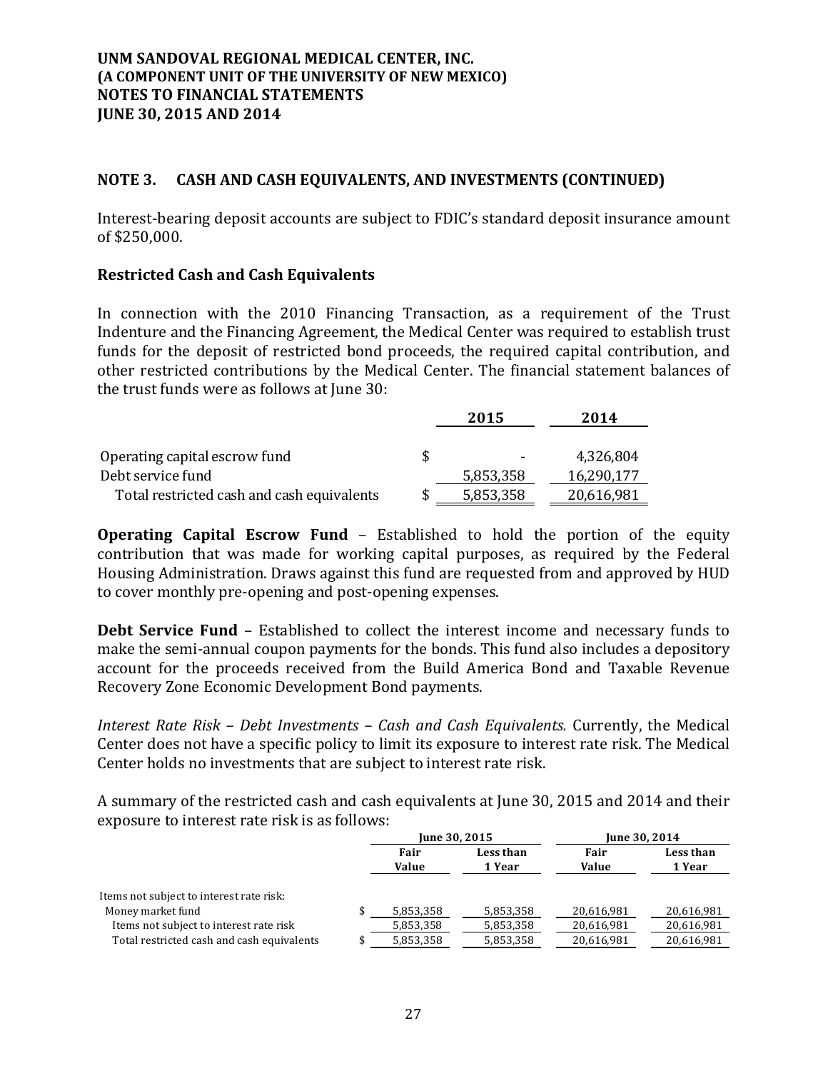UNM SANDOVAL REGIONAL MEDICAL CENTER, INC.
(A COMPONENT UNIT OF THE UNIVERSITY OF NEW MEXICO)
NOTES TO FINANCIAL STATEMENTS
JUNE 30, 2015 AND 2014

## NOTE 3. CASH AND CASH EQUIVALENTS, AND INVESTMENTS (CONTINUED)

Interest-bearing deposit accounts are subject to FDIC's standard deposit insurance amount of $250,000.

### Restricted Cash and Cash Equivalents

In connection with the 2010 Financing Transaction, as a requirement of the Trust Indenture and the Financing Agreement, the Medical Center was required to establish trust funds for the deposit of restricted bond proceeds, the required capital contribution, and other restricted contributions by the Medical Center. The financial statement balances of the trust funds were as follows at June 30:

| | 2015 | 2014 |
|---|---|---|
| Operating capital escrow fund | $ - | 4,326,804 |
| Debt service fund | 5,853,358 | 16,290,177 |
| Total restricted cash and cash equivalents | $ 5,853,358 | 20,616,981 |

**Operating Capital Escrow Fund** – Established to hold the portion of the equity contribution that was made for working capital purposes, as required by the Federal Housing Administration. Draws against this fund are requested from and approved by HUD to cover monthly pre-opening and post-opening expenses.

**Debt Service Fund** – Established to collect the interest income and necessary funds to make the semi-annual coupon payments for the bonds. This fund also includes a depository account for the proceeds received from the Build America Bond and Taxable Revenue Recovery Zone Economic Development Bond payments.

*Interest Rate Risk – Debt Investments – Cash and Cash Equivalents.* Currently, the Medical Center does not have a specific policy to limit its exposure to interest rate risk. The Medical Center holds no investments that are subject to interest rate risk.

A summary of the restricted cash and cash equivalents at June 30, 2015 and 2014 and their exposure to interest rate risk is as follows:

| | June 30, 2015 | | June 30, 2014 | |
|---|---|---|---|---|
| | Fair Value | Less than 1 Year | Fair Value | Less than 1 Year |
| Items not subject to interest rate risk: | | | | |
| Money market fund | $ 5,853,358 | 5,853,358 | 20,616,981 | 20,616,981 |
| Items not subject to interest rate risk | 5,853,358 | 5,853,358 | 20,616,981 | 20,616,981 |
| Total restricted cash and cash equivalents | $ 5,853,358 | 5,853,358 | 20,616,981 | 20,616,981 |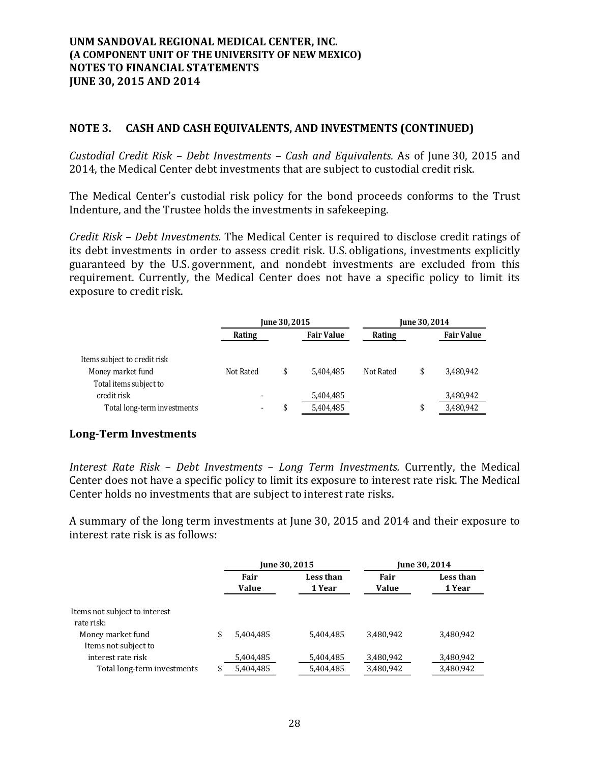## NOTE 3. CASH AND CASH EQUIVALENTS, AND INVESTMENTS (CONTINUED)

*Custodial Credit Risk – Debt Investments – Cash and Equivalents.* As of June 30, 2015 and 2014, the Medical Center debt investments that are subject to custodial credit risk.

The Medical Center's custodial risk policy for the bond proceeds conforms to the Trust Indenture, and the Trustee holds the investments in safekeeping.

*Credit Risk – Debt Investments.* The Medical Center is required to disclose credit ratings of its debt investments in order to assess credit risk. U.S. obligations, investments explicitly guaranteed by the U.S. government, and nondebt investments are excluded from this requirement. Currently, the Medical Center does not have a specific policy to limit its exposure to credit risk.

| | June 30, 2015 | | June 30, 2014 | |
|---|---|---|---|---|
| | Rating | Fair Value | Rating | Fair Value |
| Items subject to credit risk | | | | |
| Money market fund | Not Rated | $ 5,404,485 | Not Rated | $ 3,480,942 |
| Total items subject to credit risk | - | 5,404,485 | | 3,480,942 |
| Total long-term investments | - | $ 5,404,485 | | $ 3,480,942 |

## Long-Term Investments

*Interest Rate Risk – Debt Investments – Long Term Investments.* Currently, the Medical Center does not have a specific policy to limit its exposure to interest rate risk. The Medical Center holds no investments that are subject to interest rate risks.

A summary of the long term investments at June 30, 2015 and 2014 and their exposure to interest rate risk is as follows:

| | June 30, 2015 | | June 30, 2014 | |
|---|---|---|---|---|
| | Fair Value | Less than 1 Year | Fair Value | Less than 1 Year |
| Items not subject to interest rate risk: | | | | |
| Money market fund | $ 5,404,485 | 5,404,485 | 3,480,942 | 3,480,942 |
| Items not subject to interest rate risk | 5,404,485 | 5,404,485 | 3,480,942 | 3,480,942 |
| Total long-term investments | $ 5,404,485 | 5,404,485 | 3,480,942 | 3,480,942 |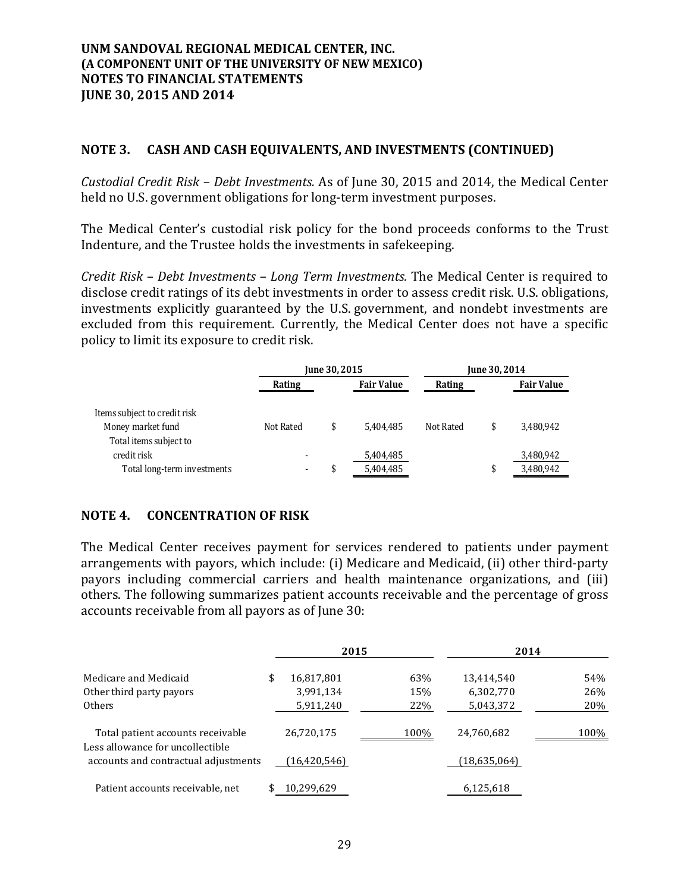**UNM SANDOVAL REGIONAL MEDICAL CENTER, INC.**
**(A COMPONENT UNIT OF THE UNIVERSITY OF NEW MEXICO)**
**NOTES TO FINANCIAL STATEMENTS**
**JUNE 30, 2015 AND 2014**

## NOTE 3. CASH AND CASH EQUIVALENTS, AND INVESTMENTS (CONTINUED)

*Custodial Credit Risk – Debt Investments.* As of June 30, 2015 and 2014, the Medical Center held no U.S. government obligations for long-term investment purposes.

The Medical Center's custodial risk policy for the bond proceeds conforms to the Trust Indenture, and the Trustee holds the investments in safekeeping.

*Credit Risk – Debt Investments – Long Term Investments.* The Medical Center is required to disclose credit ratings of its debt investments in order to assess credit risk. U.S. obligations, investments explicitly guaranteed by the U.S. government, and nondebt investments are excluded from this requirement. Currently, the Medical Center does not have a specific policy to limit its exposure to credit risk.

| | June 30, 2015 | | June 30, 2014 | |
|---|---|---|---|---|
| | Rating | Fair Value | Rating | Fair Value |
| Items subject to credit risk | | | | |
| Money market fund | Not Rated | $ 5,404,485 | Not Rated | $ 3,480,942 |
| Total items subject to credit risk | - | 5,404,485 | | 3,480,942 |
| Total long-term investments | - | $ 5,404,485 | | $ 3,480,942 |

## NOTE 4. CONCENTRATION OF RISK

The Medical Center receives payment for services rendered to patients under payment arrangements with payors, which include: (i) Medicare and Medicaid, (ii) other third-party payors including commercial carriers and health maintenance organizations, and (iii) others. The following summarizes patient accounts receivable and the percentage of gross accounts receivable from all payors as of June 30:

| | 2015 | | 2014 | |
|---|---|---|---|---|
| Medicare and Medicaid | $ 16,817,801 | 63% | 13,414,540 | 54% |
| Other third party payors | 3,991,134 | 15% | 6,302,770 | 26% |
| Others | 5,911,240 | 22% | 5,043,372 | 20% |
| Total patient accounts receivable | 26,720,175 | 100% | 24,760,682 | 100% |
| Less allowance for uncollectible accounts and contractual adjustments | (16,420,546) | | (18,635,064) | |
| Patient accounts receivable, net | $ 10,299,629 | | 6,125,618 | |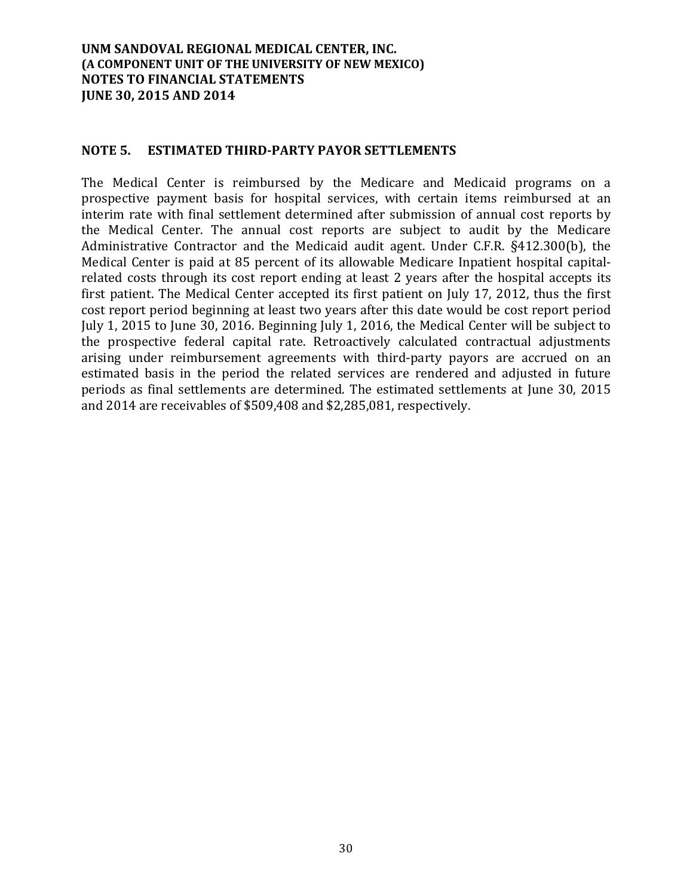## NOTE 5. ESTIMATED THIRD-PARTY PAYOR SETTLEMENTS

The Medical Center is reimbursed by the Medicare and Medicaid programs on a prospective payment basis for hospital services, with certain items reimbursed at an interim rate with final settlement determined after submission of annual cost reports by the Medical Center. The annual cost reports are subject to audit by the Medicare Administrative Contractor and the Medicaid audit agent. Under C.F.R. §412.300(b), the Medical Center is paid at 85 percent of its allowable Medicare Inpatient hospital capital-related costs through its cost report ending at least 2 years after the hospital accepts its first patient. The Medical Center accepted its first patient on July 17, 2012, thus the first cost report period beginning at least two years after this date would be cost report period July 1, 2015 to June 30, 2016. Beginning July 1, 2016, the Medical Center will be subject to the prospective federal capital rate. Retroactively calculated contractual adjustments arising under reimbursement agreements with third-party payors are accrued on an estimated basis in the period the related services are rendered and adjusted in future periods as final settlements are determined. The estimated settlements at June 30, 2015 and 2014 are receivables of $509,408 and $2,285,081, respectively.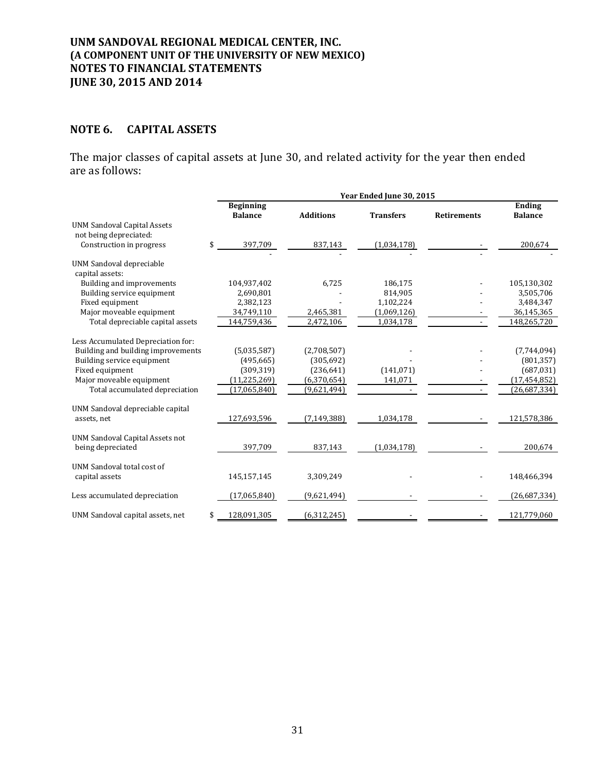# UNM SANDOVAL REGIONAL MEDICAL CENTER, INC.
# (A COMPONENT UNIT OF THE UNIVERSITY OF NEW MEXICO)
# NOTES TO FINANCIAL STATEMENTS
# JUNE 30, 2015 AND 2014

## NOTE 6. CAPITAL ASSETS

The major classes of capital assets at June 30, and related activity for the year then ended are as follows:

| | Year Ended June 30, 2015 | | | | |
|---|---|---|---|---|---|
| | Beginning Balance | Additions | Transfers | Retirements | Ending Balance |
| UNM Sandoval Capital Assets not being depreciated: | | | | | |
| Construction in progress | $ 397,709 | 837,143 | (1,034,178) | - | 200,674 |
| | - | - | - | - | - |
| UNM Sandoval depreciable capital assets: | | | | | |
| Building and improvements | 104,937,402 | 6,725 | 186,175 | - | 105,130,302 |
| Building service equipment | 2,690,801 | - | 814,905 | - | 3,505,706 |
| Fixed equipment | 2,382,123 | - | 1,102,224 | - | 3,484,347 |
| Major moveable equipment | 34,749,110 | 2,465,381 | (1,069,126) | - | 36,145,365 |
| Total depreciable capital assets | 144,759,436 | 2,472,106 | 1,034,178 | - | 148,265,720 |
| Less Accumulated Depreciation for: | | | | | |
| Building and building improvements | (5,035,587) | (2,708,507) | - | - | (7,744,094) |
| Building service equipment | (495,665) | (305,692) | - | - | (801,357) |
| Fixed equipment | (309,319) | (236,641) | (141,071) | - | (687,031) |
| Major moveable equipment | (11,225,269) | (6,370,654) | 141,071 | - | (17,454,852) |
| Total accumulated depreciation | (17,065,840) | (9,621,494) | - | - | (26,687,334) |
| UNM Sandoval depreciable capital assets, net | 127,693,596 | (7,149,388) | 1,034,178 | - | 121,578,386 |
| UNM Sandoval Capital Assets not being depreciated | 397,709 | 837,143 | (1,034,178) | - | 200,674 |
| UNM Sandoval total cost of capital assets | 145,157,145 | 3,309,249 | - | - | 148,466,394 |
| Less accumulated depreciation | (17,065,840) | (9,621,494) | - | - | (26,687,334) |
| UNM Sandoval capital assets, net | $ 128,091,305 | (6,312,245) | - | - | 121,779,060 |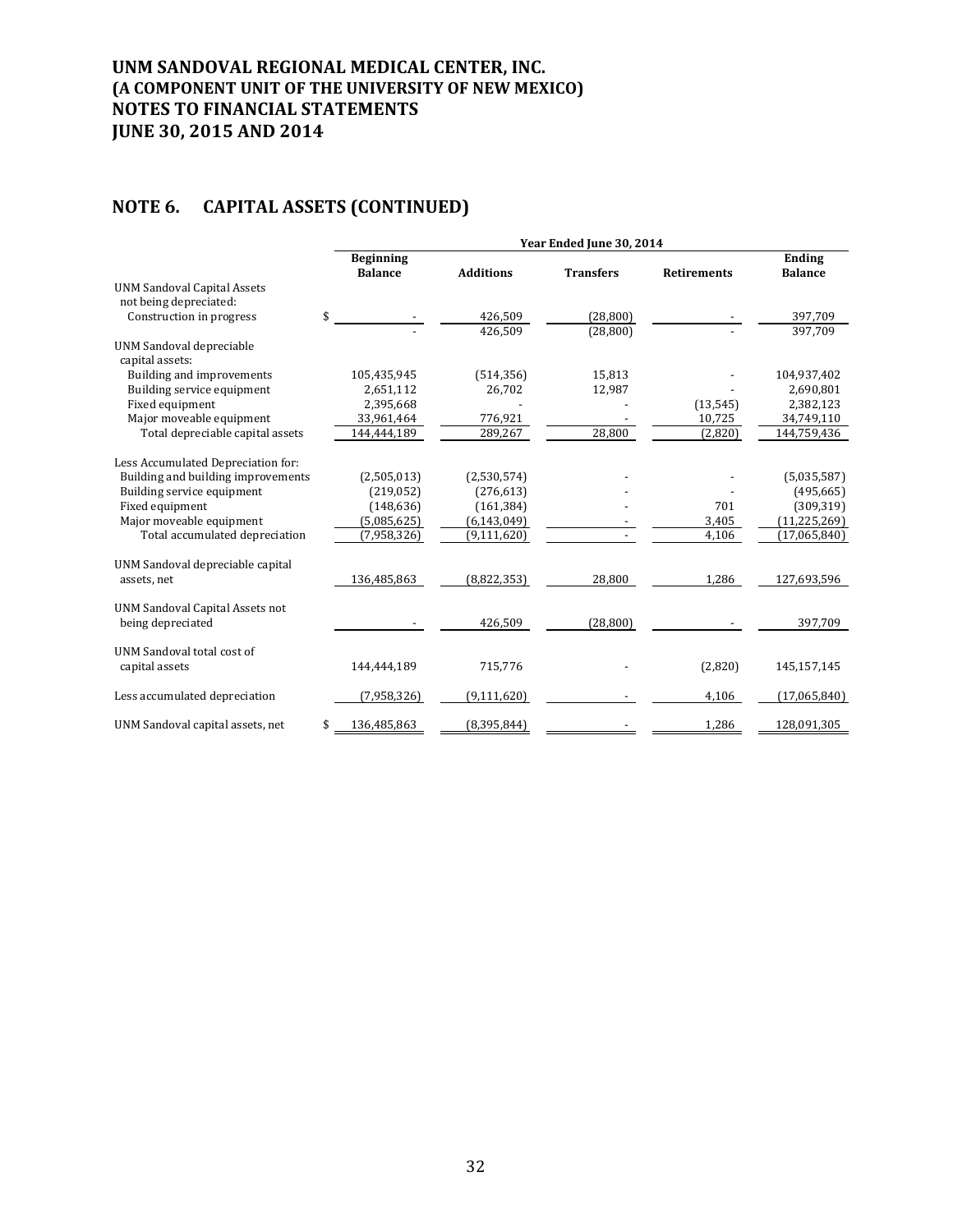# UNM SANDOVAL REGIONAL MEDICAL CENTER, INC.
# (A COMPONENT UNIT OF THE UNIVERSITY OF NEW MEXICO)
# NOTES TO FINANCIAL STATEMENTS
# JUNE 30, 2015 AND 2014

## NOTE 6. CAPITAL ASSETS (CONTINUED)

| | Year Ended June 30, 2014 | | | | |
|---|---|---|---|---|---|
| | Beginning Balance | Additions | Transfers | Retirements | Ending Balance |
| UNM Sandoval Capital Assets not being depreciated: | | | | | |
| Construction in progress | $ - | 426,509 | (28,800) | - | 397,709 |
| | - | 426,509 | (28,800) | - | 397,709 |
| UNM Sandoval depreciable capital assets: | | | | | |
| Building and improvements | 105,435,945 | (514,356) | 15,813 | - | 104,937,402 |
| Building service equipment | 2,651,112 | 26,702 | 12,987 | - | 2,690,801 |
| Fixed equipment | 2,395,668 | - | - | (13,545) | 2,382,123 |
| Major moveable equipment | 33,961,464 | 776,921 | - | 10,725 | 34,749,110 |
| Total depreciable capital assets | 144,444,189 | 289,267 | 28,800 | (2,820) | 144,759,436 |
| Less Accumulated Depreciation for: | | | | | |
| Building and building improvements | (2,505,013) | (2,530,574) | - | - | (5,035,587) |
| Building service equipment | (219,052) | (276,613) | - | - | (495,665) |
| Fixed equipment | (148,636) | (161,384) | - | 701 | (309,319) |
| Major moveable equipment | (5,085,625) | (6,143,049) | - | 3,405 | (11,225,269) |
| Total accumulated depreciation | (7,958,326) | (9,111,620) | - | 4,106 | (17,065,840) |
| UNM Sandoval depreciable capital assets, net | 136,485,863 | (8,822,353) | 28,800 | 1,286 | 127,693,596 |
| UNM Sandoval Capital Assets not being depreciated | - | 426,509 | (28,800) | - | 397,709 |
| UNM Sandoval total cost of capital assets | 144,444,189 | 715,776 | - | (2,820) | 145,157,145 |
| Less accumulated depreciation | (7,958,326) | (9,111,620) | - | 4,106 | (17,065,840) |
| UNM Sandoval capital assets, net | $ 136,485,863 | (8,395,844) | - | 1,286 | 128,091,305 |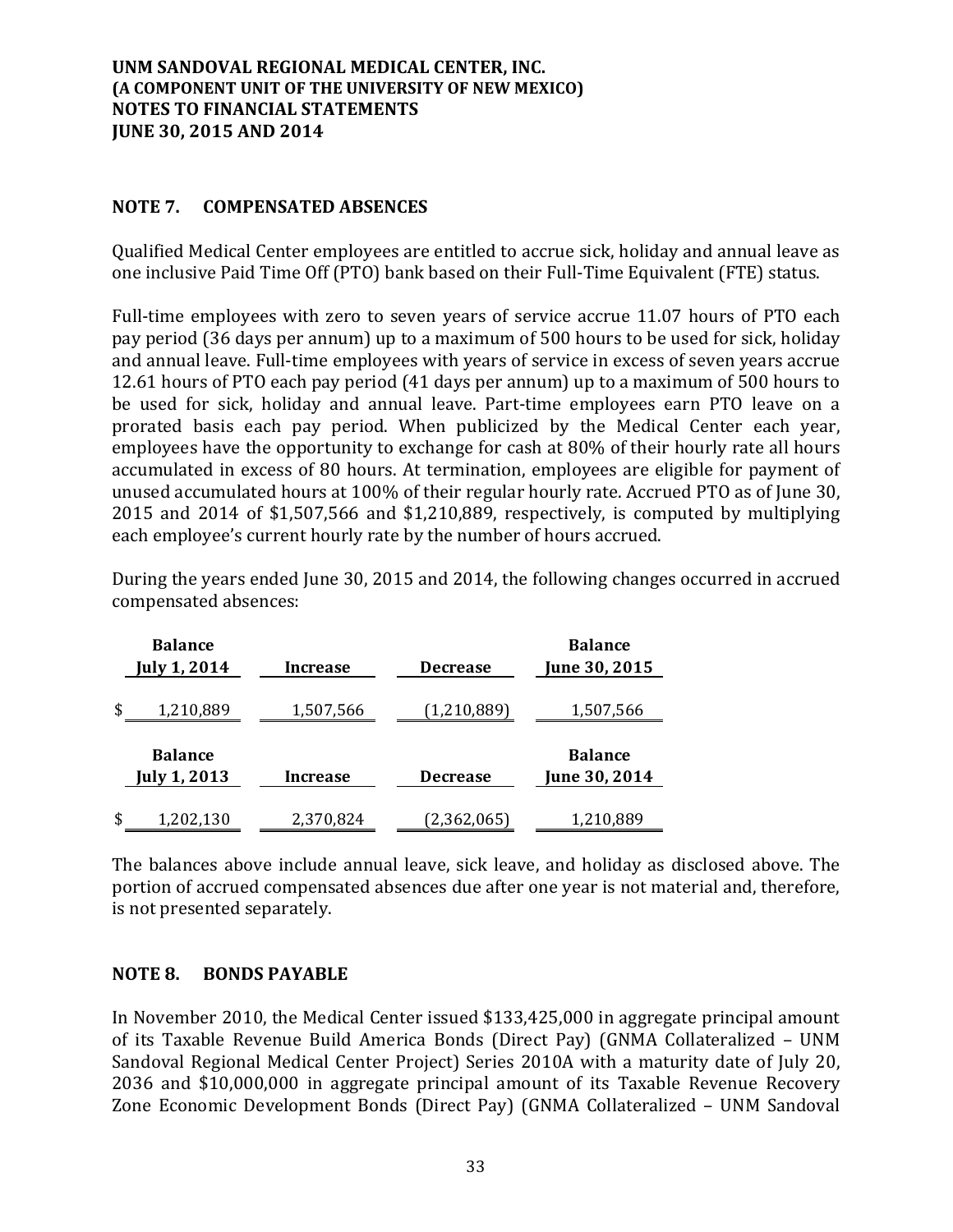UNM SANDOVAL REGIONAL MEDICAL CENTER, INC.
(A COMPONENT UNIT OF THE UNIVERSITY OF NEW MEXICO)
NOTES TO FINANCIAL STATEMENTS
JUNE 30, 2015 AND 2014

## NOTE 7. COMPENSATED ABSENCES

Qualified Medical Center employees are entitled to accrue sick, holiday and annual leave as one inclusive Paid Time Off (PTO) bank based on their Full-Time Equivalent (FTE) status.

Full-time employees with zero to seven years of service accrue 11.07 hours of PTO each pay period (36 days per annum) up to a maximum of 500 hours to be used for sick, holiday and annual leave. Full-time employees with years of service in excess of seven years accrue 12.61 hours of PTO each pay period (41 days per annum) up to a maximum of 500 hours to be used for sick, holiday and annual leave. Part-time employees earn PTO leave on a prorated basis each pay period. When publicized by the Medical Center each year, employees have the opportunity to exchange for cash at 80% of their hourly rate all hours accumulated in excess of 80 hours. At termination, employees are eligible for payment of unused accumulated hours at 100% of their regular hourly rate. Accrued PTO as of June 30, 2015 and 2014 of $1,507,566 and $1,210,889, respectively, is computed by multiplying each employee's current hourly rate by the number of hours accrued.

During the years ended June 30, 2015 and 2014, the following changes occurred in accrued compensated absences:

| Balance July 1, 2014 | Increase | Decrease | Balance June 30, 2015 |
|---|---|---|---|
| $ 1,210,889 | 1,507,566 | (1,210,889) | 1,507,566 |

| Balance July 1, 2013 | Increase | Decrease | Balance June 30, 2014 |
|---|---|---|---|
| $ 1,202,130 | 2,370,824 | (2,362,065) | 1,210,889 |

The balances above include annual leave, sick leave, and holiday as disclosed above. The portion of accrued compensated absences due after one year is not material and, therefore, is not presented separately.

## NOTE 8. BONDS PAYABLE

In November 2010, the Medical Center issued $133,425,000 in aggregate principal amount of its Taxable Revenue Build America Bonds (Direct Pay) (GNMA Collateralized – UNM Sandoval Regional Medical Center Project) Series 2010A with a maturity date of July 20, 2036 and $10,000,000 in aggregate principal amount of its Taxable Revenue Recovery Zone Economic Development Bonds (Direct Pay) (GNMA Collateralized – UNM Sandoval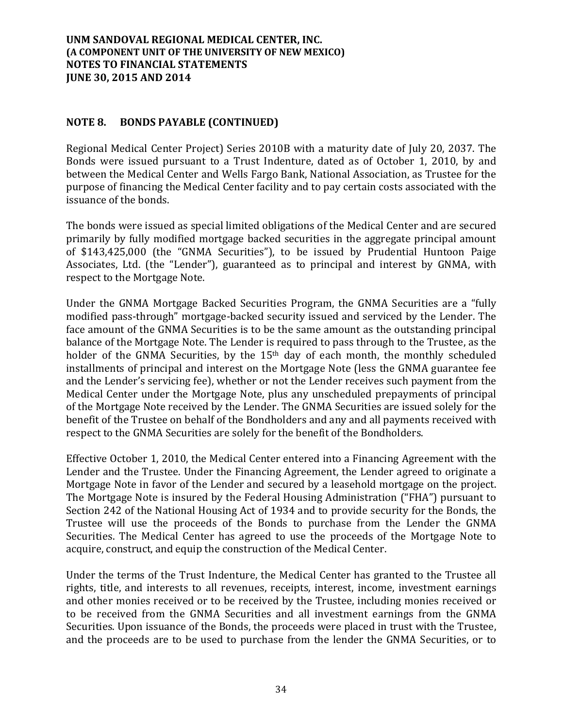## NOTE 8. BONDS PAYABLE (CONTINUED)

Regional Medical Center Project) Series 2010B with a maturity date of July 20, 2037. The Bonds were issued pursuant to a Trust Indenture, dated as of October 1, 2010, by and between the Medical Center and Wells Fargo Bank, National Association, as Trustee for the purpose of financing the Medical Center facility and to pay certain costs associated with the issuance of the bonds.

The bonds were issued as special limited obligations of the Medical Center and are secured primarily by fully modified mortgage backed securities in the aggregate principal amount of $143,425,000 (the "GNMA Securities"), to be issued by Prudential Huntoon Paige Associates, Ltd. (the "Lender"), guaranteed as to principal and interest by GNMA, with respect to the Mortgage Note.

Under the GNMA Mortgage Backed Securities Program, the GNMA Securities are a "fully modified pass-through" mortgage-backed security issued and serviced by the Lender. The face amount of the GNMA Securities is to be the same amount as the outstanding principal balance of the Mortgage Note. The Lender is required to pass through to the Trustee, as the holder of the GNMA Securities, by the 15th day of each month, the monthly scheduled installments of principal and interest on the Mortgage Note (less the GNMA guarantee fee and the Lender's servicing fee), whether or not the Lender receives such payment from the Medical Center under the Mortgage Note, plus any unscheduled prepayments of principal of the Mortgage Note received by the Lender. The GNMA Securities are issued solely for the benefit of the Trustee on behalf of the Bondholders and any and all payments received with respect to the GNMA Securities are solely for the benefit of the Bondholders.

Effective October 1, 2010, the Medical Center entered into a Financing Agreement with the Lender and the Trustee. Under the Financing Agreement, the Lender agreed to originate a Mortgage Note in favor of the Lender and secured by a leasehold mortgage on the project. The Mortgage Note is insured by the Federal Housing Administration ("FHA") pursuant to Section 242 of the National Housing Act of 1934 and to provide security for the Bonds, the Trustee will use the proceeds of the Bonds to purchase from the Lender the GNMA Securities. The Medical Center has agreed to use the proceeds of the Mortgage Note to acquire, construct, and equip the construction of the Medical Center.

Under the terms of the Trust Indenture, the Medical Center has granted to the Trustee all rights, title, and interests to all revenues, receipts, interest, income, investment earnings and other monies received or to be received by the Trustee, including monies received or to be received from the GNMA Securities and all investment earnings from the GNMA Securities. Upon issuance of the Bonds, the proceeds were placed in trust with the Trustee, and the proceeds are to be used to purchase from the lender the GNMA Securities, or to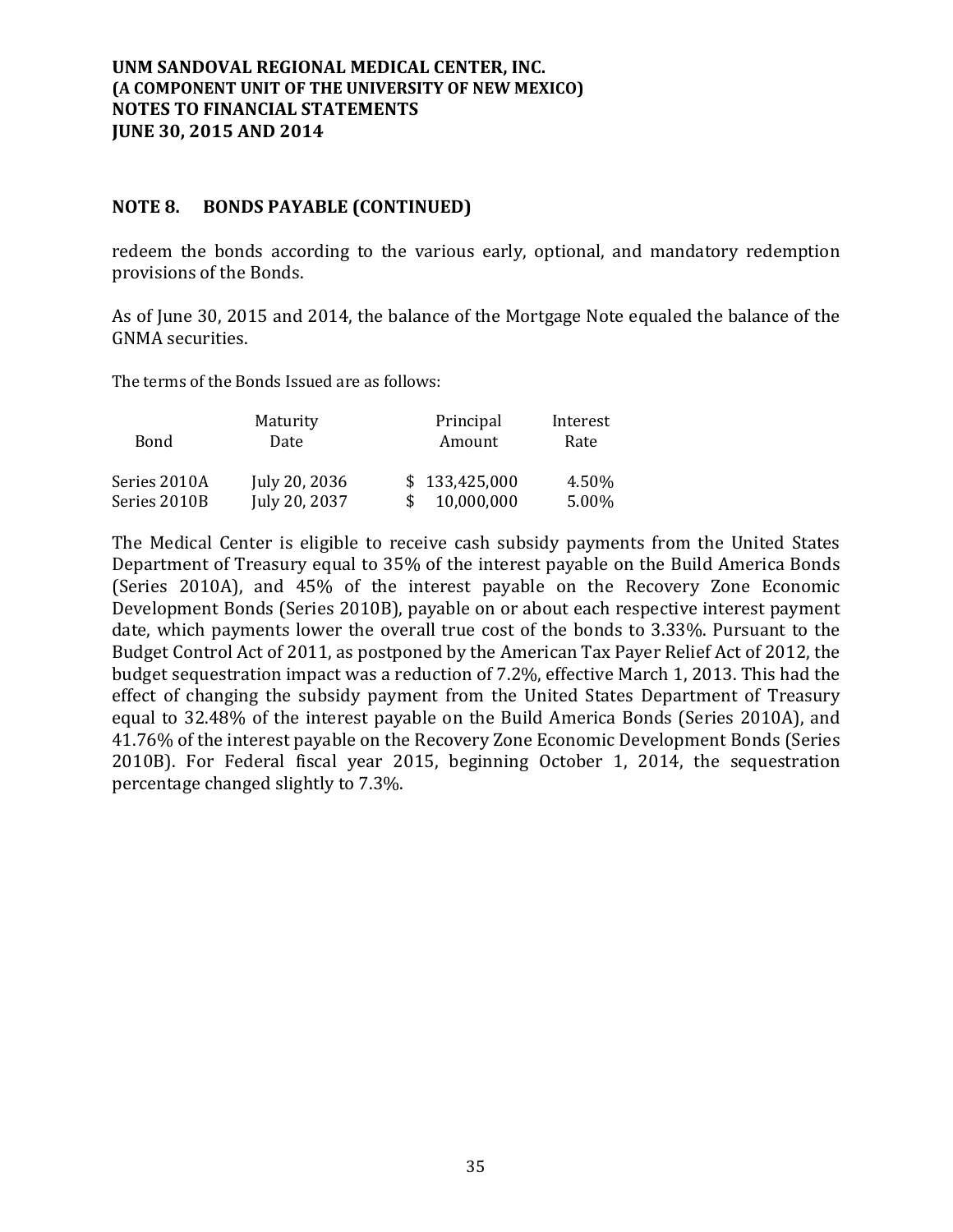## NOTE 8. BONDS PAYABLE (CONTINUED)

redeem the bonds according to the various early, optional, and mandatory redemption provisions of the Bonds.

As of June 30, 2015 and 2014, the balance of the Mortgage Note equaled the balance of the GNMA securities.

The terms of the Bonds Issued are as follows:

| Bond | Maturity Date | Principal Amount | Interest Rate |
|---|---|---|---|
| Series 2010A | July 20, 2036 | $ 133,425,000 | 4.50% |
| Series 2010B | July 20, 2037 | $ 10,000,000 | 5.00% |

The Medical Center is eligible to receive cash subsidy payments from the United States Department of Treasury equal to 35% of the interest payable on the Build America Bonds (Series 2010A), and 45% of the interest payable on the Recovery Zone Economic Development Bonds (Series 2010B), payable on or about each respective interest payment date, which payments lower the overall true cost of the bonds to 3.33%. Pursuant to the Budget Control Act of 2011, as postponed by the American Tax Payer Relief Act of 2012, the budget sequestration impact was a reduction of 7.2%, effective March 1, 2013. This had the effect of changing the subsidy payment from the United States Department of Treasury equal to 32.48% of the interest payable on the Build America Bonds (Series 2010A), and 41.76% of the interest payable on the Recovery Zone Economic Development Bonds (Series 2010B). For Federal fiscal year 2015, beginning October 1, 2014, the sequestration percentage changed slightly to 7.3%.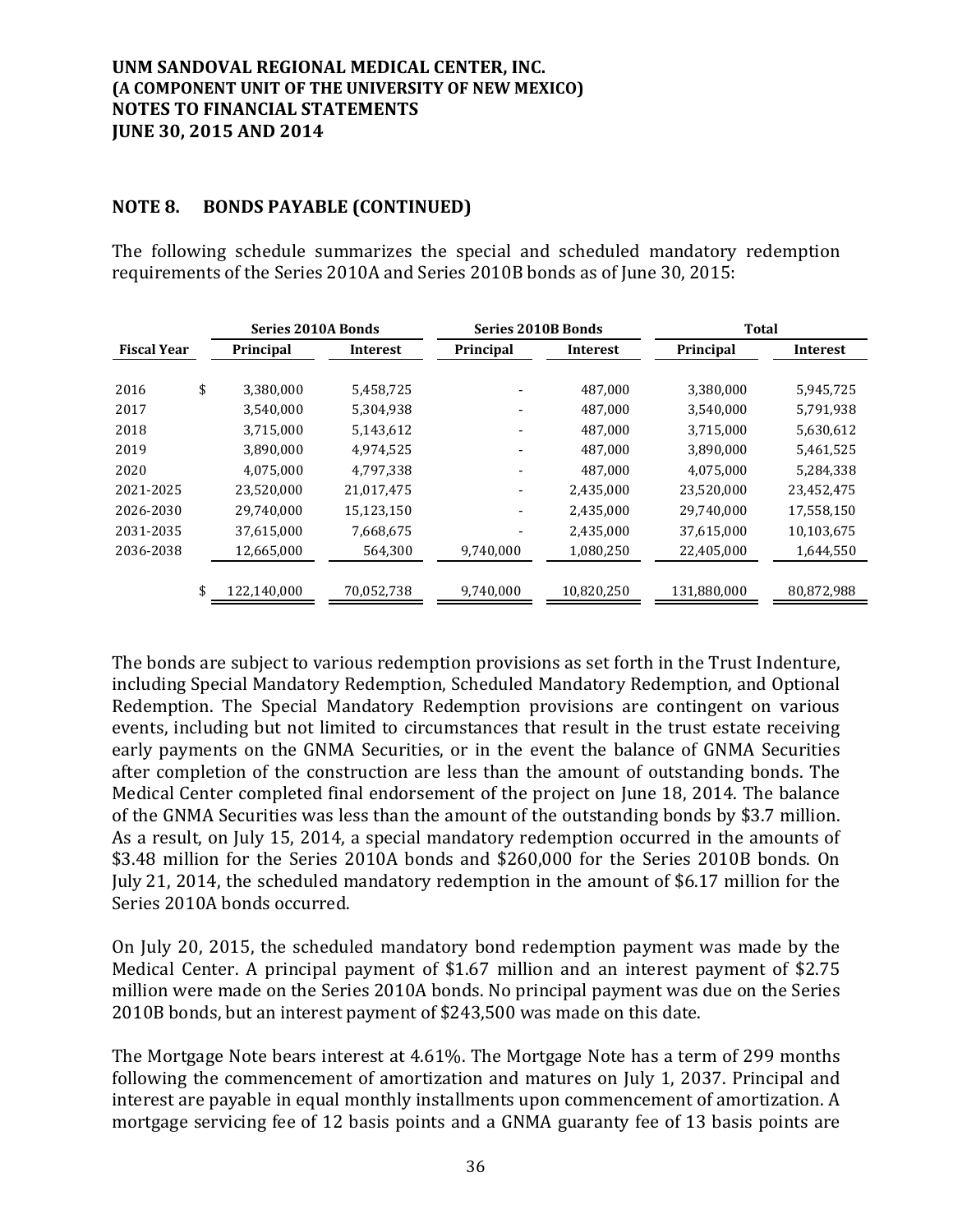UNM SANDOVAL REGIONAL MEDICAL CENTER, INC.
(A COMPONENT UNIT OF THE UNIVERSITY OF NEW MEXICO)
NOTES TO FINANCIAL STATEMENTS
JUNE 30, 2015 AND 2014

## NOTE 8. BONDS PAYABLE (CONTINUED)

The following schedule summarizes the special and scheduled mandatory redemption requirements of the Series 2010A and Series 2010B bonds as of June 30, 2015:

| | Series 2010A Bonds | | Series 2010B Bonds | | Total | |
|---|---|---|---|---|---|---|
| **Fiscal Year** | **Principal** | **Interest** | **Principal** | **Interest** | **Principal** | **Interest** |
| 2016 | $ 3,380,000 | 5,458,725 | - | 487,000 | 3,380,000 | 5,945,725 |
| 2017 | 3,540,000 | 5,304,938 | - | 487,000 | 3,540,000 | 5,791,938 |
| 2018 | 3,715,000 | 5,143,612 | - | 487,000 | 3,715,000 | 5,630,612 |
| 2019 | 3,890,000 | 4,974,525 | - | 487,000 | 3,890,000 | 5,461,525 |
| 2020 | 4,075,000 | 4,797,338 | - | 487,000 | 4,075,000 | 5,284,338 |
| 2021-2025 | 23,520,000 | 21,017,475 | - | 2,435,000 | 23,520,000 | 23,452,475 |
| 2026-2030 | 29,740,000 | 15,123,150 | - | 2,435,000 | 29,740,000 | 17,558,150 |
| 2031-2035 | 37,615,000 | 7,668,675 | - | 2,435,000 | 37,615,000 | 10,103,675 |
| 2036-2038 | 12,665,000 | 564,300 | 9,740,000 | 1,080,250 | 22,405,000 | 1,644,550 |
| | $ 122,140,000 | 70,052,738 | 9,740,000 | 10,820,250 | 131,880,000 | 80,872,988 |

The bonds are subject to various redemption provisions as set forth in the Trust Indenture, including Special Mandatory Redemption, Scheduled Mandatory Redemption, and Optional Redemption. The Special Mandatory Redemption provisions are contingent on various events, including but not limited to circumstances that result in the trust estate receiving early payments on the GNMA Securities, or in the event the balance of GNMA Securities after completion of the construction are less than the amount of outstanding bonds. The Medical Center completed final endorsement of the project on June 18, 2014. The balance of the GNMA Securities was less than the amount of the outstanding bonds by $3.7 million. As a result, on July 15, 2014, a special mandatory redemption occurred in the amounts of $3.48 million for the Series 2010A bonds and $260,000 for the Series 2010B bonds. On July 21, 2014, the scheduled mandatory redemption in the amount of $6.17 million for the Series 2010A bonds occurred.

On July 20, 2015, the scheduled mandatory bond redemption payment was made by the Medical Center. A principal payment of $1.67 million and an interest payment of $2.75 million were made on the Series 2010A bonds. No principal payment was due on the Series 2010B bonds, but an interest payment of $243,500 was made on this date.

The Mortgage Note bears interest at 4.61%. The Mortgage Note has a term of 299 months following the commencement of amortization and matures on July 1, 2037. Principal and interest are payable in equal monthly installments upon commencement of amortization. A mortgage servicing fee of 12 basis points and a GNMA guaranty fee of 13 basis points are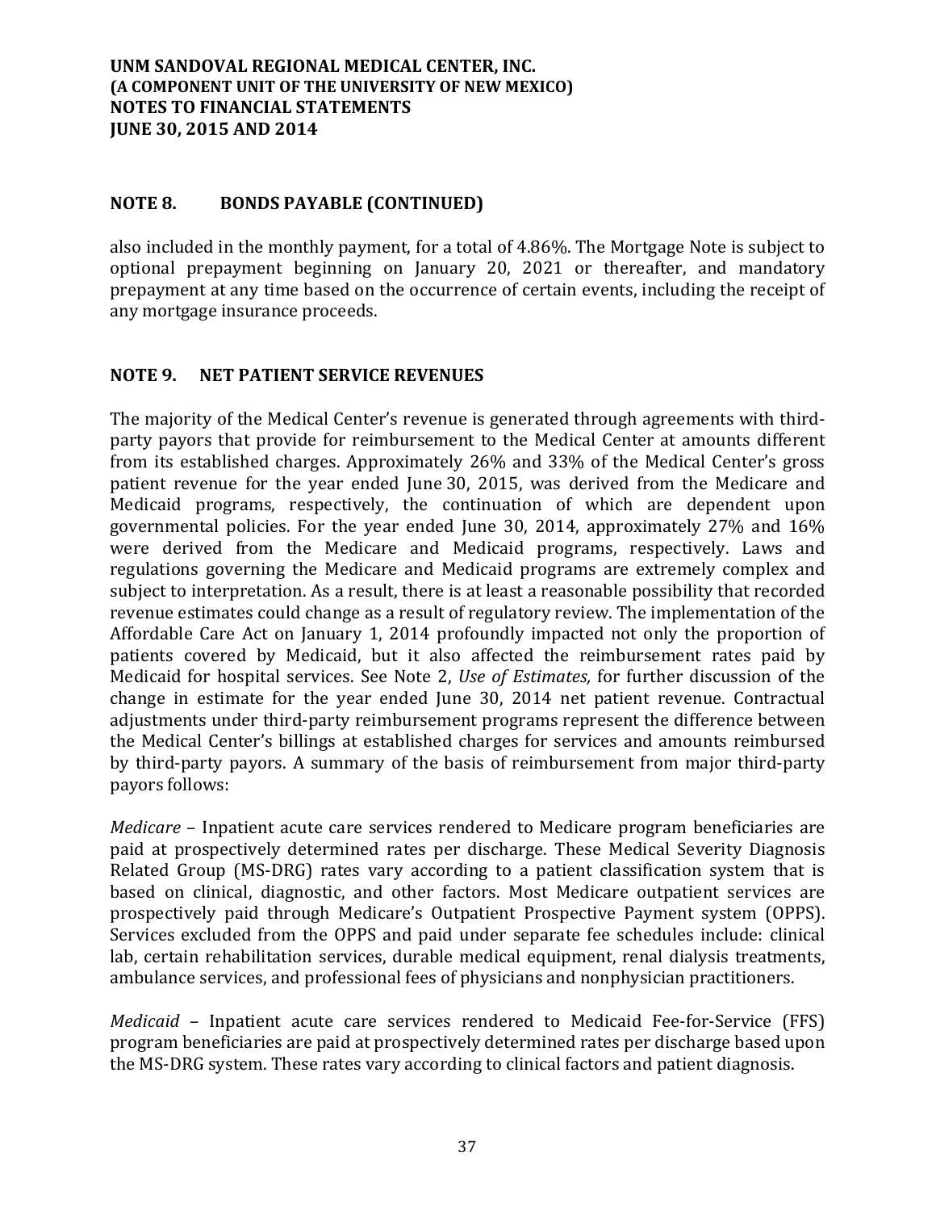## NOTE 8. BONDS PAYABLE (CONTINUED)

also included in the monthly payment, for a total of 4.86%. The Mortgage Note is subject to optional prepayment beginning on January 20, 2021 or thereafter, and mandatory prepayment at any time based on the occurrence of certain events, including the receipt of any mortgage insurance proceeds.

## NOTE 9. NET PATIENT SERVICE REVENUES

The majority of the Medical Center's revenue is generated through agreements with third-party payors that provide for reimbursement to the Medical Center at amounts different from its established charges. Approximately 26% and 33% of the Medical Center's gross patient revenue for the year ended June 30, 2015, was derived from the Medicare and Medicaid programs, respectively, the continuation of which are dependent upon governmental policies. For the year ended June 30, 2014, approximately 27% and 16% were derived from the Medicare and Medicaid programs, respectively. Laws and regulations governing the Medicare and Medicaid programs are extremely complex and subject to interpretation. As a result, there is at least a reasonable possibility that recorded revenue estimates could change as a result of regulatory review. The implementation of the Affordable Care Act on January 1, 2014 profoundly impacted not only the proportion of patients covered by Medicaid, but it also affected the reimbursement rates paid by Medicaid for hospital services. See Note 2, *Use of Estimates,* for further discussion of the change in estimate for the year ended June 30, 2014 net patient revenue. Contractual adjustments under third-party reimbursement programs represent the difference between the Medical Center's billings at established charges for services and amounts reimbursed by third-party payors. A summary of the basis of reimbursement from major third-party payors follows:

*Medicare* – Inpatient acute care services rendered to Medicare program beneficiaries are paid at prospectively determined rates per discharge. These Medical Severity Diagnosis Related Group (MS-DRG) rates vary according to a patient classification system that is based on clinical, diagnostic, and other factors. Most Medicare outpatient services are prospectively paid through Medicare's Outpatient Prospective Payment system (OPPS). Services excluded from the OPPS and paid under separate fee schedules include: clinical lab, certain rehabilitation services, durable medical equipment, renal dialysis treatments, ambulance services, and professional fees of physicians and nonphysician practitioners.

*Medicaid* – Inpatient acute care services rendered to Medicaid Fee-for-Service (FFS) program beneficiaries are paid at prospectively determined rates per discharge based upon the MS-DRG system. These rates vary according to clinical factors and patient diagnosis.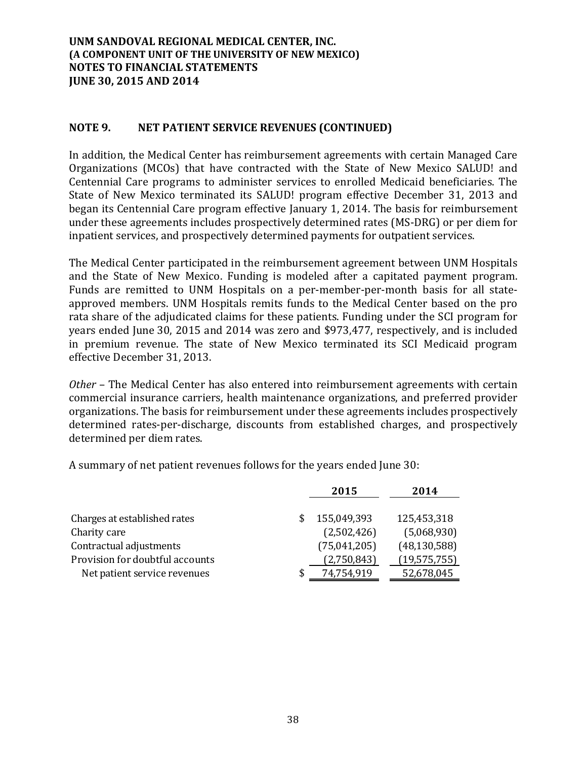# UNM SANDOVAL REGIONAL MEDICAL CENTER, INC.
# (A COMPONENT UNIT OF THE UNIVERSITY OF NEW MEXICO)
# NOTES TO FINANCIAL STATEMENTS
# JUNE 30, 2015 AND 2014

## NOTE 9. NET PATIENT SERVICE REVENUES (CONTINUED)

In addition, the Medical Center has reimbursement agreements with certain Managed Care Organizations (MCOs) that have contracted with the State of New Mexico SALUD! and Centennial Care programs to administer services to enrolled Medicaid beneficiaries. The State of New Mexico terminated its SALUD! program effective December 31, 2013 and began its Centennial Care program effective January 1, 2014. The basis for reimbursement under these agreements includes prospectively determined rates (MS-DRG) or per diem for inpatient services, and prospectively determined payments for outpatient services.

The Medical Center participated in the reimbursement agreement between UNM Hospitals and the State of New Mexico. Funding is modeled after a capitated payment program. Funds are remitted to UNM Hospitals on a per-member-per-month basis for all state-approved members. UNM Hospitals remits funds to the Medical Center based on the pro rata share of the adjudicated claims for these patients. Funding under the SCI program for years ended June 30, 2015 and 2014 was zero and $973,477, respectively, and is included in premium revenue. The state of New Mexico terminated its SCI Medicaid program effective December 31, 2013.

*Other* – The Medical Center has also entered into reimbursement agreements with certain commercial insurance carriers, health maintenance organizations, and preferred provider organizations. The basis for reimbursement under these agreements includes prospectively determined rates-per-discharge, discounts from established charges, and prospectively determined per diem rates.

A summary of net patient revenues follows for the years ended June 30:

| | 2015 | 2014 |
|---|---|---|
| Charges at established rates | $ 155,049,393 | 125,453,318 |
| Charity care | (2,502,426) | (5,068,930) |
| Contractual adjustments | (75,041,205) | (48,130,588) |
| Provision for doubtful accounts | (2,750,843) | (19,575,755) |
| Net patient service revenues | $ 74,754,919 | 52,678,045 |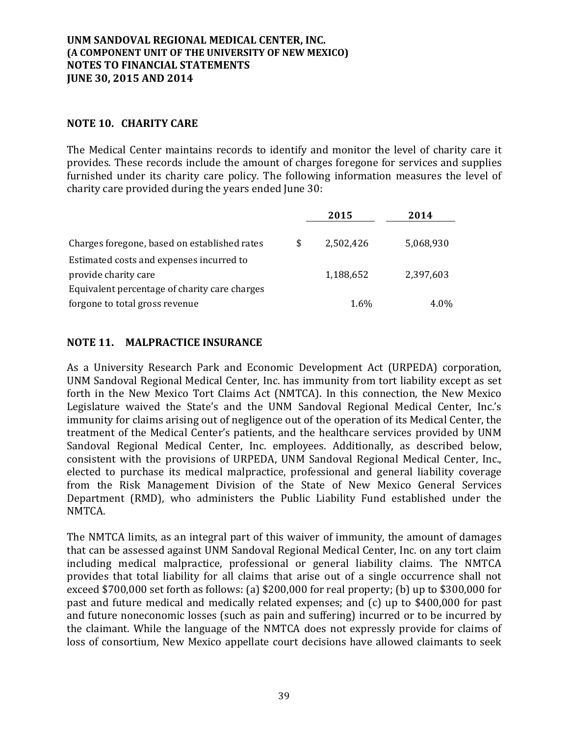**UNM SANDOVAL REGIONAL MEDICAL CENTER, INC.**
**(A COMPONENT UNIT OF THE UNIVERSITY OF NEW MEXICO)**
**NOTES TO FINANCIAL STATEMENTS**
**JUNE 30, 2015 AND 2014**

## NOTE 10. CHARITY CARE

The Medical Center maintains records to identify and monitor the level of charity care it provides. These records include the amount of charges foregone for services and supplies furnished under its charity care policy. The following information measures the level of charity care provided during the years ended June 30:

| | | 2015 | 2014 |
|---|---|---|---|
| Charges foregone, based on established rates | $ | 2,502,426 | 5,068,930 |
| Estimated costs and expenses incurred to provide charity care | | 1,188,652 | 2,397,603 |
| Equivalent percentage of charity care charges forgone to total gross revenue | | 1.6% | 4.0% |

## NOTE 11. MALPRACTICE INSURANCE

As a University Research Park and Economic Development Act (URPEDA) corporation, UNM Sandoval Regional Medical Center, Inc. has immunity from tort liability except as set forth in the New Mexico Tort Claims Act (NMTCA). In this connection, the New Mexico Legislature waived the State's and the UNM Sandoval Regional Medical Center, Inc.'s immunity for claims arising out of negligence out of the operation of its Medical Center, the treatment of the Medical Center's patients, and the healthcare services provided by UNM Sandoval Regional Medical Center, Inc. employees. Additionally, as described below, consistent with the provisions of URPEDA, UNM Sandoval Regional Medical Center, Inc., elected to purchase its medical malpractice, professional and general liability coverage from the Risk Management Division of the State of New Mexico General Services Department (RMD), who administers the Public Liability Fund established under the NMTCA.

The NMTCA limits, as an integral part of this waiver of immunity, the amount of damages that can be assessed against UNM Sandoval Regional Medical Center, Inc. on any tort claim including medical malpractice, professional or general liability claims. The NMTCA provides that total liability for all claims that arise out of a single occurrence shall not exceed $700,000 set forth as follows: (a) $200,000 for real property; (b) up to $300,000 for past and future medical and medically related expenses; and (c) up to $400,000 for past and future noneconomic losses (such as pain and suffering) incurred or to be incurred by the claimant. While the language of the NMTCA does not expressly provide for claims of loss of consortium, New Mexico appellate court decisions have allowed claimants to seek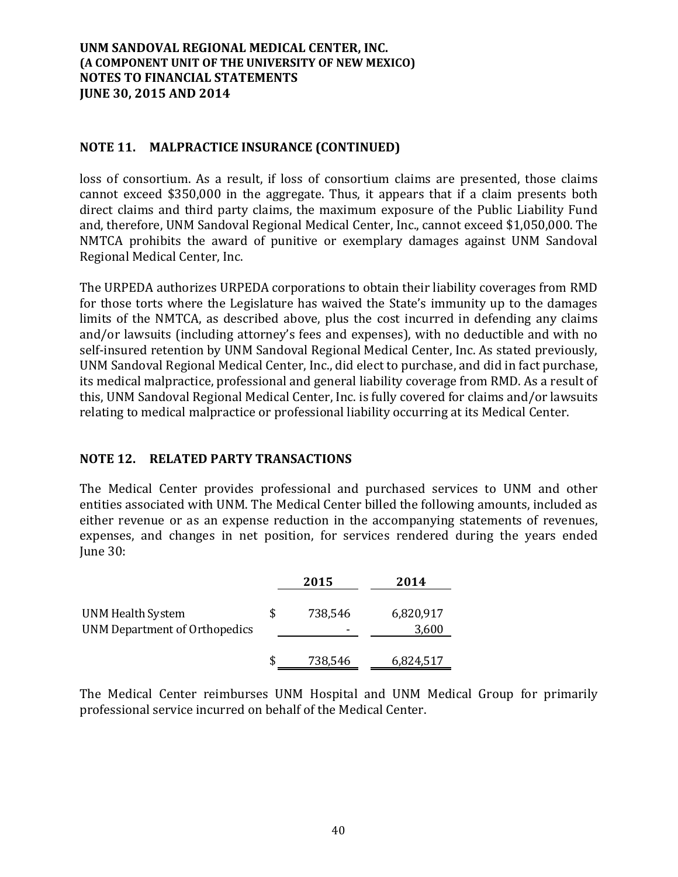## NOTE 11. MALPRACTICE INSURANCE (CONTINUED)

loss of consortium. As a result, if loss of consortium claims are presented, those claims cannot exceed $350,000 in the aggregate. Thus, it appears that if a claim presents both direct claims and third party claims, the maximum exposure of the Public Liability Fund and, therefore, UNM Sandoval Regional Medical Center, Inc., cannot exceed $1,050,000. The NMTCA prohibits the award of punitive or exemplary damages against UNM Sandoval Regional Medical Center, Inc.

The URPEDA authorizes URPEDA corporations to obtain their liability coverages from RMD for those torts where the Legislature has waived the State's immunity up to the damages limits of the NMTCA, as described above, plus the cost incurred in defending any claims and/or lawsuits (including attorney's fees and expenses), with no deductible and with no self-insured retention by UNM Sandoval Regional Medical Center, Inc. As stated previously, UNM Sandoval Regional Medical Center, Inc., did elect to purchase, and did in fact purchase, its medical malpractice, professional and general liability coverage from RMD. As a result of this, UNM Sandoval Regional Medical Center, Inc. is fully covered for claims and/or lawsuits relating to medical malpractice or professional liability occurring at its Medical Center.

## NOTE 12. RELATED PARTY TRANSACTIONS

The Medical Center provides professional and purchased services to UNM and other entities associated with UNM. The Medical Center billed the following amounts, included as either revenue or as an expense reduction in the accompanying statements of revenues, expenses, and changes in net position, for services rendered during the years ended June 30:

| | 2015 | 2014 |
|---|---|---|
| UNM Health System | $ 738,546 | 6,820,917 |
| UNM Department of Orthopedics | - | 3,600 |
| | $ 738,546 | 6,824,517 |

The Medical Center reimburses UNM Hospital and UNM Medical Group for primarily professional service incurred on behalf of the Medical Center.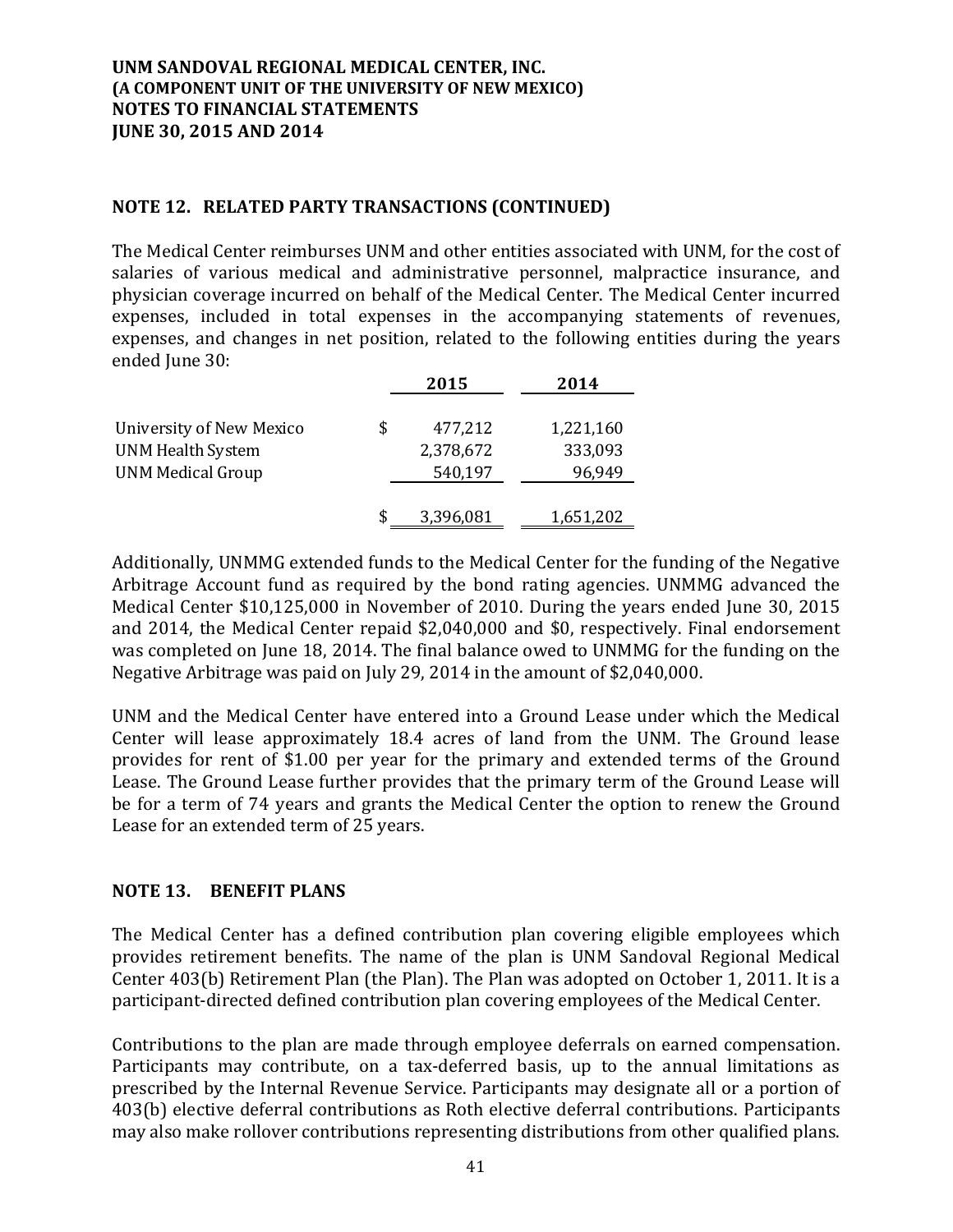## NOTE 12. RELATED PARTY TRANSACTIONS (CONTINUED)

The Medical Center reimburses UNM and other entities associated with UNM, for the cost of salaries of various medical and administrative personnel, malpractice insurance, and physician coverage incurred on behalf of the Medical Center. The Medical Center incurred expenses, included in total expenses in the accompanying statements of revenues, expenses, and changes in net position, related to the following entities during the years ended June 30:

| | 2015 | 2014 |
|---|---|---|
| University of New Mexico | $ 477,212 | 1,221,160 |
| UNM Health System | 2,378,672 | 333,093 |
| UNM Medical Group | 540,197 | 96,949 |
| | $ 3,396,081 | 1,651,202 |

Additionally, UNMMG extended funds to the Medical Center for the funding of the Negative Arbitrage Account fund as required by the bond rating agencies. UNMMG advanced the Medical Center $10,125,000 in November of 2010. During the years ended June 30, 2015 and 2014, the Medical Center repaid $2,040,000 and $0, respectively. Final endorsement was completed on June 18, 2014. The final balance owed to UNMMG for the funding on the Negative Arbitrage was paid on July 29, 2014 in the amount of $2,040,000.

UNM and the Medical Center have entered into a Ground Lease under which the Medical Center will lease approximately 18.4 acres of land from the UNM. The Ground lease provides for rent of $1.00 per year for the primary and extended terms of the Ground Lease. The Ground Lease further provides that the primary term of the Ground Lease will be for a term of 74 years and grants the Medical Center the option to renew the Ground Lease for an extended term of 25 years.

## NOTE 13. BENEFIT PLANS

The Medical Center has a defined contribution plan covering eligible employees which provides retirement benefits. The name of the plan is UNM Sandoval Regional Medical Center 403(b) Retirement Plan (the Plan). The Plan was adopted on October 1, 2011. It is a participant-directed defined contribution plan covering employees of the Medical Center.

Contributions to the plan are made through employee deferrals on earned compensation. Participants may contribute, on a tax-deferred basis, up to the annual limitations as prescribed by the Internal Revenue Service. Participants may designate all or a portion of 403(b) elective deferral contributions as Roth elective deferral contributions. Participants may also make rollover contributions representing distributions from other qualified plans.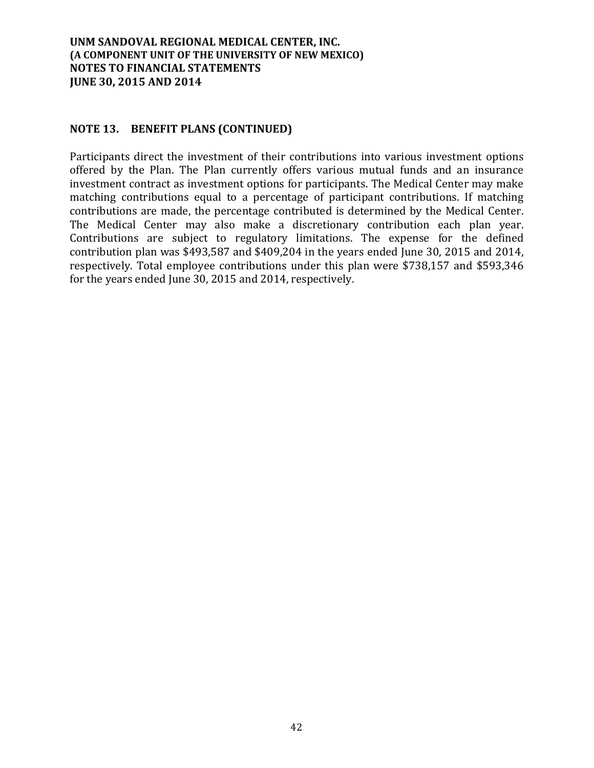## NOTE 13. BENEFIT PLANS (CONTINUED)

Participants direct the investment of their contributions into various investment options offered by the Plan. The Plan currently offers various mutual funds and an insurance investment contract as investment options for participants. The Medical Center may make matching contributions equal to a percentage of participant contributions. If matching contributions are made, the percentage contributed is determined by the Medical Center. The Medical Center may also make a discretionary contribution each plan year. Contributions are subject to regulatory limitations. The expense for the defined contribution plan was $493,587 and $409,204 in the years ended June 30, 2015 and 2014, respectively. Total employee contributions under this plan were $738,157 and $593,346 for the years ended June 30, 2015 and 2014, respectively.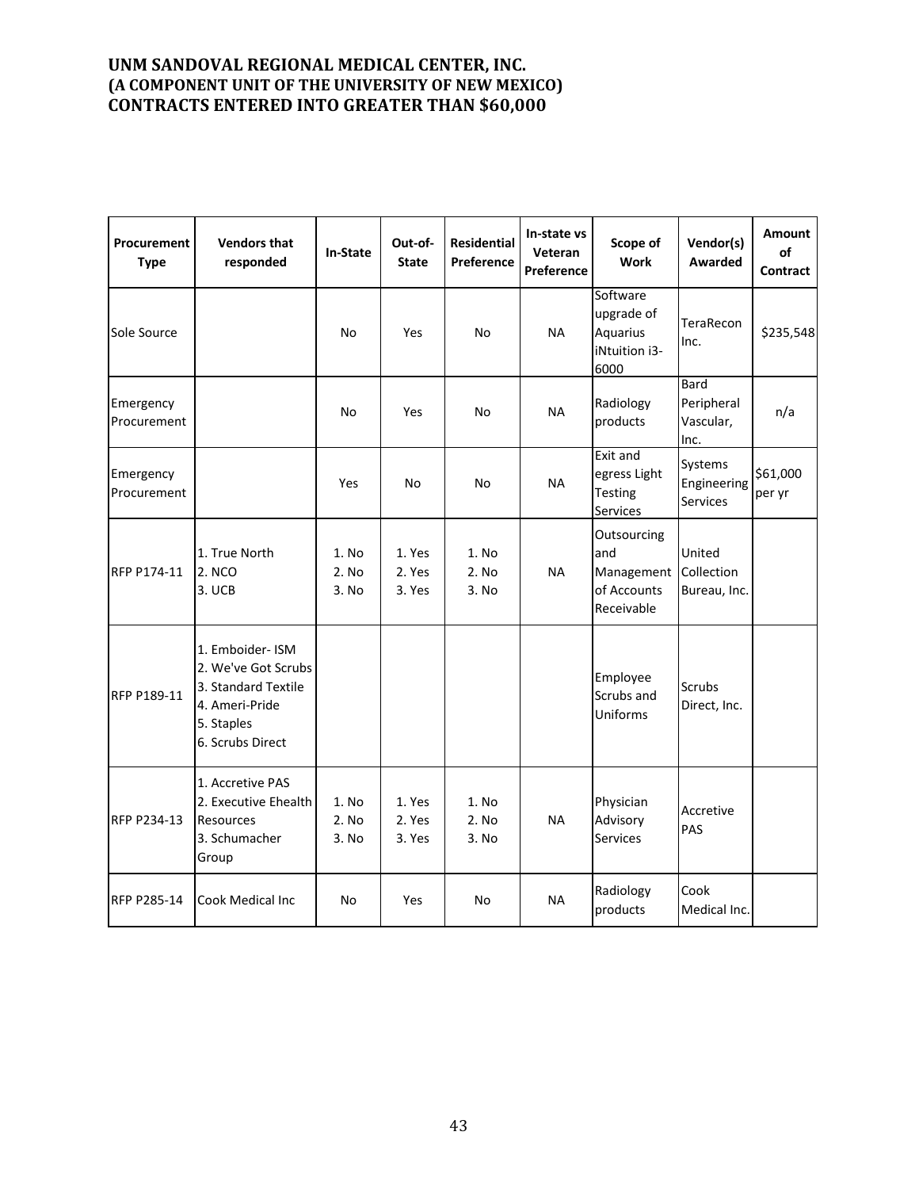# UNM SANDOVAL REGIONAL MEDICAL CENTER, INC.
# (A COMPONENT UNIT OF THE UNIVERSITY OF NEW MEXICO)
# CONTRACTS ENTERED INTO GREATER THAN $60,000

| Procurement Type | Vendors that responded | In-State | Out-of-State | Residential Preference | In-state vs Veteran Preference | Scope of Work | Vendor(s) Awarded | Amount of Contract |
|---|---|---|---|---|---|---|---|---|
| Sole Source | | No | Yes | No | NA | Software upgrade of Aquarius iNtuition i3-6000 | TeraRecon Inc. | $235,548 |
| Emergency Procurement | | No | Yes | No | NA | Radiology products | Bard Peripheral Vascular, Inc. | n/a |
| Emergency Procurement | | Yes | No | No | NA | Exit and egress Light Testing Services | Systems Engineering Services | $61,000 per yr |
| RFP P174-11 | 1. True North<br>2. NCO<br>3. UCB | 1. No<br>2. No<br>3. No | 1. Yes<br>2. Yes<br>3. Yes | 1. No<br>2. No<br>3. No | NA | Outsourcing and Management of Accounts Receivable | United Collection Bureau, Inc. | |
| RFP P189-11 | 1. Emboider- ISM<br>2. We've Got Scrubs<br>3. Standard Textile<br>4. Ameri-Pride<br>5. Staples<br>6. Scrubs Direct | | | | | Employee Scrubs and Uniforms | Scrubs Direct, Inc. | |
| RFP P234-13 | 1. Accretive PAS<br>2. Executive Ehealth Resources<br>3. Schumacher Group | 1. No<br>2. No<br>3. No | 1. Yes<br>2. Yes<br>3. Yes | 1. No<br>2. No<br>3. No | NA | Physician Advisory Services | Accretive PAS | |
| RFP P285-14 | Cook Medical Inc | No | Yes | No | NA | Radiology products | Cook Medical Inc. | |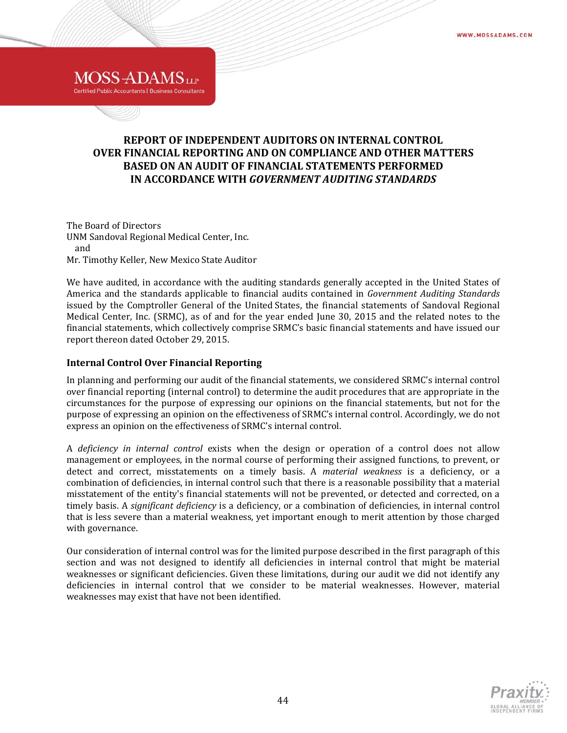# REPORT OF INDEPENDENT AUDITORS ON INTERNAL CONTROL OVER FINANCIAL REPORTING AND ON COMPLIANCE AND OTHER MATTERS BASED ON AN AUDIT OF FINANCIAL STATEMENTS PERFORMED IN ACCORDANCE WITH *GOVERNMENT AUDITING STANDARDS*

The Board of Directors
UNM Sandoval Regional Medical Center, Inc.
and
Mr. Timothy Keller, New Mexico State Auditor

We have audited, in accordance with the auditing standards generally accepted in the United States of America and the standards applicable to financial audits contained in *Government Auditing Standards* issued by the Comptroller General of the United States, the financial statements of Sandoval Regional Medical Center, Inc. (SRMC), as of and for the year ended June 30, 2015 and the related notes to the financial statements, which collectively comprise SRMC's basic financial statements and have issued our report thereon dated October 29, 2015.

## Internal Control Over Financial Reporting

In planning and performing our audit of the financial statements, we considered SRMC's internal control over financial reporting (internal control) to determine the audit procedures that are appropriate in the circumstances for the purpose of expressing our opinions on the financial statements, but not for the purpose of expressing an opinion on the effectiveness of SRMC's internal control. Accordingly, we do not express an opinion on the effectiveness of SRMC's internal control.

A *deficiency in internal control* exists when the design or operation of a control does not allow management or employees, in the normal course of performing their assigned functions, to prevent, or detect and correct, misstatements on a timely basis. A *material weakness* is a deficiency, or a combination of deficiencies, in internal control such that there is a reasonable possibility that a material misstatement of the entity's financial statements will not be prevented, or detected and corrected, on a timely basis. A *significant deficiency* is a deficiency, or a combination of deficiencies, in internal control that is less severe than a material weakness, yet important enough to merit attention by those charged with governance.

Our consideration of internal control was for the limited purpose described in the first paragraph of this section and was not designed to identify all deficiencies in internal control that might be material weaknesses or significant deficiencies. Given these limitations, during our audit we did not identify any deficiencies in internal control that we consider to be material weaknesses. However, material weaknesses may exist that have not been identified.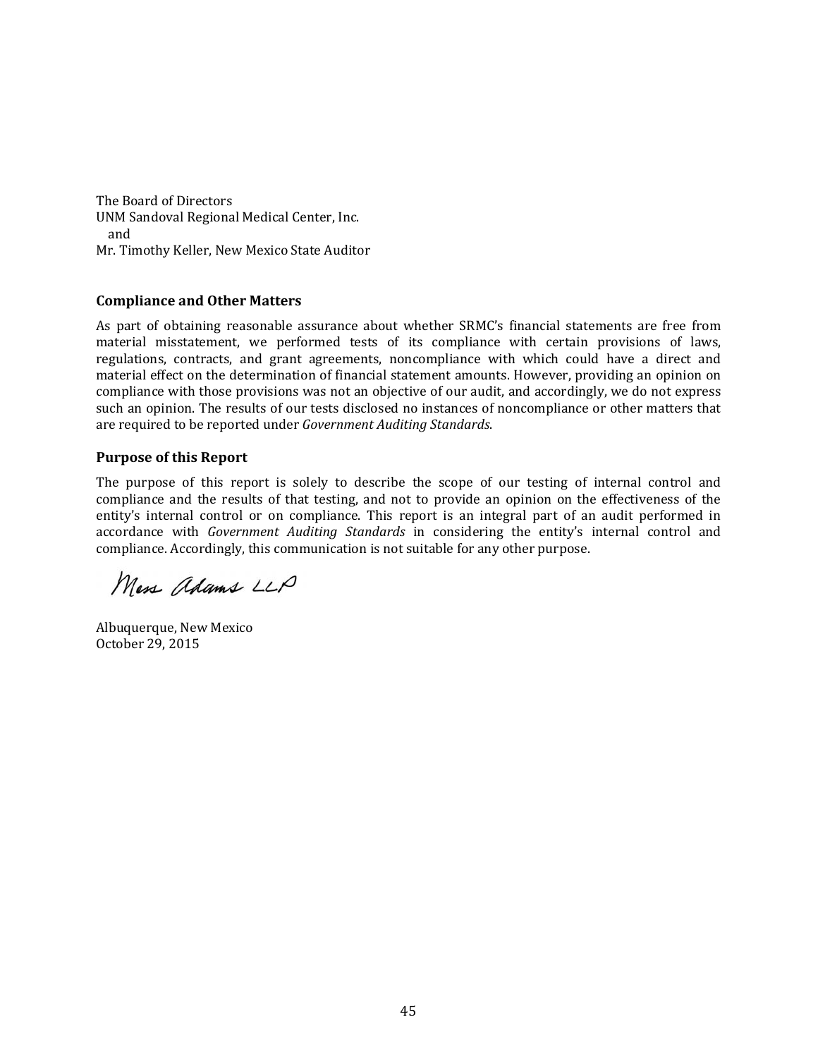The Board of Directors
UNM Sandoval Regional Medical Center, Inc.
and
Mr. Timothy Keller, New Mexico State Auditor

### Compliance and Other Matters

As part of obtaining reasonable assurance about whether SRMC's financial statements are free from material misstatement, we performed tests of its compliance with certain provisions of laws, regulations, contracts, and grant agreements, noncompliance with which could have a direct and material effect on the determination of financial statement amounts. However, providing an opinion on compliance with those provisions was not an objective of our audit, and accordingly, we do not express such an opinion. The results of our tests disclosed no instances of noncompliance or other matters that are required to be reported under *Government Auditing Standards*.

### Purpose of this Report

The purpose of this report is solely to describe the scope of our testing of internal control and compliance and the results of that testing, and not to provide an opinion on the effectiveness of the entity's internal control or on compliance. This report is an integral part of an audit performed in accordance with *Government Auditing Standards* in considering the entity's internal control and compliance. Accordingly, this communication is not suitable for any other purpose.

Moss Adams LLP

Albuquerque, New Mexico
October 29, 2015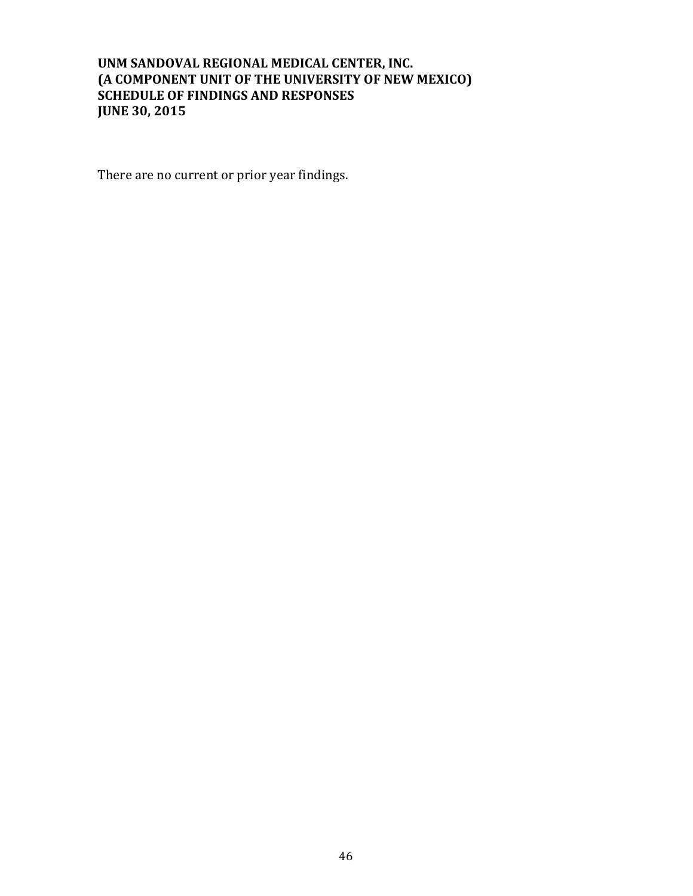**UNM SANDOVAL REGIONAL MEDICAL CENTER, INC.**
**(A COMPONENT UNIT OF THE UNIVERSITY OF NEW MEXICO)**
**SCHEDULE OF FINDINGS AND RESPONSES**
**JUNE 30, 2015**

There are no current or prior year findings.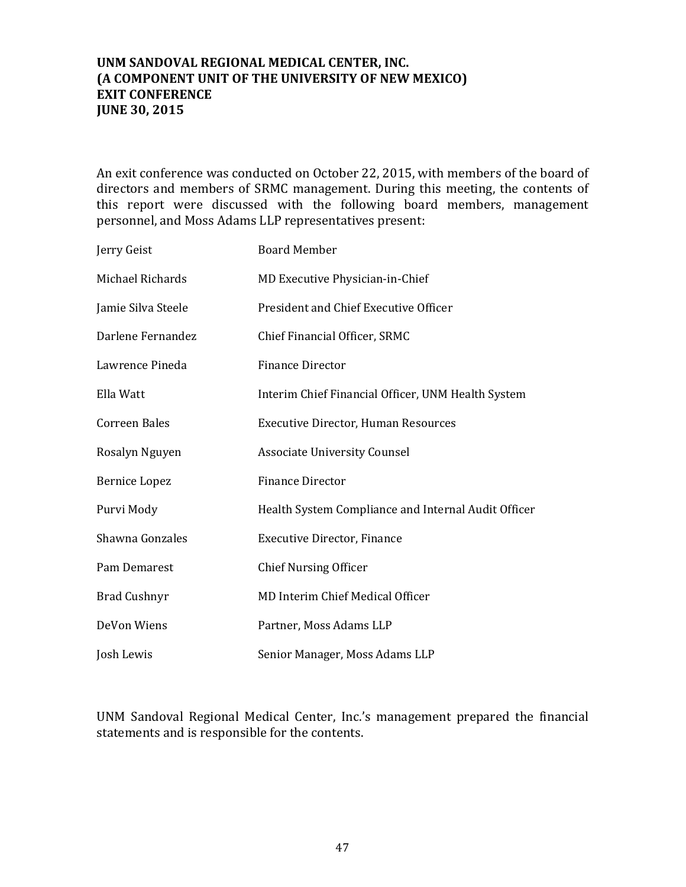**UNM SANDOVAL REGIONAL MEDICAL CENTER, INC.**
**(A COMPONENT UNIT OF THE UNIVERSITY OF NEW MEXICO)**
**EXIT CONFERENCE**
**JUNE 30, 2015**

An exit conference was conducted on October 22, 2015, with members of the board of directors and members of SRMC management. During this meeting, the contents of this report were discussed with the following board members, management personnel, and Moss Adams LLP representatives present:

| | |
|---|---|
| Jerry Geist | Board Member |
| Michael Richards | MD Executive Physician-in-Chief |
| Jamie Silva Steele | President and Chief Executive Officer |
| Darlene Fernandez | Chief Financial Officer, SRMC |
| Lawrence Pineda | Finance Director |
| Ella Watt | Interim Chief Financial Officer, UNM Health System |
| Correen Bales | Executive Director, Human Resources |
| Rosalyn Nguyen | Associate University Counsel |
| Bernice Lopez | Finance Director |
| Purvi Mody | Health System Compliance and Internal Audit Officer |
| Shawna Gonzales | Executive Director, Finance |
| Pam Demarest | Chief Nursing Officer |
| Brad Cushnyr | MD Interim Chief Medical Officer |
| DeVon Wiens | Partner, Moss Adams LLP |
| Josh Lewis | Senior Manager, Moss Adams LLP |

UNM Sandoval Regional Medical Center, Inc.'s management prepared the financial statements and is responsible for the contents.